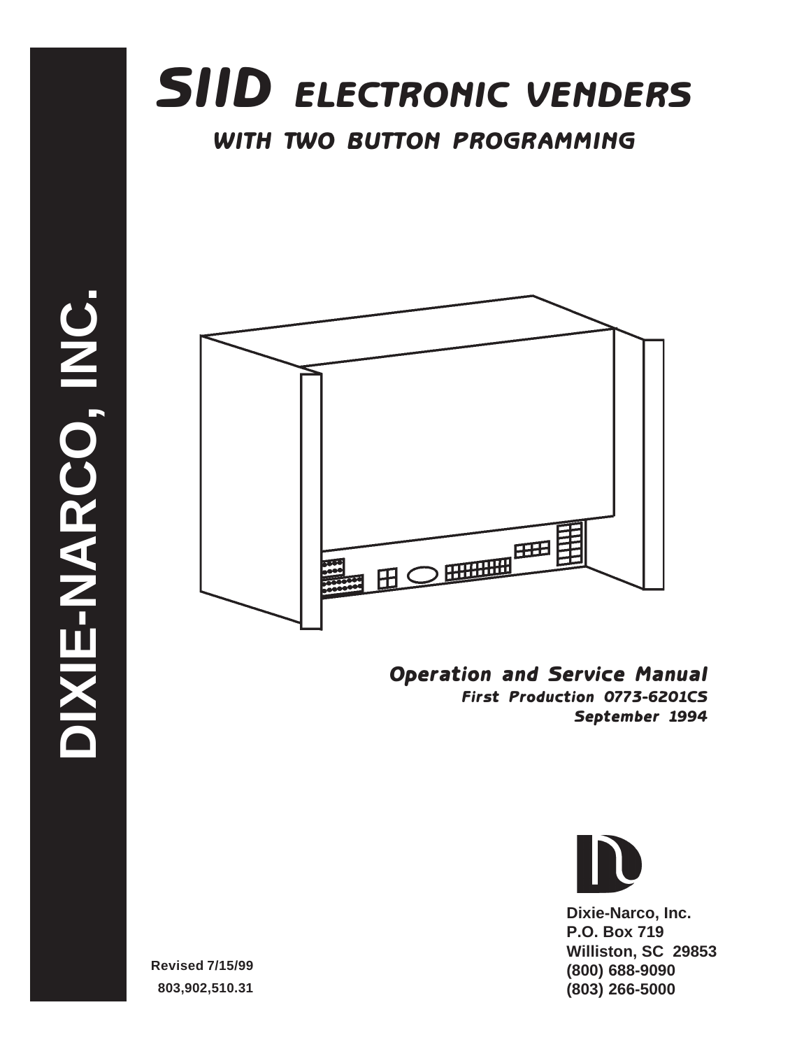# SIID ELECTRONIC VENDERS

## WITH TWO BUTTON PROGRAMMING

**DIXIE-NARCO, INC.**

***Operation and Service Manual***

***First Production 0773-6201CS***

***September 1994***

**Dixie-Narco, Inc.**
**P.O. Box 719**
**Williston, SC 29853**
**(800) 688-9090**
**(803) 266-5000**

**Revised 7/15/99**

**803,902,510.31**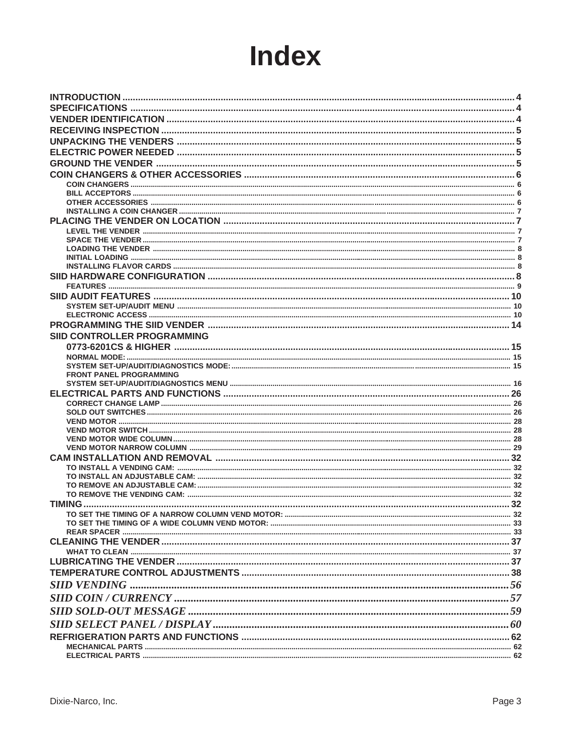# Index

**INTRODUCTION** .......... 4
**SPECIFICATIONS** .......... 4
**VENDER IDENTIFICATION** .......... 4
**RECEIVING INSPECTION** .......... 5
**UNPACKING THE VENDERS** .......... 5
**ELECTRIC POWER NEEDED** .......... 5
**GROUND THE VENDER** .......... 5
**COIN CHANGERS & OTHER ACCESSORIES** .......... 6
- COIN CHANGERS .......... 6
- BILL ACCEPTORS .......... 6
- OTHER ACCESSORIES .......... 6
- INSTALLING A COIN CHANGER .......... 7

**PLACING THE VENDER ON LOCATION** .......... 7
- LEVEL THE VENDER .......... 7
- SPACE THE VENDER .......... 7
- LOADING THE VENDER .......... 8
- INITIAL LOADING .......... 8
- INSTALLING FLAVOR CARDS .......... 8

**SIID HARDWARE CONFIGURATION** .......... 8
- FEATURES .......... 9

**SIID AUDIT FEATURES** .......... 10
- SYSTEM SET-UP/AUDIT MENU .......... 10
- ELECTRONIC ACCESS .......... 10

**PROGRAMMING THE SIID VENDER** .......... 14
**SIID CONTROLLER PROGRAMMING**
**0773-6201CS & HIGHER** .......... 15
- NORMAL MODE: .......... 15
- SYSTEM SET-UP/AUDIT/DIAGNOSTICS MODE: .......... 15
- FRONT PANEL PROGRAMMING
- SYSTEM SET-UP/AUDIT/DIAGNOSTICS MENU .......... 16

**ELECTRICAL PARTS AND FUNCTIONS** .......... 26
- CORRECT CHANGE LAMP .......... 26
- SOLD OUT SWITCHES .......... 26
- VEND MOTOR .......... 28
- VEND MOTOR SWITCH .......... 28
- VEND MOTOR WIDE COLUMN .......... 28
- VEND MOTOR NARROW COLUMN .......... 29

**CAM INSTALLATION AND REMOVAL** .......... 32
- TO INSTALL A VENDING CAM: .......... 32
- TO INSTALL AN ADJUSTABLE CAM: .......... 32
- TO REMOVE AN ADJUSTABLE CAM: .......... 32
- TO REMOVE THE VENDING CAM: .......... 32

**TIMING** .......... 32
- TO SET THE TIMING OF A NARROW COLUMN VEND MOTOR: .......... 32
- TO SET THE TIMING OF A WIDE COLUMN VEND MOTOR: .......... 33
- REAR SPACER .......... 33

**CLEANING THE VENDER** .......... 37
- WHAT TO CLEAN .......... 37

**LUBRICATING THE VENDER** .......... 37
**TEMPERATURE CONTROL ADJUSTMENTS** .......... 38
***SIID VENDING*** .......... 56
***SIID COIN / CURRENCY*** .......... 57
***SIID SOLD-OUT MESSAGE*** .......... 59
***SIID SELECT PANEL / DISPLAY*** .......... 60
**REFRIGERATION PARTS AND FUNCTIONS** .......... 62
- MECHANICAL PARTS .......... 62
- ELECTRICAL PARTS .......... 62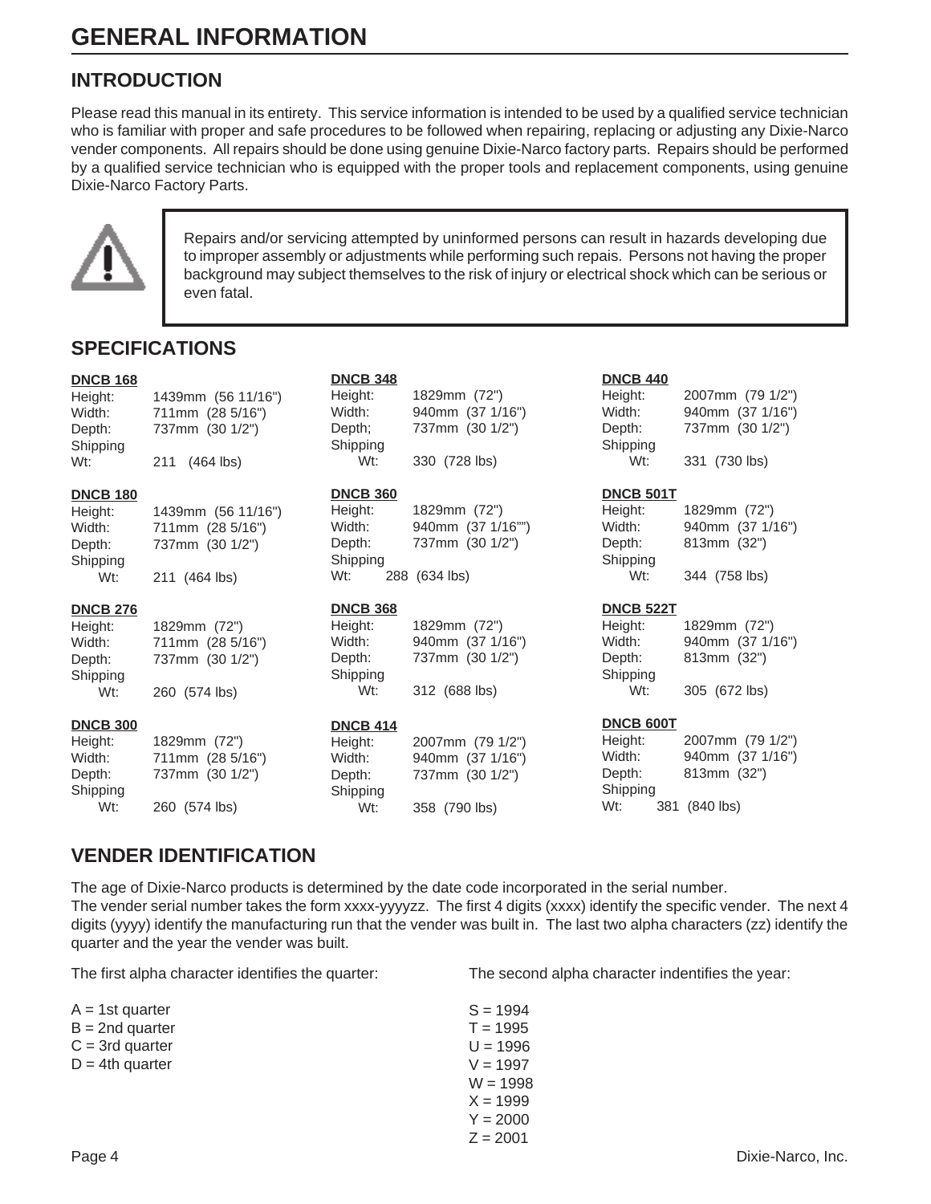# GENERAL INFORMATION

## INTRODUCTION

Please read this manual in its entirety. This service information is intended to be used by a qualified service technician who is familiar with proper and safe procedures to be followed when repairing, replacing or adjusting any Dixie-Narco vender components. All repairs should be done using genuine Dixie-Narco factory parts. Repairs should be performed by a qualified service technician who is equipped with the proper tools and replacement components, using genuine Dixie-Narco Factory Parts.

> Repairs and/or servicing attempted by uninformed persons can result in hazards developing due to improper assembly or adjustments while performing such repairs. Persons not having the proper background may subject themselves to the risk of injury or electrical shock which can be serious or even fatal.

## SPECIFICATIONS

**DNCB 168**
Height: 1439mm (56 11/16")
Width: 711mm (28 5/16")
Depth: 737mm (30 1/2")
Shipping Wt: 211 (464 lbs)

**DNCB 180**
Height: 1439mm (56 11/16")
Width: 711mm (28 5/16")
Depth: 737mm (30 1/2")
Shipping Wt: 211 (464 lbs)

**DNCB 276**
Height: 1829mm (72")
Width: 711mm (28 5/16")
Depth: 737mm (30 1/2")
Shipping Wt: 260 (574 lbs)

**DNCB 300**
Height: 1829mm (72")
Width: 711mm (28 5/16")
Depth: 737mm (30 1/2")
Shipping Wt: 260 (574 lbs)

**DNCB 348**
Height: 1829mm (72")
Width: 940mm (37 1/16")
Depth; 737mm (30 1/2")
Shipping Wt: 330 (728 lbs)

**DNCB 360**
Height: 1829mm (72")
Width: 940mm (37 1/16"")
Depth: 737mm (30 1/2")
Shipping Wt: 288 (634 lbs)

**DNCB 368**
Height: 1829mm (72")
Width: 940mm (37 1/16")
Depth: 737mm (30 1/2")
Shipping Wt: 312 (688 lbs)

**DNCB 414**
Height: 2007mm (79 1/2")
Width: 940mm (37 1/16")
Depth: 737mm (30 1/2")
Shipping Wt: 358 (790 lbs)

**DNCB 440**
Height: 2007mm (79 1/2")
Width: 940mm (37 1/16")
Depth: 737mm (30 1/2")
Shipping Wt: 331 (730 lbs)

**DNCB 501T**
Height: 1829mm (72")
Width: 940mm (37 1/16")
Depth: 813mm (32")
Shipping Wt: 344 (758 lbs)

**DNCB 522T**
Height: 1829mm (72")
Width: 940mm (37 1/16")
Depth: 813mm (32")
Shipping Wt: 305 (672 lbs)

**DNCB 600T**
Height: 2007mm (79 1/2")
Width: 940mm (37 1/16")
Depth: 813mm (32")
Shipping Wt: 381 (840 lbs)

## VENDER IDENTIFICATION

The age of Dixie-Narco products is determined by the date code incorporated in the serial number.
The vender serial number takes the form xxxx-yyyyzz. The first 4 digits (xxxx) identify the specific vender. The next 4 digits (yyyy) identify the manufacturing run that the vender was built in. The last two alpha characters (zz) identify the quarter and the year the vender was built.

The first alpha character identifies the quarter:

A = 1st quarter
B = 2nd quarter
C = 3rd quarter
D = 4th quarter

The second alpha character indentifies the year:

S = 1994
T = 1995
U = 1996
V = 1997
W = 1998
X = 1999
Y = 2000
Z = 2001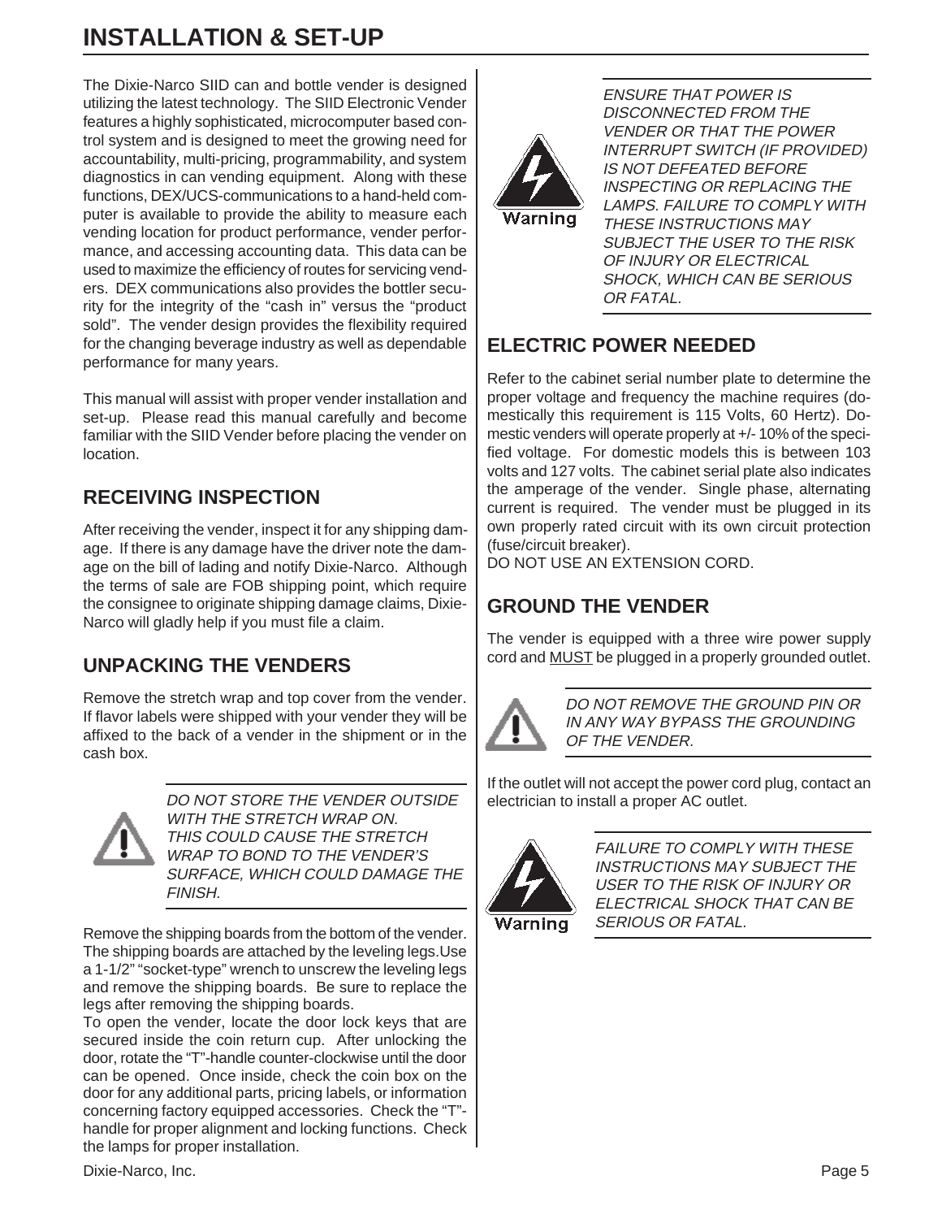# INSTALLATION & SET-UP

The Dixie-Narco SIID can and bottle vender is designed utilizing the latest technology. The SIID Electronic Vender features a highly sophisticated, microcomputer based control system and is designed to meet the growing need for accountability, multi-pricing, programmability, and system diagnostics in can vending equipment. Along with these functions, DEX/UCS-communications to a hand-held computer is available to provide the ability to measure each vending location for product performance, vender performance, and accessing accounting data. This data can be used to maximize the efficiency of routes for servicing venders. DEX communications also provides the bottler security for the integrity of the "cash in" versus the "product sold". The vender design provides the flexibility required for the changing beverage industry as well as dependable performance for many years.

This manual will assist with proper vender installation and set-up. Please read this manual carefully and become familiar with the SIID Vender before placing the vender on location.

## RECEIVING INSPECTION

After receiving the vender, inspect it for any shipping damage. If there is any damage have the driver note the damage on the bill of lading and notify Dixie-Narco. Although the terms of sale are FOB shipping point, which require the consignee to originate shipping damage claims, Dixie-Narco will gladly help if you must file a claim.

## UNPACKING THE VENDERS

Remove the stretch wrap and top cover from the vender. If flavor labels were shipped with your vender they will be affixed to the back of a vender in the shipment or in the cash box.

*DO NOT STORE THE VENDER OUTSIDE WITH THE STRETCH WRAP ON. THIS COULD CAUSE THE STRETCH WRAP TO BOND TO THE VENDER'S SURFACE, WHICH COULD DAMAGE THE FINISH.*

Remove the shipping boards from the bottom of the vender. The shipping boards are attached by the leveling legs.Use a 1-1/2" "socket-type" wrench to unscrew the leveling legs and remove the shipping boards. Be sure to replace the legs after removing the shipping boards.

To open the vender, locate the door lock keys that are secured inside the coin return cup. After unlocking the door, rotate the "T"-handle counter-clockwise until the door can be opened. Once inside, check the coin box on the door for any additional parts, pricing labels, or information concerning factory equipped accessories. Check the "T"-handle for proper alignment and locking functions. Check the lamps for proper installation.

Warning

*ENSURE THAT POWER IS DISCONNECTED FROM THE VENDER OR THAT THE POWER INTERRUPT SWITCH (IF PROVIDED) IS NOT DEFEATED BEFORE INSPECTING OR REPLACING THE LAMPS. FAILURE TO COMPLY WITH THESE INSTRUCTIONS MAY SUBJECT THE USER TO THE RISK OF INJURY OR ELECTRICAL SHOCK, WHICH CAN BE SERIOUS OR FATAL.*

## ELECTRIC POWER NEEDED

Refer to the cabinet serial number plate to determine the proper voltage and frequency the machine requires (domestically this requirement is 115 Volts, 60 Hertz). Domestic venders will operate properly at +/- 10% of the specified voltage. For domestic models this is between 103 volts and 127 volts. The cabinet serial plate also indicates the amperage of the vender. Single phase, alternating current is required. The vender must be plugged in its own properly rated circuit with its own circuit protection (fuse/circuit breaker).

DO NOT USE AN EXTENSION CORD.

## GROUND THE VENDER

The vender is equipped with a three wire power supply cord and MUST be plugged in a properly grounded outlet.

*DO NOT REMOVE THE GROUND PIN OR IN ANY WAY BYPASS THE GROUNDING OF THE VENDER.*

If the outlet will not accept the power cord plug, contact an electrician to install a proper AC outlet.

Warning

*FAILURE TO COMPLY WITH THESE INSTRUCTIONS MAY SUBJECT THE USER TO THE RISK OF INJURY OR ELECTRICAL SHOCK THAT CAN BE SERIOUS OR FATAL.*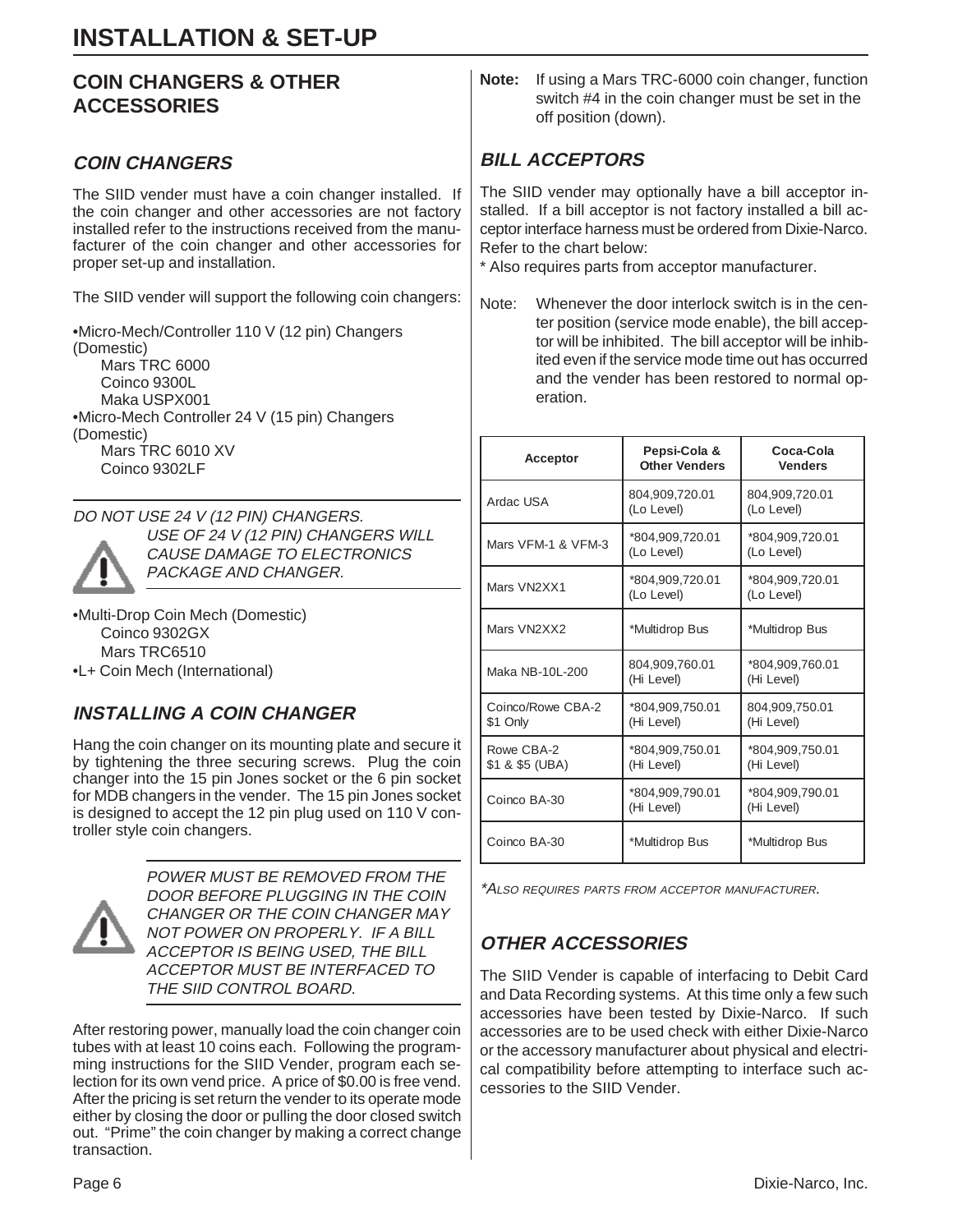# INSTALLATION & SET-UP

## COIN CHANGERS & OTHER ACCESSORIES

### *COIN CHANGERS*

The SIID vender must have a coin changer installed. If the coin changer and other accessories are not factory installed refer to the instructions received from the manufacturer of the coin changer and other accessories for proper set-up and installation.

The SIID vender will support the following coin changers:

•Micro-Mech/Controller 110 V (12 pin) Changers (Domestic)
   Mars TRC 6000
   Coinco 9300L
   Maka USPX001
•Micro-Mech Controller 24 V (15 pin) Changers (Domestic)
   Mars TRC 6010 XV
   Coinco 9302LF

*DO NOT USE 24 V (12 PIN) CHANGERS. USE OF 24 V (12 PIN) CHANGERS WILL CAUSE DAMAGE TO ELECTRONICS PACKAGE AND CHANGER.*

•Multi-Drop Coin Mech (Domestic)
   Coinco 9302GX
   Mars TRC6510
•L+ Coin Mech (International)

### *INSTALLING A COIN CHANGER*

Hang the coin changer on its mounting plate and secure it by tightening the three securing screws. Plug the coin changer into the 15 pin Jones socket or the 6 pin socket for MDB changers in the vender. The 15 pin Jones socket is designed to accept the 12 pin plug used on 110 V controller style coin changers.

*POWER MUST BE REMOVED FROM THE DOOR BEFORE PLUGGING IN THE COIN CHANGER OR THE COIN CHANGER MAY NOT POWER ON PROPERLY. IF A BILL ACCEPTOR IS BEING USED, THE BILL ACCEPTOR MUST BE INTERFACED TO THE SIID CONTROL BOARD.*

After restoring power, manually load the coin changer coin tubes with at least 10 coins each. Following the programming instructions for the SIID Vender, program each selection for its own vend price. A price of $0.00 is free vend. After the pricing is set return the vender to its operate mode either by closing the door or pulling the door closed switch out. "Prime" the coin changer by making a correct change transaction.

**Note:** If using a Mars TRC-6000 coin changer, function switch #4 in the coin changer must be set in the off position (down).

### *BILL ACCEPTORS*

The SIID vender may optionally have a bill acceptor installed. If a bill acceptor is not factory installed a bill acceptor interface harness must be ordered from Dixie-Narco. Refer to the chart below:

* Also requires parts from acceptor manufacturer.

Note: Whenever the door interlock switch is in the center position (service mode enable), the bill acceptor will be inhibited. The bill acceptor will be inhibited even if the service mode time out has occurred and the vender has been restored to normal operation.

| Acceptor | Pepsi-Cola & Other Venders | Coca-Cola Venders |
|---|---|---|
| Ardac USA | 804,909,720.01 (Lo Level) | 804,909,720.01 (Lo Level) |
| Mars VFM-1 & VFM-3 | *804,909,720.01 (Lo Level) | *804,909,720.01 (Lo Level) |
| Mars VN2XX1 | *804,909,720.01 (Lo Level) | *804,909,720.01 (Lo Level) |
| Mars VN2XX2 | *Multidrop Bus | *Multidrop Bus |
| Maka NB-10L-200 | 804,909,760.01 (Hi Level) | *804,909,760.01 (Hi Level) |
| Coinco/Rowe CBA-2 $1 Only | *804,909,750.01 (Hi Level) | 804,909,750.01 (Hi Level) |
| Rowe CBA-2 $1 & $5 (UBA) | *804,909,750.01 (Hi Level) | *804,909,750.01 (Hi Level) |
| Coinco BA-30 | *804,909,790.01 (Hi Level) | *804,909,790.01 (Hi Level) |
| Coinco BA-30 | *Multidrop Bus | *Multidrop Bus |

**Also requires parts from acceptor manufacturer.*

### *OTHER ACCESSORIES*

The SIID Vender is capable of interfacing to Debit Card and Data Recording systems. At this time only a few such accessories have been tested by Dixie-Narco. If such accessories are to be used check with either Dixie-Narco or the accessory manufacturer about physical and electrical compatibility before attempting to interface such accessories to the SIID Vender.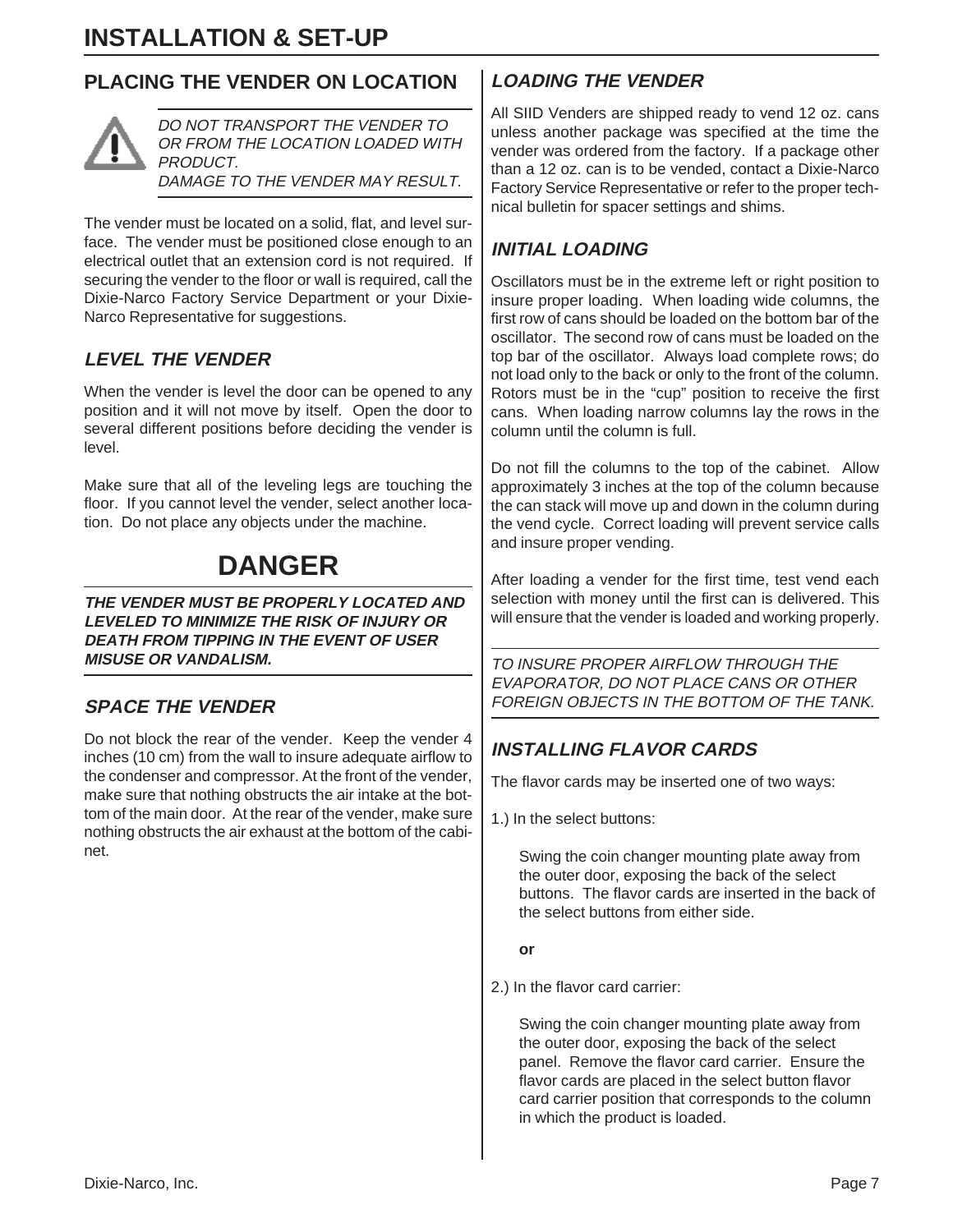# INSTALLATION & SET-UP

## PLACING THE VENDER ON LOCATION

*DO NOT TRANSPORT THE VENDER TO OR FROM THE LOCATION LOADED WITH PRODUCT.*
*DAMAGE TO THE VENDER MAY RESULT.*

The vender must be located on a solid, flat, and level surface. The vender must be positioned close enough to an electrical outlet that an extension cord is not required. If securing the vender to the floor or wall is required, call the Dixie-Narco Factory Service Department or your Dixie-Narco Representative for suggestions.

### *LEVEL THE VENDER*

When the vender is level the door can be opened to any position and it will not move by itself. Open the door to several different positions before deciding the vender is level.

Make sure that all of the leveling legs are touching the floor. If you cannot level the vender, select another location. Do not place any objects under the machine.

## DANGER

***THE VENDER MUST BE PROPERLY LOCATED AND LEVELED TO MINIMIZE THE RISK OF INJURY OR DEATH FROM TIPPING IN THE EVENT OF USER MISUSE OR VANDALISM.***

### *SPACE THE VENDER*

Do not block the rear of the vender. Keep the vender 4 inches (10 cm) from the wall to insure adequate airflow to the condenser and compressor. At the front of the vender, make sure that nothing obstructs the air intake at the bottom of the main door. At the rear of the vender, make sure nothing obstructs the air exhaust at the bottom of the cabinet.

### *LOADING THE VENDER*

All SIID Venders are shipped ready to vend 12 oz. cans unless another package was specified at the time the vender was ordered from the factory. If a package other than a 12 oz. can is to be vended, contact a Dixie-Narco Factory Service Representative or refer to the proper technical bulletin for spacer settings and shims.

### *INITIAL LOADING*

Oscillators must be in the extreme left or right position to insure proper loading. When loading wide columns, the first row of cans should be loaded on the bottom bar of the oscillator. The second row of cans must be loaded on the top bar of the oscillator. Always load complete rows; do not load only to the back or only to the front of the column. Rotors must be in the "cup" position to receive the first cans. When loading narrow columns lay the rows in the column until the column is full.

Do not fill the columns to the top of the cabinet. Allow approximately 3 inches at the top of the column because the can stack will move up and down in the column during the vend cycle. Correct loading will prevent service calls and insure proper vending.

After loading a vender for the first time, test vend each selection with money until the first can is delivered. This will ensure that the vender is loaded and working properly.

*TO INSURE PROPER AIRFLOW THROUGH THE EVAPORATOR, DO NOT PLACE CANS OR OTHER FOREIGN OBJECTS IN THE BOTTOM OF THE TANK.*

### *INSTALLING FLAVOR CARDS*

The flavor cards may be inserted one of two ways:

1.) In the select buttons:

Swing the coin changer mounting plate away from the outer door, exposing the back of the select buttons. The flavor cards are inserted in the back of the select buttons from either side.

**or**

2.) In the flavor card carrier:

Swing the coin changer mounting plate away from the outer door, exposing the back of the select panel. Remove the flavor card carrier. Ensure the flavor cards are placed in the select button flavor card carrier position that corresponds to the column in which the product is loaded.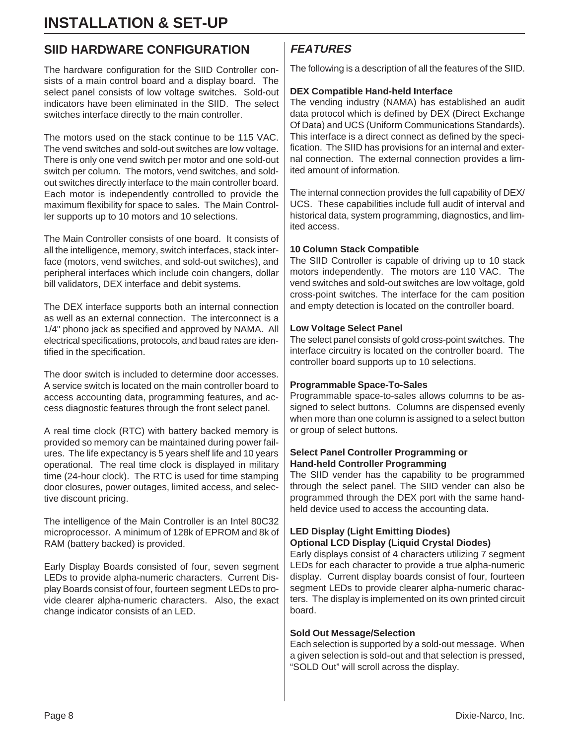# INSTALLATION & SET-UP

## SIID HARDWARE CONFIGURATION

The hardware configuration for the SIID Controller consists of a main control board and a display board. The select panel consists of low voltage switches. Sold-out indicators have been eliminated in the SIID. The select switches interface directly to the main controller.

The motors used on the stack continue to be 115 VAC. The vend switches and sold-out switches are low voltage. There is only one vend switch per motor and one sold-out switch per column. The motors, vend switches, and sold-out switches directly interface to the main controller board. Each motor is independently controlled to provide the maximum flexibility for space to sales. The Main Controller supports up to 10 motors and 10 selections.

The Main Controller consists of one board. It consists of all the intelligence, memory, switch interfaces, stack interface (motors, vend switches, and sold-out switches), and peripheral interfaces which include coin changers, dollar bill validators, DEX interface and debit systems.

The DEX interface supports both an internal connection as well as an external connection. The interconnect is a 1/4" phono jack as specified and approved by NAMA. All electrical specifications, protocols, and baud rates are identified in the specification.

The door switch is included to determine door accesses. A service switch is located on the main controller board to access accounting data, programming features, and access diagnostic features through the front select panel.

A real time clock (RTC) with battery backed memory is provided so memory can be maintained during power failures. The life expectancy is 5 years shelf life and 10 years operational. The real time clock is displayed in military time (24-hour clock). The RTC is used for time stamping door closures, power outages, limited access, and selective discount pricing.

The intelligence of the Main Controller is an Intel 80C32 microprocessor. A minimum of 128k of EPROM and 8k of RAM (battery backed) is provided.

Early Display Boards consisted of four, seven segment LEDs to provide alpha-numeric characters. Current Display Boards consist of four, fourteen segment LEDs to provide clearer alpha-numeric characters. Also, the exact change indicator consists of an LED.

## *FEATURES*

The following is a description of all the features of the SIID.

**DEX Compatible Hand-held Interface**
The vending industry (NAMA) has established an audit data protocol which is defined by DEX (Direct Exchange Of Data) and UCS (Uniform Communications Standards). This interface is a direct connect as defined by the specification. The SIID has provisions for an internal and external connection. The external connection provides a limited amount of information.

The internal connection provides the full capability of DEX/UCS. These capabilities include full audit of interval and historical data, system programming, diagnostics, and limited access.

**10 Column Stack Compatible**
The SIID Controller is capable of driving up to 10 stack motors independently. The motors are 110 VAC. The vend switches and sold-out switches are low voltage, gold cross-point switches. The interface for the cam position and empty detection is located on the controller board.

**Low Voltage Select Panel**
The select panel consists of gold cross-point switches. The interface circuitry is located on the controller board. The controller board supports up to 10 selections.

**Programmable Space-To-Sales**
Programmable space-to-sales allows columns to be assigned to select buttons. Columns are dispensed evenly when more than one column is assigned to a select button or group of select buttons.

**Select Panel Controller Programming or**
**Hand-held Controller Programming**
The SIID vender has the capability to be programmed through the select panel. The SIID vender can also be programmed through the DEX port with the same hand-held device used to access the accounting data.

**LED Display (Light Emitting Diodes)**
**Optional LCD Display (Liquid Crystal Diodes)**
Early displays consist of 4 characters utilizing 7 segment LEDs for each character to provide a true alpha-numeric display. Current display boards consist of four, fourteen segment LEDs to provide clearer alpha-numeric characters. The display is implemented on its own printed circuit board.

**Sold Out Message/Selection**
Each selection is supported by a sold-out message. When a given selection is sold-out and that selection is pressed, “SOLD Out” will scroll across the display.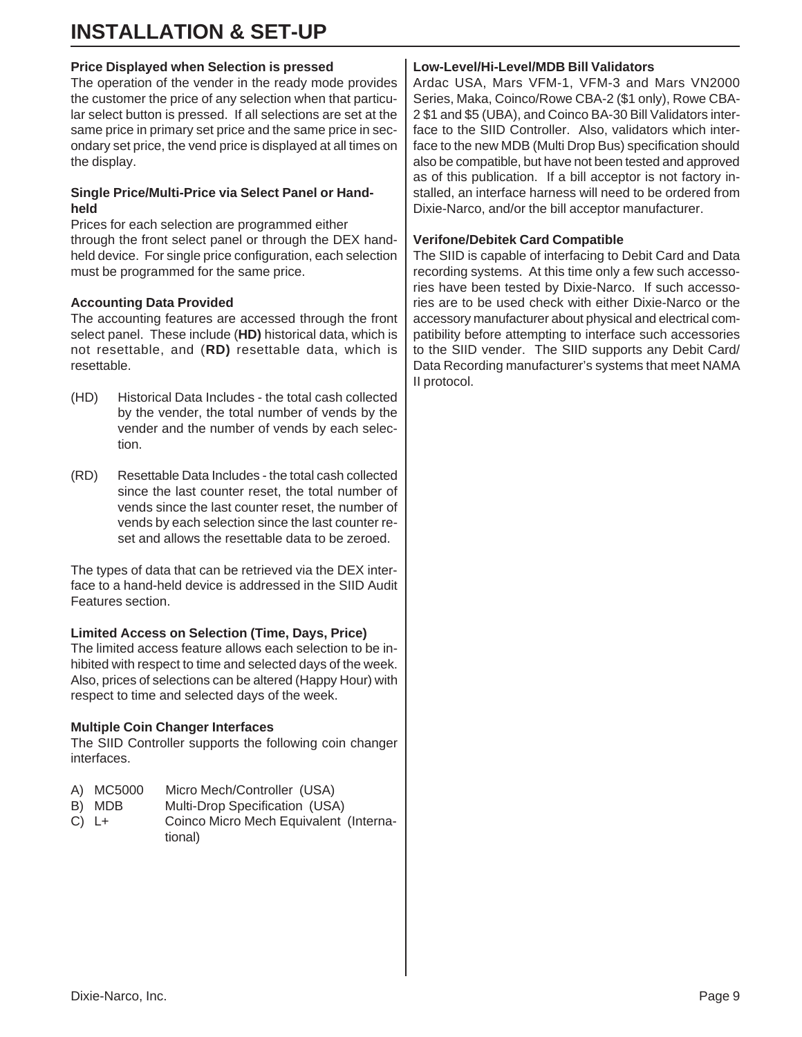# INSTALLATION & SET-UP

**Price Displayed when Selection is pressed**

The operation of the vender in the ready mode provides the customer the price of any selection when that particular select button is pressed. If all selections are set at the same price in primary set price and the same price in secondary set price, the vend price is displayed at all times on the display.

**Single Price/Multi-Price via Select Panel or Handheld**

Prices for each selection are programmed either through the front select panel or through the DEX handheld device. For single price configuration, each selection must be programmed for the same price.

**Accounting Data Provided**

The accounting features are accessed through the front select panel. These include (**HD)** historical data, which is not resettable, and (**RD)** resettable data, which is resettable.

(HD) Historical Data Includes - the total cash collected by the vender, the total number of vends by the vender and the number of vends by each selection.

(RD) Resettable Data Includes - the total cash collected since the last counter reset, the total number of vends since the last counter reset, the number of vends by each selection since the last counter reset and allows the resettable data to be zeroed.

The types of data that can be retrieved via the DEX interface to a hand-held device is addressed in the SIID Audit Features section.

**Limited Access on Selection (Time, Days, Price)**

The limited access feature allows each selection to be inhibited with respect to time and selected days of the week. Also, prices of selections can be altered (Happy Hour) with respect to time and selected days of the week.

**Multiple Coin Changer Interfaces**

The SIID Controller supports the following coin changer interfaces.

A) MC5000 Micro Mech/Controller (USA)
B) MDB Multi-Drop Specification (USA)
C) L+ Coinco Micro Mech Equivalent (International)

**Low-Level/Hi-Level/MDB Bill Validators**

Ardac USA, Mars VFM-1, VFM-3 and Mars VN2000 Series, Maka, Coinco/Rowe CBA-2 ($1 only), Rowe CBA-2 $1 and $5 (UBA), and Coinco BA-30 Bill Validators interface to the SIID Controller. Also, validators which interface to the new MDB (Multi Drop Bus) specification should also be compatible, but have not been tested and approved as of this publication. If a bill acceptor is not factory installed, an interface harness will need to be ordered from Dixie-Narco, and/or the bill acceptor manufacturer.

**Verifone/Debitek Card Compatible**

The SIID is capable of interfacing to Debit Card and Data recording systems. At this time only a few such accessories have been tested by Dixie-Narco. If such accessories are to be used check with either Dixie-Narco or the accessory manufacturer about physical and electrical compatibility before attempting to interface such accessories to the SIID vender. The SIID supports any Debit Card/ Data Recording manufacturer's systems that meet NAMA II protocol.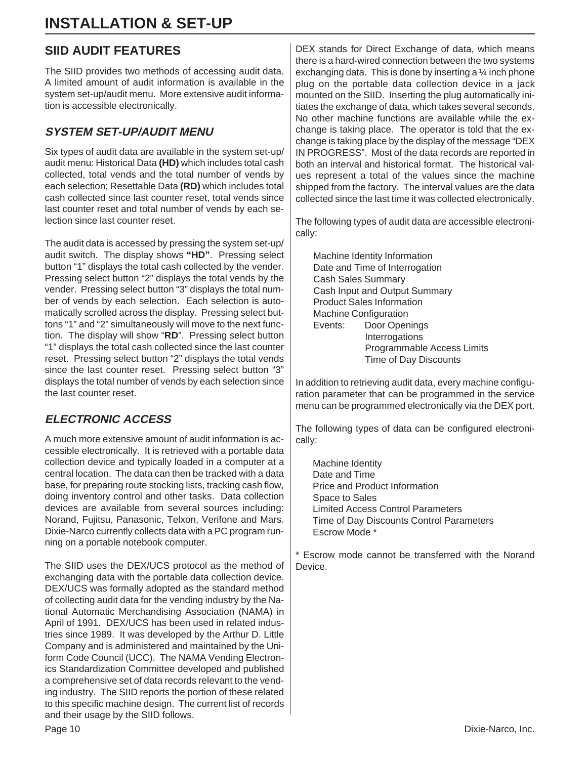# INSTALLATION & SET-UP

## SIID AUDIT FEATURES

The SIID provides two methods of accessing audit data. A limited amount of audit information is available in the system set-up/audit menu. More extensive audit information is accessible electronically.

### *SYSTEM SET-UP/AUDIT MENU*

Six types of audit data are available in the system set-up/ audit menu: Historical Data **(HD)** which includes total cash collected, total vends and the total number of vends by each selection; Resettable Data **(RD)** which includes total cash collected since last counter reset, total vends since last counter reset and total number of vends by each selection since last counter reset.

The audit data is accessed by pressing the system set-up/ audit switch. The display shows **"HD"**. Pressing select button "1" displays the total cash collected by the vender. Pressing select button "2" displays the total vends by the vender. Pressing select button "3" displays the total number of vends by each selection. Each selection is automatically scrolled across the display. Pressing select buttons "1" and "2" simultaneously will move to the next function. The display will show "**RD**". Pressing select button "1" displays the total cash collected since the last counter reset. Pressing select button "2" displays the total vends since the last counter reset. Pressing select button "3" displays the total number of vends by each selection since the last counter reset.

### *ELECTRONIC ACCESS*

A much more extensive amount of audit information is accessible electronically. It is retrieved with a portable data collection device and typically loaded in a computer at a central location. The data can then be tracked with a data base, for preparing route stocking lists, tracking cash flow, doing inventory control and other tasks. Data collection devices are available from several sources including: Norand, Fujitsu, Panasonic, Telxon, Verifone and Mars. Dixie-Narco currently collects data with a PC program running on a portable notebook computer.

The SIID uses the DEX/UCS protocol as the method of exchanging data with the portable data collection device. DEX/UCS was formally adopted as the standard method of collecting audit data for the vending industry by the National Automatic Merchandising Association (NAMA) in April of 1991. DEX/UCS has been used in related industries since 1989. It was developed by the Arthur D. Little Company and is administered and maintained by the Uniform Code Council (UCC). The NAMA Vending Electronics Standardization Committee developed and published a comprehensive set of data records relevant to the vending industry. The SIID reports the portion of these related to this specific machine design. The current list of records and their usage by the SIID follows.

DEX stands for Direct Exchange of data, which means there is a hard-wired connection between the two systems exchanging data. This is done by inserting a ¼ inch phone plug on the portable data collection device in a jack mounted on the SIID. Inserting the plug automatically initiates the exchange of data, which takes several seconds. No other machine functions are available while the exchange is taking place. The operator is told that the exchange is taking place by the display of the message "DEX IN PROGRESS". Most of the data records are reported in both an interval and historical format. The historical values represent a total of the values since the machine shipped from the factory. The interval values are the data collected since the last time it was collected electronically.

The following types of audit data are accessible electronically:

- Machine Identity Information
- Date and Time of Interrogation
- Cash Sales Summary
- Cash Input and Output Summary
- Product Sales Information
- Machine Configuration
- Events:
  - Door Openings
  - Interrogations
  - Programmable Access Limits
  - Time of Day Discounts

In addition to retrieving audit data, every machine configuration parameter that can be programmed in the service menu can be programmed electronically via the DEX port.

The following types of data can be configured electronically:

- Machine Identity
- Date and Time
- Price and Product Information
- Space to Sales
- Limited Access Control Parameters
- Time of Day Discounts Control Parameters
- Escrow Mode *

* Escrow mode cannot be transferred with the Norand Device.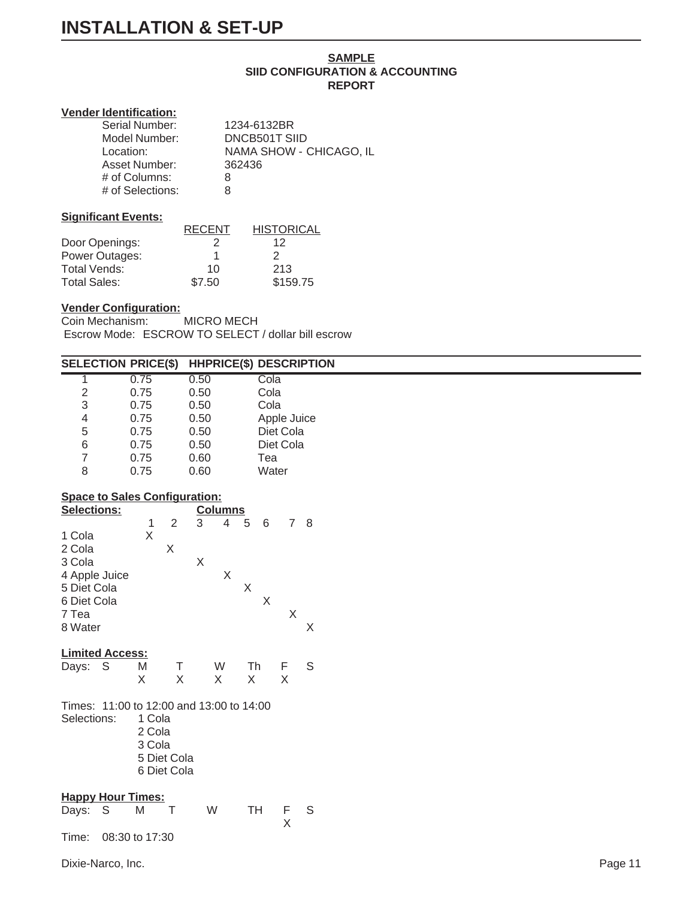# INSTALLATION & SET-UP

**SAMPLE**
**SIID CONFIGURATION & ACCOUNTING REPORT**

**Vender Identification:**

| | |
|---|---|
| Serial Number: | 1234-6132BR |
| Model Number: | DNCB501T SIID |
| Location: | NAMA SHOW - CHICAGO, IL |
| Asset Number: | 362436 |
| # of Columns: | 8 |
| # of Selections: | 8 |

**Significant Events:**

| | RECENT | HISTORICAL |
|---|---|---|
| Door Openings: | 2 | 12 |
| Power Outages: | 1 | 2 |
| Total Vends: | 10 | 213 |
| Total Sales: | $7.50 | $159.75 |

**Vender Configuration:**

Coin Mechanism: MICRO MECH
Escrow Mode: ESCROW TO SELECT / dollar bill escrow

| SELECTION | PRICE($) | HHPRICE($) | DESCRIPTION |
|---|---|---|---|
| 1 | 0.75 | 0.50 | Cola |
| 2 | 0.75 | 0.50 | Cola |
| 3 | 0.75 | 0.50 | Cola |
| 4 | 0.75 | 0.50 | Apple Juice |
| 5 | 0.75 | 0.50 | Diet Cola |
| 6 | 0.75 | 0.50 | Diet Cola |
| 7 | 0.75 | 0.60 | Tea |
| 8 | 0.75 | 0.60 | Water |

**Space to Sales Configuration:**

| Selections: | Columns 1 | 2 | 3 | 4 | 5 | 6 | 7 | 8 |
|---|---|---|---|---|---|---|---|---|
| 1 Cola | X | | | | | | | |
| 2 Cola | | X | | | | | | |
| 3 Cola | | | X | | | | | |
| 4 Apple Juice | | | | X | | | | |
| 5 Diet Cola | | | | | X | | | |
| 6 Diet Cola | | | | | | X | | |
| 7 Tea | | | | | | | X | |
| 8 Water | | | | | | | | X |

**Limited Access:**

| Days: | S | M | T | W | Th | F | S |
|---|---|---|---|---|---|---|---|
| | | X | X | X | X | X | |

Times: 11:00 to 12:00 and 13:00 to 14:00

Selections:
- 1 Cola
- 2 Cola
- 3 Cola
- 5 Diet Cola
- 6 Diet Cola

**Happy Hour Times:**

| Days: | S | M | T | W | TH | F | S |
|---|---|---|---|---|---|---|---|
| | | | | | | X | |

Time: 08:30 to 17:30

Dixie-Narco, Inc.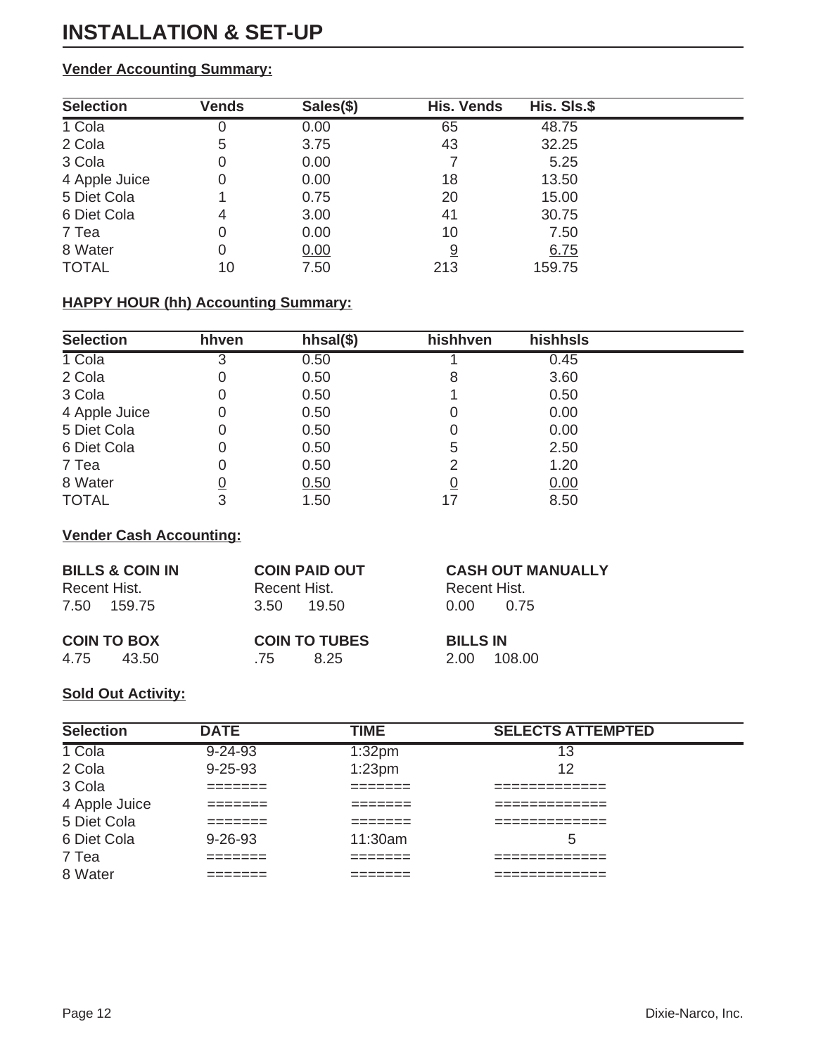# INSTALLATION & SET-UP

**Vender Accounting Summary:**

| Selection | Vends | Sales($) | His. Vends | His. Sls.$ |
|---|---|---|---|---|
| 1 Cola | 0 | 0.00 | 65 | 48.75 |
| 2 Cola | 5 | 3.75 | 43 | 32.25 |
| 3 Cola | 0 | 0.00 | 7 | 5.25 |
| 4 Apple Juice | 0 | 0.00 | 18 | 13.50 |
| 5 Diet Cola | 1 | 0.75 | 20 | 15.00 |
| 6 Diet Cola | 4 | 3.00 | 41 | 30.75 |
| 7 Tea | 0 | 0.00 | 10 | 7.50 |
| 8 Water | 0 | 0.00 | 9 | 6.75 |
| TOTAL | 10 | 7.50 | 213 | 159.75 |

**HAPPY HOUR (hh) Accounting Summary:**

| Selection | hhven | hhsal($) | hishhven | hishhsls |
|---|---|---|---|---|
| 1 Cola | 3 | 0.50 | 1 | 0.45 |
| 2 Cola | 0 | 0.50 | 8 | 3.60 |
| 3 Cola | 0 | 0.50 | 1 | 0.50 |
| 4 Apple Juice | 0 | 0.50 | 0 | 0.00 |
| 5 Diet Cola | 0 | 0.50 | 0 | 0.00 |
| 6 Diet Cola | 0 | 0.50 | 5 | 2.50 |
| 7 Tea | 0 | 0.50 | 2 | 1.20 |
| 8 Water | 0 | 0.50 | 0 | 0.00 |
| TOTAL | 3 | 1.50 | 17 | 8.50 |

**Vender Cash Accounting:**

| BILLS & COIN IN | | COIN PAID OUT | | CASH OUT MANUALLY | |
|---|---|---|---|---|---|
| Recent | Hist. | Recent | Hist. | Recent | Hist. |
| 7.50 | 159.75 | 3.50 | 19.50 | 0.00 | 0.75 |
| **COIN TO BOX** | | **COIN TO TUBES** | | **BILLS IN** | |
| 4.75 | 43.50 | .75 | 8.25 | 2.00 | 108.00 |

**Sold Out Activity:**

| Selection | DATE | TIME | SELECTS ATTEMPTED |
|---|---|---|---|
| 1 Cola | 9-24-93 | 1:32pm | 13 |
| 2 Cola | 9-25-93 | 1:23pm | 12 |
| 3 Cola | ======= | ======= | ============= |
| 4 Apple Juice | ======= | ======= | ============= |
| 5 Diet Cola | ======= | ======= | ============= |
| 6 Diet Cola | 9-26-93 | 11:30am | 5 |
| 7 Tea | ======= | ======= | ============= |
| 8 Water | ======= | ======= | ============= |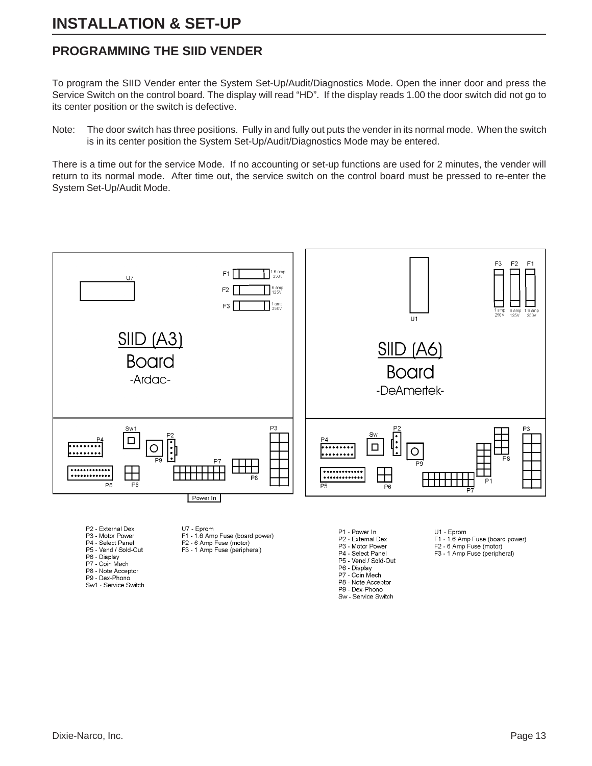# INSTALLATION & SET-UP

## PROGRAMMING THE SIID VENDER

To program the SIID Vender enter the System Set-Up/Audit/Diagnostics Mode. Open the inner door and press the Service Switch on the control board. The display will read "HD". If the display reads 1.00 the door switch did not go to its center position or the switch is defective.

Note: The door switch has three positions. Fully in and fully out puts the vender in its normal mode. When the switch is in its center position the System Set-Up/Audit/Diagnostics Mode may be entered.

There is a time out for the service Mode. If no accounting or set-up functions are used for 2 minutes, the vender will return to its normal mode. After time out, the service switch on the control board must be pressed to re-enter the System Set-Up/Audit Mode.

SIID (A3) Board -Ardac-

F1 1.6 amp 250V
F2 6 amp 125V
F3 1 amp 250V

P2 - External Dex
P3 - Motor Power
P4 - Select Panel
P5 - Vend / Sold-Out
P6 - Display
P7 - Coin Mech
P8 - Note Acceptor
P9 - Dex-Phono
Sw1 - Service Switch

U7 - Eprom
F1 - 1.6 Amp Fuse (board power)
F2 - 6 Amp Fuse (motor)
F3 - 1 Amp Fuse (peripheral)

SIID (A6) Board -DeAmertek-

F3 1 amp 250V
F2 6 amp 125V
F1 1.6 amp 250V

P1 - Power In
P2 - External Dex
P3 - Motor Power
P4 - Select Panel
P5 - Vend / Sold-Out
P6 - Display
P7 - Coin Mech
P8 - Note Acceptor
P9 - Dex-Phono
Sw - Service Switch

U1 - Eprom
F1 - 1.6 Amp Fuse (board power)
F2 - 6 Amp Fuse (motor)
F3 - 1 Amp Fuse (peripheral)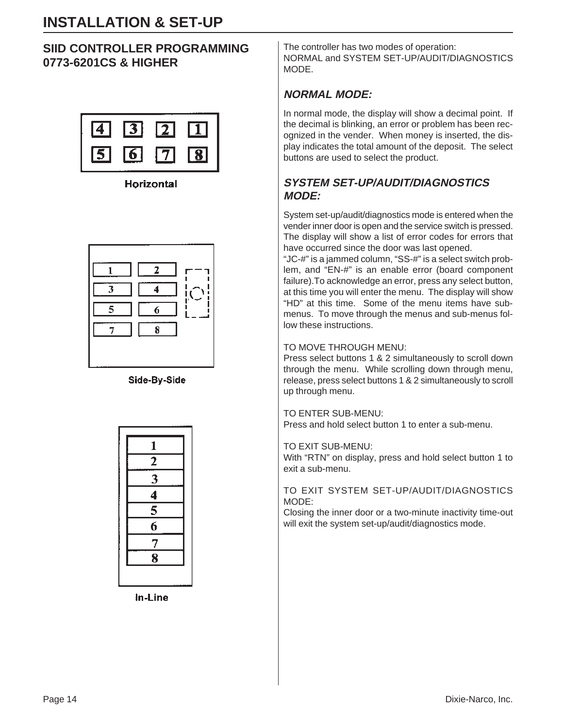# INSTALLATION & SET-UP

## SIID CONTROLLER PROGRAMMING 0773-6201CS & HIGHER

| 4 | 3 | 2 | 1 |
|---|---|---|---|
| 5 | 6 | 7 | 8 |

Horizontal

| | |
|---|---|
| 1 | 2 |
| 3 | 4 |
| 5 | 6 |
| 7 | 8 |

Side-By-Side

| |
|---|
| 1 |
| 2 |
| 3 |
| 4 |
| 5 |
| 6 |
| 7 |
| 8 |

In-Line

The controller has two modes of operation: NORMAL and SYSTEM SET-UP/AUDIT/DIAGNOSTICS MODE.

### *NORMAL MODE:*

In normal mode, the display will show a decimal point. If the decimal is blinking, an error or problem has been recognized in the vender. When money is inserted, the display indicates the total amount of the deposit. The select buttons are used to select the product.

### *SYSTEM SET-UP/AUDIT/DIAGNOSTICS MODE:*

System set-up/audit/diagnostics mode is entered when the vender inner door is open and the service switch is pressed. The display will show a list of error codes for errors that have occurred since the door was last opened.

"JC-#" is a jammed column, "SS-#" is a select switch problem, and "EN-#" is an enable error (board component failure).To acknowledge an error, press any select button, at this time you will enter the menu. The display will show "HD" at this time. Some of the menu items have sub-menus. To move through the menus and sub-menus follow these instructions.

TO MOVE THROUGH MENU:
Press select buttons 1 & 2 simultaneously to scroll down through the menu. While scrolling down through menu, release, press select buttons 1 & 2 simultaneously to scroll up through menu.

TO ENTER SUB-MENU:
Press and hold select button 1 to enter a sub-menu.

TO EXIT SUB-MENU:
With "RTN" on display, press and hold select button 1 to exit a sub-menu.

TO EXIT SYSTEM SET-UP/AUDIT/DIAGNOSTICS MODE:
Closing the inner door or a two-minute inactivity time-out will exit the system set-up/audit/diagnostics mode.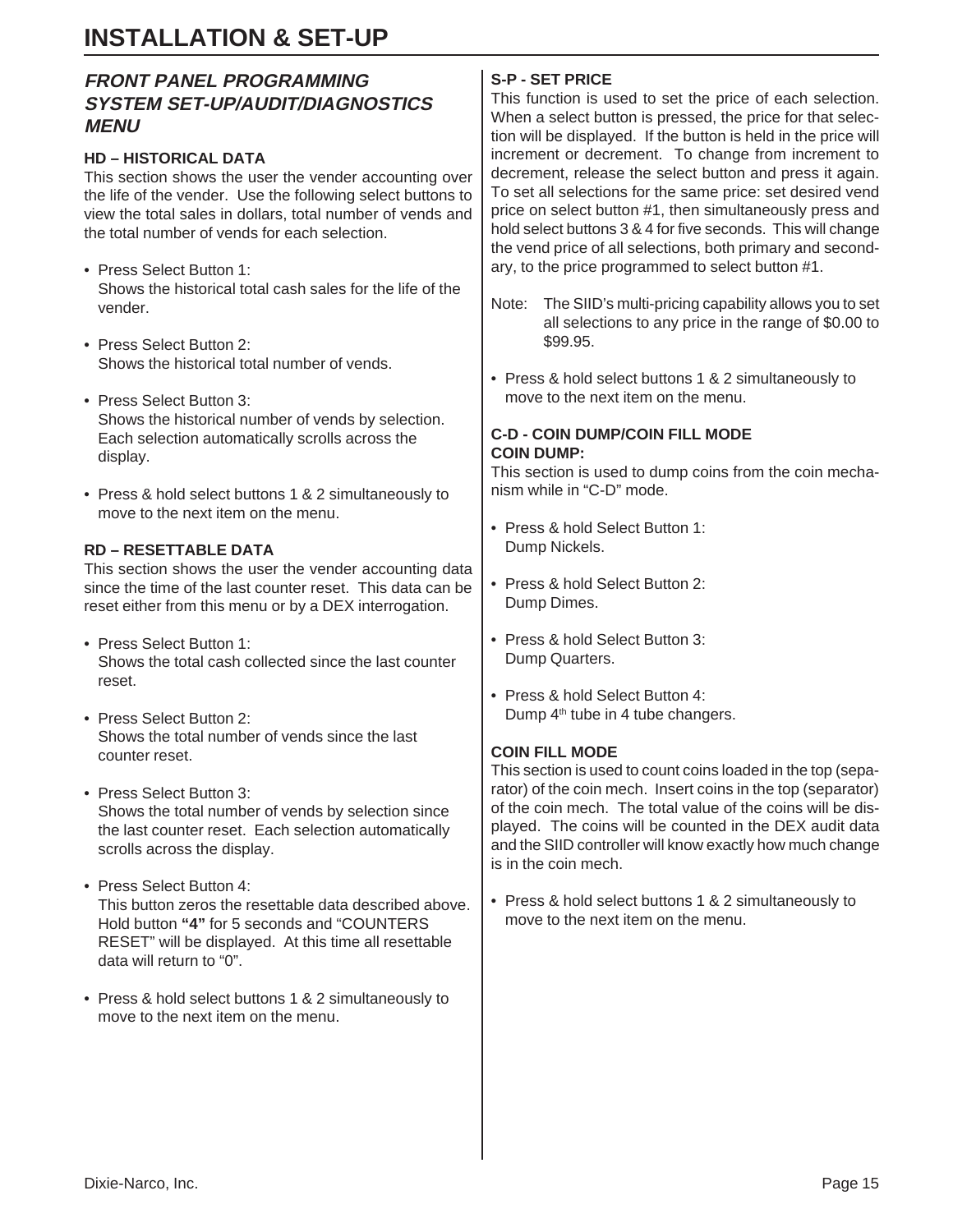# INSTALLATION & SET-UP

## *FRONT PANEL PROGRAMMING SYSTEM SET-UP/AUDIT/DIAGNOSTICS MENU*

### HD – HISTORICAL DATA

This section shows the user the vender accounting over the life of the vender. Use the following select buttons to view the total sales in dollars, total number of vends and the total number of vends for each selection.

- Press Select Button 1:
  Shows the historical total cash sales for the life of the vender.
- Press Select Button 2:
  Shows the historical total number of vends.
- Press Select Button 3:
  Shows the historical number of vends by selection. Each selection automatically scrolls across the display.
- Press & hold select buttons 1 & 2 simultaneously to move to the next item on the menu.

### RD – RESETTABLE DATA

This section shows the user the vender accounting data since the time of the last counter reset. This data can be reset either from this menu or by a DEX interrogation.

- Press Select Button 1:
  Shows the total cash collected since the last counter reset.
- Press Select Button 2:
  Shows the total number of vends since the last counter reset.
- Press Select Button 3:
  Shows the total number of vends by selection since the last counter reset. Each selection automatically scrolls across the display.
- Press Select Button 4:
  This button zeros the resettable data described above. Hold button **"4"** for 5 seconds and "COUNTERS RESET" will be displayed. At this time all resettable data will return to "0".
- Press & hold select buttons 1 & 2 simultaneously to move to the next item on the menu.

### S-P - SET PRICE

This function is used to set the price of each selection. When a select button is pressed, the price for that selection will be displayed. If the button is held in the price will increment or decrement. To change from increment to decrement, release the select button and press it again. To set all selections for the same price: set desired vend price on select button #1, then simultaneously press and hold select buttons 3 & 4 for five seconds. This will change the vend price of all selections, both primary and secondary, to the price programmed to select button #1.

Note: The SIID's multi-pricing capability allows you to set all selections to any price in the range of $0.00 to $99.95.

- Press & hold select buttons 1 & 2 simultaneously to move to the next item on the menu.

### C-D - COIN DUMP/COIN FILL MODE

**COIN DUMP:**

This section is used to dump coins from the coin mechanism while in "C-D" mode.

- Press & hold Select Button 1:
  Dump Nickels.
- Press & hold Select Button 2:
  Dump Dimes.
- Press & hold Select Button 3:
  Dump Quarters.
- Press & hold Select Button 4:
  Dump 4th tube in 4 tube changers.

**COIN FILL MODE**

This section is used to count coins loaded in the top (separator) of the coin mech. Insert coins in the top (separator) of the coin mech. The total value of the coins will be displayed. The coins will be counted in the DEX audit data and the SIID controller will know exactly how much change is in the coin mech.

- Press & hold select buttons 1 & 2 simultaneously to move to the next item on the menu.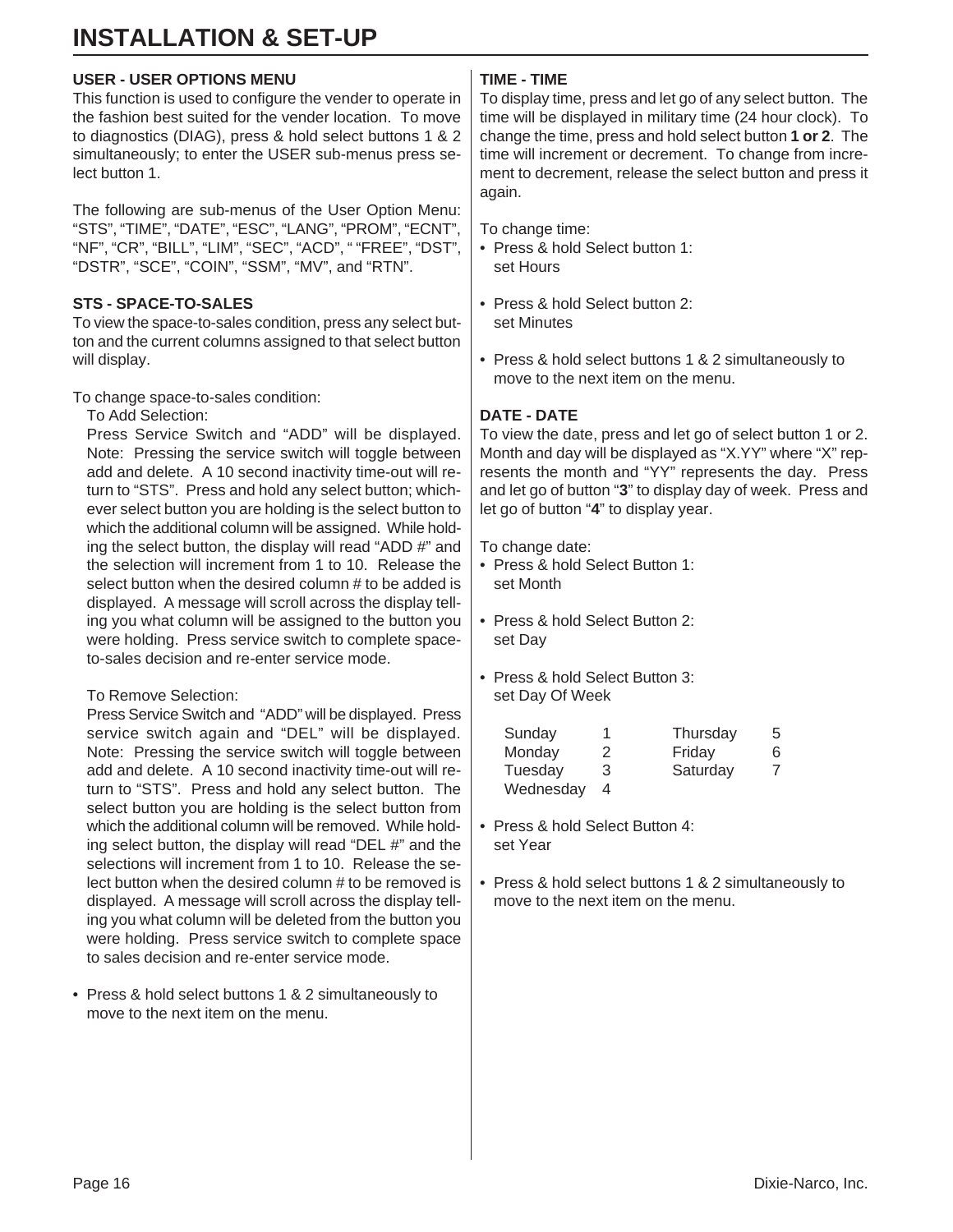# INSTALLATION & SET-UP

### USER - USER OPTIONS MENU

This function is used to configure the vender to operate in the fashion best suited for the vender location. To move to diagnostics (DIAG), press & hold select buttons 1 & 2 simultaneously; to enter the USER sub-menus press select button 1.

The following are sub-menus of the User Option Menu: "STS", "TIME", "DATE", "ESC", "LANG", "PROM", "ECNT", "NF", "CR", "BILL", "LIM", "SEC", "ACD", " "FREE", "DST", "DSTR", "SCE", "COIN", "SSM", "MV", and "RTN".

### STS - SPACE-TO-SALES

To view the space-to-sales condition, press any select button and the current columns assigned to that select button will display.

To change space-to-sales condition:

To Add Selection:

Press Service Switch and "ADD" will be displayed. Note: Pressing the service switch will toggle between add and delete. A 10 second inactivity time-out will return to "STS". Press and hold any select button; whichever select button you are holding is the select button to which the additional column will be assigned. While holding the select button, the display will read "ADD #" and the selection will increment from 1 to 10. Release the select button when the desired column # to be added is displayed. A message will scroll across the display telling you what column will be assigned to the button you were holding. Press service switch to complete space-to-sales decision and re-enter service mode.

To Remove Selection:

Press Service Switch and "ADD" will be displayed. Press service switch again and "DEL" will be displayed. Note: Pressing the service switch will toggle between add and delete. A 10 second inactivity time-out will return to "STS". Press and hold any select button. The select button you are holding is the select button from which the additional column will be removed. While holding select button, the display will read "DEL #" and the selections will increment from 1 to 10. Release the select button when the desired column # to be removed is displayed. A message will scroll across the display telling you what column will be deleted from the button you were holding. Press service switch to complete space to sales decision and re-enter service mode.

- Press & hold select buttons 1 & 2 simultaneously to move to the next item on the menu.

### TIME - TIME

To display time, press and let go of any select button. The time will be displayed in military time (24 hour clock). To change the time, press and hold select button **1 or 2**. The time will increment or decrement. To change from increment to decrement, release the select button and press it again.

To change time:

- Press & hold Select button 1: set Hours
- Press & hold Select button 2: set Minutes
- Press & hold select buttons 1 & 2 simultaneously to move to the next item on the menu.

### DATE - DATE

To view the date, press and let go of select button 1 or 2. Month and day will be displayed as "X.YY" where "X" represents the month and "YY" represents the day. Press and let go of button "**3**" to display day of week. Press and let go of button "**4**" to display year.

To change date:

- Press & hold Select Button 1: set Month
- Press & hold Select Button 2: set Day
- Press & hold Select Button 3: set Day Of Week

| | | | |
|---|---|---|---|
| Sunday | 1 | Thursday | 5 |
| Monday | 2 | Friday | 6 |
| Tuesday | 3 | Saturday | 7 |
| Wednesday | 4 | | |

- Press & hold Select Button 4: set Year
- Press & hold select buttons 1 & 2 simultaneously to move to the next item on the menu.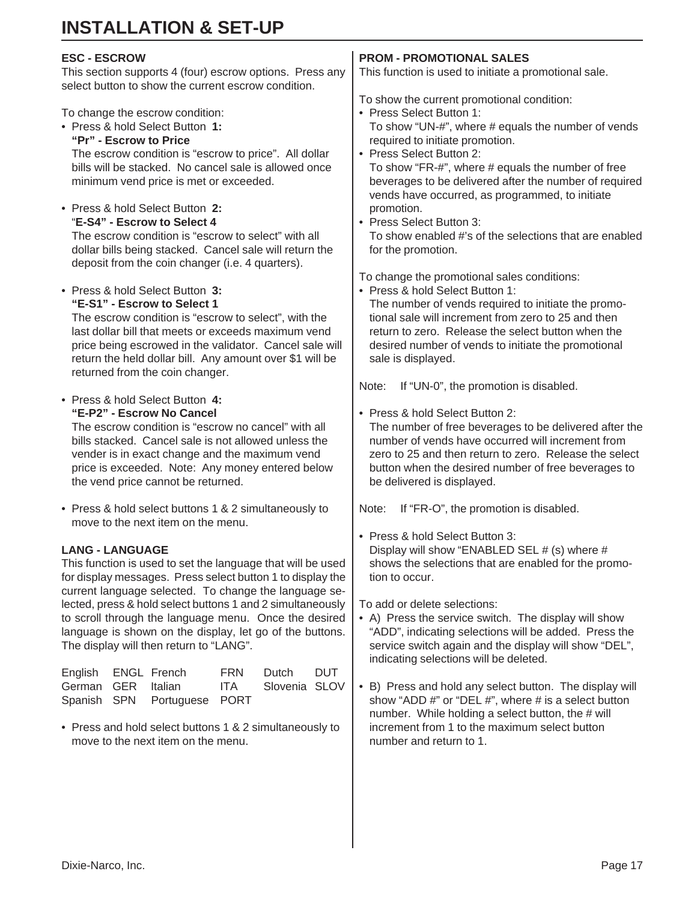# INSTALLATION & SET-UP

### ESC - ESCROW

This section supports 4 (four) escrow options. Press any select button to show the current escrow condition.

To change the escrow condition:

- Press & hold Select Button **1:**
  **"Pr" - Escrow to Price**
  The escrow condition is "escrow to price". All dollar bills will be stacked. No cancel sale is allowed once minimum vend price is met or exceeded.

- Press & hold Select Button **2:**
  **"E-S4" - Escrow to Select 4**
  The escrow condition is "escrow to select" with all dollar bills being stacked. Cancel sale will return the deposit from the coin changer (i.e. 4 quarters).

- Press & hold Select Button **3:**
  **"E-S1" - Escrow to Select 1**
  The escrow condition is "escrow to select", with the last dollar bill that meets or exceeds maximum vend price being escrowed in the validator. Cancel sale will return the held dollar bill. Any amount over $1 will be returned from the coin changer.

- Press & hold Select Button **4:**
  **"E-P2" - Escrow No Cancel**
  The escrow condition is "escrow no cancel" with all bills stacked. Cancel sale is not allowed unless the vender is in exact change and the maximum vend price is exceeded. Note: Any money entered below the vend price cannot be returned.

- Press & hold select buttons 1 & 2 simultaneously to move to the next item on the menu.

### LANG - LANGUAGE

This function is used to set the language that will be used for display messages. Press select button 1 to display the current language selected. To change the language selected, press & hold select buttons 1 and 2 simultaneously to scroll through the language menu. Once the desired language is shown on the display, let go of the buttons. The display will then return to "LANG".

| | | | | | |
|---|---|---|---|---|---|
| English | ENGL | French | FRN | Dutch | DUT |
| German | GER | Italian | ITA | Slovenia | SLOV |
| Spanish | SPN | Portuguese | PORT | | |

- Press and hold select buttons 1 & 2 simultaneously to move to the next item on the menu.

### PROM - PROMOTIONAL SALES

This function is used to initiate a promotional sale.

To show the current promotional condition:

- Press Select Button 1:
  To show "UN-#", where # equals the number of vends required to initiate promotion.
- Press Select Button 2:
  To show "FR-#", where # equals the number of free beverages to be delivered after the number of required vends have occurred, as programmed, to initiate promotion.
- Press Select Button 3:
  To show enabled #'s of the selections that are enabled for the promotion.

To change the promotional sales conditions:

- Press & hold Select Button 1:
  The number of vends required to initiate the promotional sale will increment from zero to 25 and then return to zero. Release the select button when the desired number of vends to initiate the promotional sale is displayed.

Note: If "UN-0", the promotion is disabled.

- Press & hold Select Button 2:
  The number of free beverages to be delivered after the number of vends have occurred will increment from zero to 25 and then return to zero. Release the select button when the desired number of free beverages to be delivered is displayed.

Note: If "FR-O", the promotion is disabled.

- Press & hold Select Button 3:
  Display will show "ENABLED SEL # (s) where # shows the selections that are enabled for the promotion to occur.

To add or delete selections:

- A) Press the service switch. The display will show "ADD", indicating selections will be added. Press the service switch again and the display will show "DEL", indicating selections will be deleted.

- B) Press and hold any select button. The display will show "ADD #" or "DEL #", where # is a select button number. While holding a select button, the # will increment from 1 to the maximum select button number and return to 1.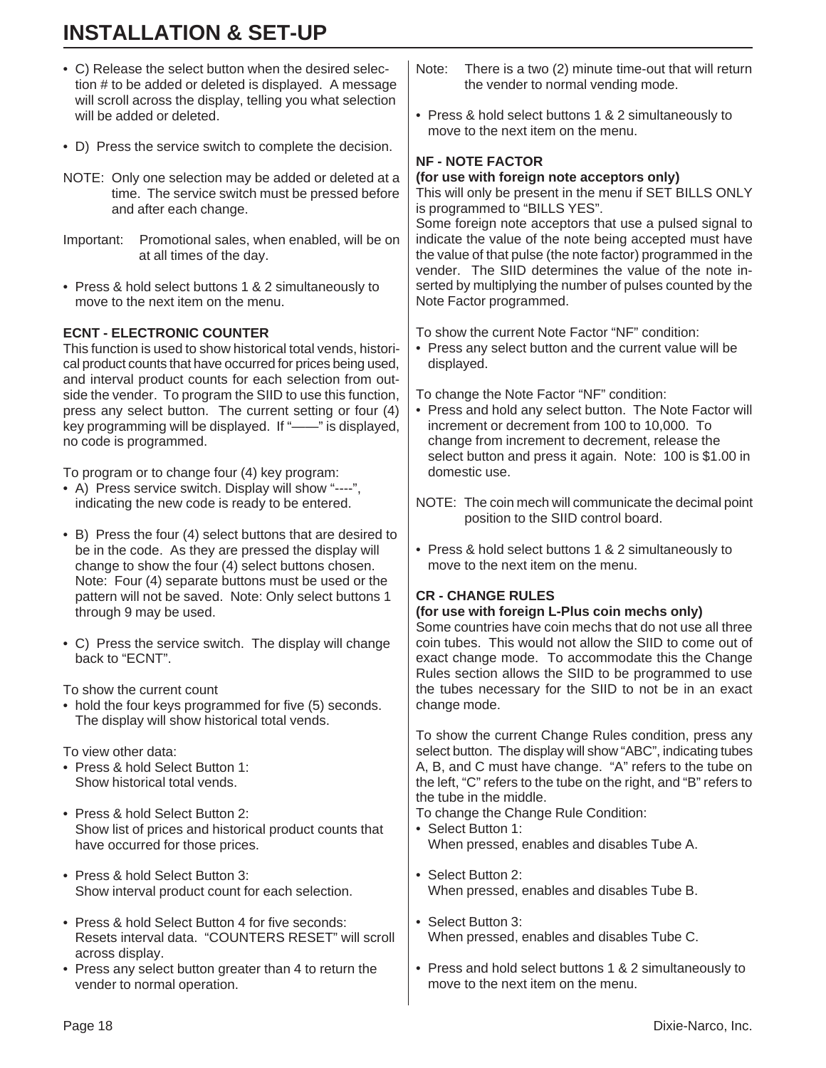# INSTALLATION & SET-UP

- C) Release the select button when the desired selection # to be added or deleted is displayed. A message will scroll across the display, telling you what selection will be added or deleted.
- D) Press the service switch to complete the decision.

NOTE: Only one selection may be added or deleted at a time. The service switch must be pressed before and after each change.

Important: Promotional sales, when enabled, will be on at all times of the day.

- Press & hold select buttons 1 & 2 simultaneously to move to the next item on the menu.

**ECNT - ELECTRONIC COUNTER**

This function is used to show historical total vends, historical product counts that have occurred for prices being used, and interval product counts for each selection from outside the vender. To program the SIID to use this function, press any select button. The current setting or four (4) key programming will be displayed. If "——" is displayed, no code is programmed.

To program or to change four (4) key program:

- A) Press service switch. Display will show "----", indicating the new code is ready to be entered.
- B) Press the four (4) select buttons that are desired to be in the code. As they are pressed the display will change to show the four (4) select buttons chosen. Note: Four (4) separate buttons must be used or the pattern will not be saved. Note: Only select buttons 1 through 9 may be used.
- C) Press the service switch. The display will change back to "ECNT".

To show the current count

- hold the four keys programmed for five (5) seconds. The display will show historical total vends.

To view other data:

- Press & hold Select Button 1:
  Show historical total vends.
- Press & hold Select Button 2:
  Show list of prices and historical product counts that have occurred for those prices.
- Press & hold Select Button 3:
  Show interval product count for each selection.
- Press & hold Select Button 4 for five seconds:
  Resets interval data. "COUNTERS RESET" will scroll across display.
- Press any select button greater than 4 to return the vender to normal operation.

Note: There is a two (2) minute time-out that will return the vender to normal vending mode.

- Press & hold select buttons 1 & 2 simultaneously to move to the next item on the menu.

**NF - NOTE FACTOR**
**(for use with foreign note acceptors only)**

This will only be present in the menu if SET BILLS ONLY is programmed to "BILLS YES".

Some foreign note acceptors that use a pulsed signal to indicate the value of the note being accepted must have the value of that pulse (the note factor) programmed in the vender. The SIID determines the value of the note inserted by multiplying the number of pulses counted by the Note Factor programmed.

To show the current Note Factor "NF" condition:

- Press any select button and the current value will be displayed.

To change the Note Factor "NF" condition:

- Press and hold any select button. The Note Factor will increment or decrement from 100 to 10,000. To change from increment to decrement, release the select button and press it again. Note: 100 is $1.00 in domestic use.

NOTE: The coin mech will communicate the decimal point position to the SIID control board.

- Press & hold select buttons 1 & 2 simultaneously to move to the next item on the menu.

**CR - CHANGE RULES**
**(for use with foreign L-Plus coin mechs only)**

Some countries have coin mechs that do not use all three coin tubes. This would not allow the SIID to come out of exact change mode. To accommodate this the Change Rules section allows the SIID to be programmed to use the tubes necessary for the SIID to not be in an exact change mode.

To show the current Change Rules condition, press any select button. The display will show "ABC", indicating tubes A, B, and C must have change. "A" refers to the tube on the left, "C" refers to the tube on the right, and "B" refers to the tube in the middle.

To change the Change Rule Condition:

- Select Button 1:
  When pressed, enables and disables Tube A.
- Select Button 2:
  When pressed, enables and disables Tube B.
- Select Button 3:
  When pressed, enables and disables Tube C.
- Press and hold select buttons 1 & 2 simultaneously to move to the next item on the menu.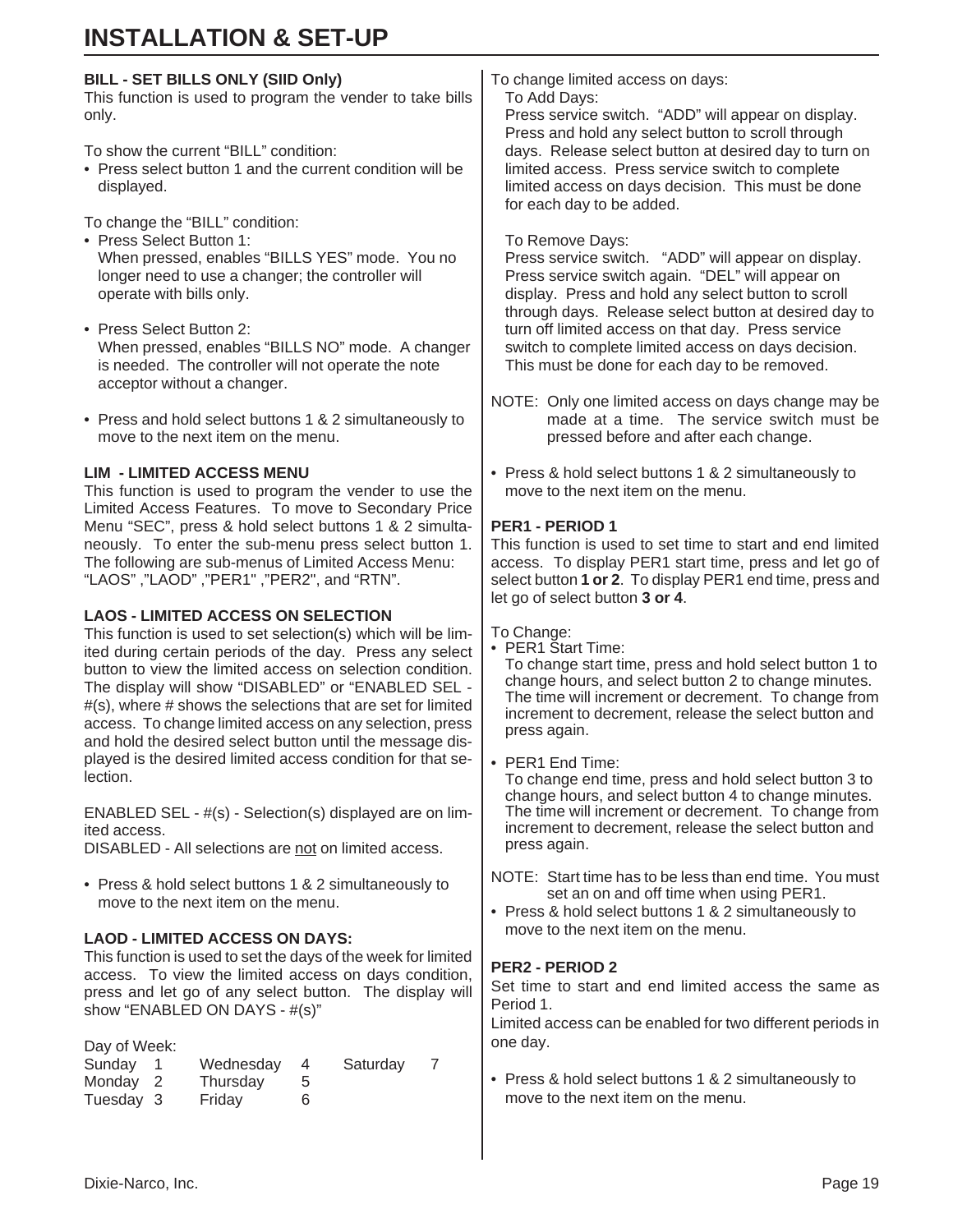# INSTALLATION & SET-UP

### BILL - SET BILLS ONLY (SIID Only)

This function is used to program the vender to take bills only.

To show the current “BILL” condition:

- Press select button 1 and the current condition will be displayed.

To change the “BILL” condition:

- Press Select Button 1:
  When pressed, enables “BILLS YES” mode. You no longer need to use a changer; the controller will operate with bills only.

- Press Select Button 2:
  When pressed, enables “BILLS NO” mode. A changer is needed. The controller will not operate the note acceptor without a changer.

- Press and hold select buttons 1 & 2 simultaneously to move to the next item on the menu.

### LIM - LIMITED ACCESS MENU

This function is used to program the vender to use the Limited Access Features. To move to Secondary Price Menu “SEC”, press & hold select buttons 1 & 2 simultaneously. To enter the sub-menu press select button 1. The following are sub-menus of Limited Access Menu: “LAOS” ,”LAOD” ,”PER1” ,”PER2”, and “RTN”.

### LAOS - LIMITED ACCESS ON SELECTION

This function is used to set selection(s) which will be limited during certain periods of the day. Press any select button to view the limited access on selection condition. The display will show “DISABLED” or “ENABLED SEL - #(s), where # shows the selections that are set for limited access. To change limited access on any selection, press and hold the desired select button until the message displayed is the desired limited access condition for that selection.

ENABLED SEL - #(s) - Selection(s) displayed are on limited access.
DISABLED - All selections are <u>not</u> on limited access.

- Press & hold select buttons 1 & 2 simultaneously to move to the next item on the menu.

### LAOD - LIMITED ACCESS ON DAYS:

This function is used to set the days of the week for limited access. To view the limited access on days condition, press and let go of any select button. The display will show “ENABLED ON DAYS - #(s)”

Day of Week:

| | | | | | |
|---|---|---|---|---|---|
| Sunday | 1 | Wednesday | 4 | Saturday | 7 |
| Monday | 2 | Thursday | 5 | | |
| Tuesday | 3 | Friday | 6 | | |

To change limited access on days:

To Add Days:
Press service switch. “ADD” will appear on display. Press and hold any select button to scroll through days. Release select button at desired day to turn on limited access. Press service switch to complete limited access on days decision. This must be done for each day to be added.

To Remove Days:
Press service switch. “ADD” will appear on display. Press service switch again. “DEL” will appear on display. Press and hold any select button to scroll through days. Release select button at desired day to turn off limited access on that day. Press service switch to complete limited access on days decision. This must be done for each day to be removed.

NOTE: Only one limited access on days change may be made at a time. The service switch must be pressed before and after each change.

- Press & hold select buttons 1 & 2 simultaneously to move to the next item on the menu.

### PER1 - PERIOD 1

This function is used to set time to start and end limited access. To display PER1 start time, press and let go of select button **1 or 2**. To display PER1 end time, press and let go of select button **3 or 4**.

To Change:

- PER1 Start Time:
  To change start time, press and hold select button 1 to change hours, and select button 2 to change minutes. The time will increment or decrement. To change from increment to decrement, release the select button and press again.

- PER1 End Time:
  To change end time, press and hold select button 3 to change hours, and select button 4 to change minutes. The time will increment or decrement. To change from increment to decrement, release the select button and press again.

NOTE: Start time has to be less than end time. You must set an on and off time when using PER1.

- Press & hold select buttons 1 & 2 simultaneously to move to the next item on the menu.

### PER2 - PERIOD 2

Set time to start and end limited access the same as Period 1.

Limited access can be enabled for two different periods in one day.

- Press & hold select buttons 1 & 2 simultaneously to move to the next item on the menu.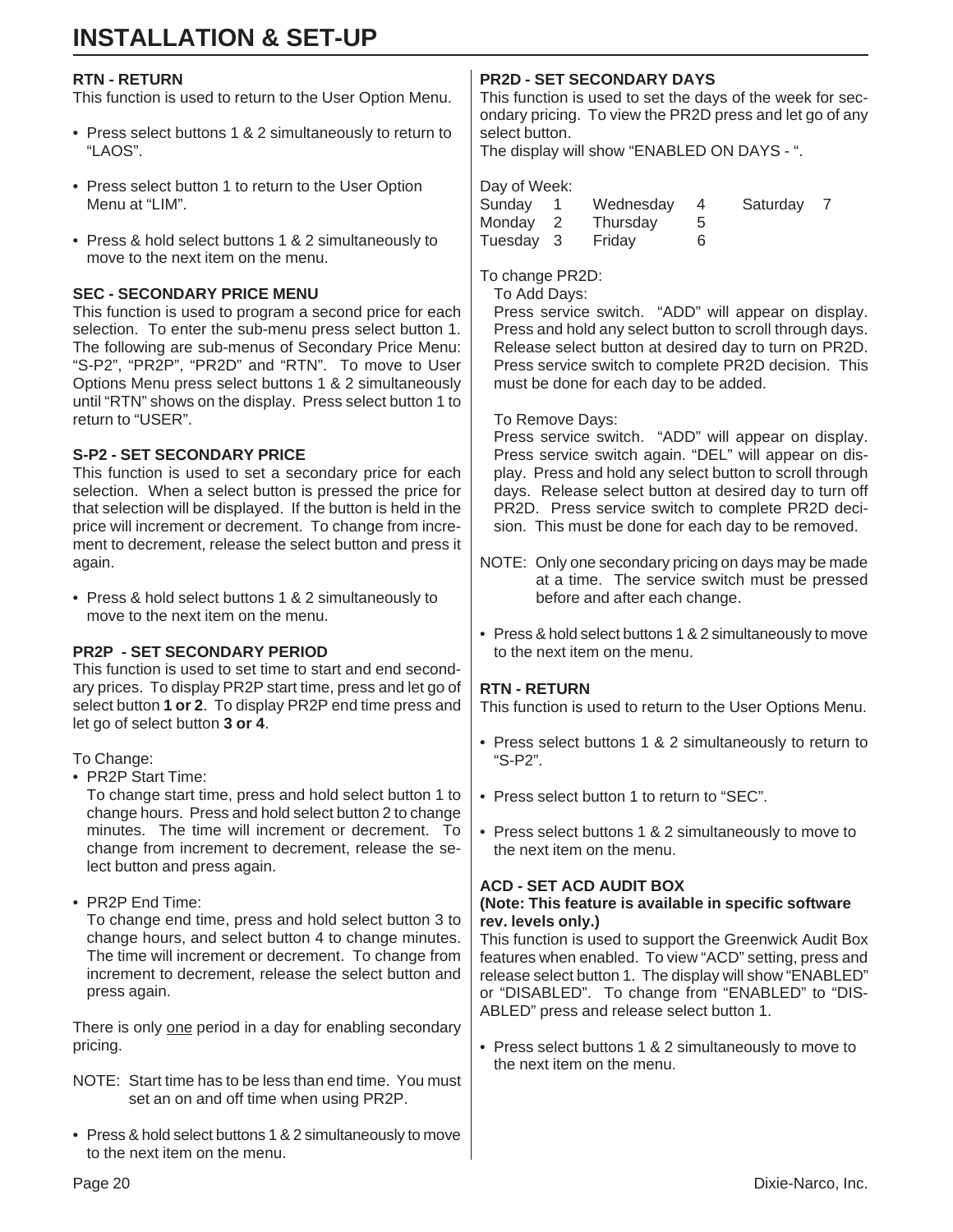# INSTALLATION & SET-UP

**RTN - RETURN**

This function is used to return to the User Option Menu.

- Press select buttons 1 & 2 simultaneously to return to "LAOS".
- Press select button 1 to return to the User Option Menu at "LIM".
- Press & hold select buttons 1 & 2 simultaneously to move to the next item on the menu.

**SEC - SECONDARY PRICE MENU**

This function is used to program a second price for each selection. To enter the sub-menu press select button 1. The following are sub-menus of Secondary Price Menu: "S-P2", "PR2P", "PR2D" and "RTN". To move to User Options Menu press select buttons 1 & 2 simultaneously until "RTN" shows on the display. Press select button 1 to return to "USER".

**S-P2 - SET SECONDARY PRICE**

This function is used to set a secondary price for each selection. When a select button is pressed the price for that selection will be displayed. If the button is held in the price will increment or decrement. To change from increment to decrement, release the select button and press it again.

- Press & hold select buttons 1 & 2 simultaneously to move to the next item on the menu.

**PR2P - SET SECONDARY PERIOD**

This function is used to set time to start and end secondary prices. To display PR2P start time, press and let go of select button **1 or 2**. To display PR2P end time press and let go of select button **3 or 4**.

To Change:

- PR2P Start Time:
  To change start time, press and hold select button 1 to change hours. Press and hold select button 2 to change minutes. The time will increment or decrement. To change from increment to decrement, release the select button and press again.
- PR2P End Time:
  To change end time, press and hold select button 3 to change hours, and select button 4 to change minutes. The time will increment or decrement. To change from increment to decrement, release the select button and press again.

There is only <u>one</u> period in a day for enabling secondary pricing.

NOTE: Start time has to be less than end time. You must set an on and off time when using PR2P.

- Press & hold select buttons 1 & 2 simultaneously to move to the next item on the menu.

**PR2D - SET SECONDARY DAYS**

This function is used to set the days of the week for secondary pricing. To view the PR2D press and let go of any select button.
The display will show "ENABLED ON DAYS - ".

Day of Week:

| | | | | | |
|---|---|---|---|---|---|
| Sunday | 1 | Wednesday | 4 | Saturday | 7 |
| Monday | 2 | Thursday | 5 | | |
| Tuesday | 3 | Friday | 6 | | |

To change PR2D:

To Add Days:
Press service switch. "ADD" will appear on display. Press and hold any select button to scroll through days. Release select button at desired day to turn on PR2D. Press service switch to complete PR2D decision. This must be done for each day to be added.

To Remove Days:
Press service switch. "ADD" will appear on display. Press service switch again. "DEL" will appear on display. Press and hold any select button to scroll through days. Release select button at desired day to turn off PR2D. Press service switch to complete PR2D decision. This must be done for each day to be removed.

NOTE: Only one secondary pricing on days may be made at a time. The service switch must be pressed before and after each change.

- Press & hold select buttons 1 & 2 simultaneously to move to the next item on the menu.

**RTN - RETURN**

This function is used to return to the User Options Menu.

- Press select buttons 1 & 2 simultaneously to return to "S-P2".
- Press select button 1 to return to "SEC".
- Press select buttons 1 & 2 simultaneously to move to the next item on the menu.

**ACD - SET ACD AUDIT BOX**
**(Note: This feature is available in specific software rev. levels only.)**

This function is used to support the Greenwick Audit Box features when enabled. To view "ACD" setting, press and release select button 1. The display will show "ENABLED" or "DISABLED". To change from "ENABLED" to "DISABLED" press and release select button 1.

- Press select buttons 1 & 2 simultaneously to move to the next item on the menu.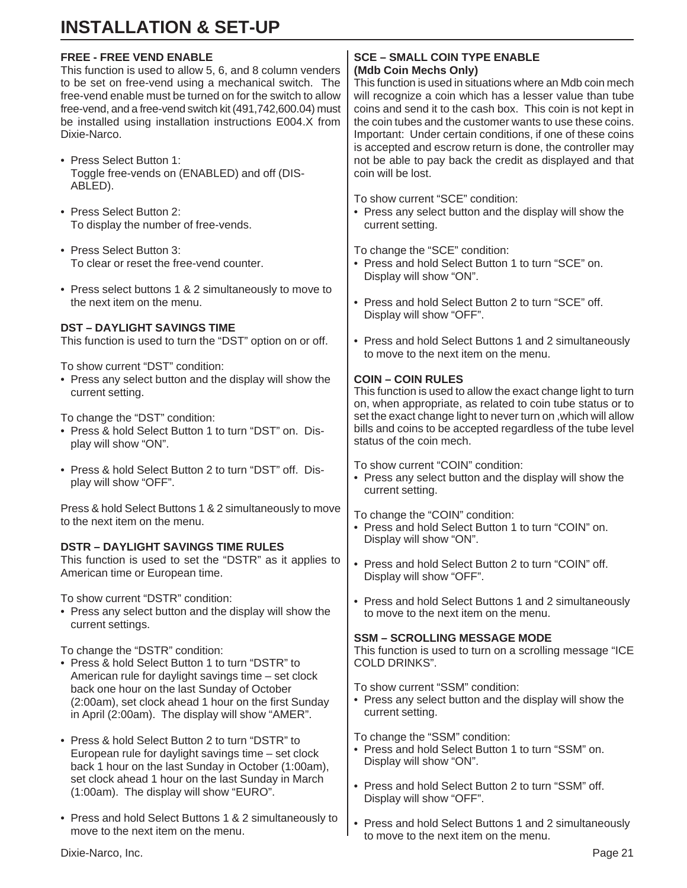# INSTALLATION & SET-UP

**FREE - FREE VEND ENABLE**

This function is used to allow 5, 6, and 8 column venders to be set on free-vend using a mechanical switch. The free-vend enable must be turned on for the switch to allow free-vend, and a free-vend switch kit (491,742,600.04) must be installed using installation instructions E004.X from Dixie-Narco.

- Press Select Button 1: Toggle free-vends on (ENABLED) and off (DISABLED).
- Press Select Button 2: To display the number of free-vends.
- Press Select Button 3: To clear or reset the free-vend counter.
- Press select buttons 1 & 2 simultaneously to move to the next item on the menu.

**DST – DAYLIGHT SAVINGS TIME**

This function is used to turn the "DST" option on or off.

To show current "DST" condition:

- Press any select button and the display will show the current setting.

To change the "DST" condition:

- Press & hold Select Button 1 to turn "DST" on. Display will show "ON".
- Press & hold Select Button 2 to turn "DST" off. Display will show "OFF".

Press & hold Select Buttons 1 & 2 simultaneously to move to the next item on the menu.

**DSTR – DAYLIGHT SAVINGS TIME RULES**

This function is used to set the "DSTR" as it applies to American time or European time.

To show current "DSTR" condition:

- Press any select button and the display will show the current settings.

To change the "DSTR" condition:

- Press & hold Select Button 1 to turn "DSTR" to American rule for daylight savings time – set clock back one hour on the last Sunday of October (2:00am), set clock ahead 1 hour on the first Sunday in April (2:00am). The display will show "AMER".
- Press & hold Select Button 2 to turn "DSTR" to European rule for daylight savings time – set clock back 1 hour on the last Sunday in October (1:00am), set clock ahead 1 hour on the last Sunday in March (1:00am). The display will show "EURO".
- Press and hold Select Buttons 1 & 2 simultaneously to move to the next item on the menu.

**SCE – SMALL COIN TYPE ENABLE (Mdb Coin Mechs Only)**

This function is used in situations where an Mdb coin mech will recognize a coin which has a lesser value than tube coins and send it to the cash box. This coin is not kept in the coin tubes and the customer wants to use these coins. Important: Under certain conditions, if one of these coins is accepted and escrow return is done, the controller may not be able to pay back the credit as displayed and that coin will be lost.

To show current "SCE" condition:

- Press any select button and the display will show the current setting.

To change the "SCE" condition:

- Press and hold Select Button 1 to turn "SCE" on. Display will show "ON".
- Press and hold Select Button 2 to turn "SCE" off. Display will show "OFF".
- Press and hold Select Buttons 1 and 2 simultaneously to move to the next item on the menu.

**COIN – COIN RULES**

This function is used to allow the exact change light to turn on, when appropriate, as related to coin tube status or to set the exact change light to never turn on ,which will allow bills and coins to be accepted regardless of the tube level status of the coin mech.

To show current "COIN" condition:

- Press any select button and the display will show the current setting.

To change the "COIN" condition:

- Press and hold Select Button 1 to turn "COIN" on. Display will show "ON".
- Press and hold Select Button 2 to turn "COIN" off. Display will show "OFF".
- Press and hold Select Buttons 1 and 2 simultaneously to move to the next item on the menu.

**SSM – SCROLLING MESSAGE MODE**

This function is used to turn on a scrolling message "ICE COLD DRINKS".

To show current "SSM" condition:

- Press any select button and the display will show the current setting.

To change the "SSM" condition:

- Press and hold Select Button 1 to turn "SSM" on. Display will show "ON".
- Press and hold Select Button 2 to turn "SSM" off. Display will show "OFF".
- Press and hold Select Buttons 1 and 2 simultaneously to move to the next item on the menu.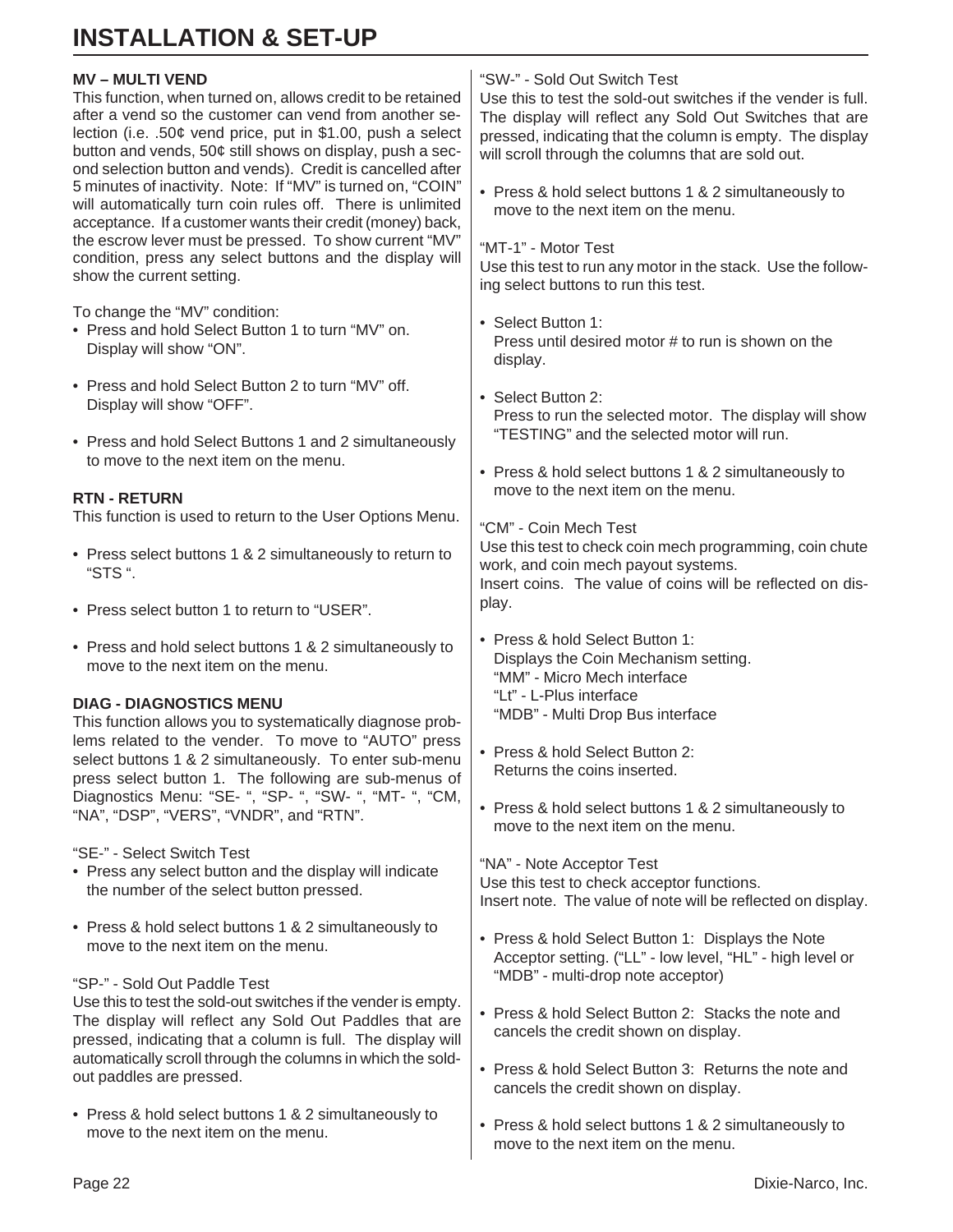# INSTALLATION & SET-UP

**MV – MULTI VEND**

This function, when turned on, allows credit to be retained after a vend so the customer can vend from another selection (i.e. .50¢ vend price, put in $1.00, push a select button and vends, 50¢ still shows on display, push a second selection button and vends). Credit is cancelled after 5 minutes of inactivity. Note: If "MV" is turned on, "COIN" will automatically turn coin rules off. There is unlimited acceptance. If a customer wants their credit (money) back, the escrow lever must be pressed. To show current "MV" condition, press any select buttons and the display will show the current setting.

To change the "MV" condition:

- Press and hold Select Button 1 to turn "MV" on. Display will show "ON".
- Press and hold Select Button 2 to turn "MV" off. Display will show "OFF".
- Press and hold Select Buttons 1 and 2 simultaneously to move to the next item on the menu.

**RTN - RETURN**

This function is used to return to the User Options Menu.

- Press select buttons 1 & 2 simultaneously to return to "STS ".
- Press select button 1 to return to "USER".
- Press and hold select buttons 1 & 2 simultaneously to move to the next item on the menu.

**DIAG - DIAGNOSTICS MENU**

This function allows you to systematically diagnose problems related to the vender. To move to "AUTO" press select buttons 1 & 2 simultaneously. To enter sub-menu press select button 1. The following are sub-menus of Diagnostics Menu: "SE- ", "SP- ", "SW- ", "MT- ", "CM, "NA", "DSP", "VERS", "VNDR", and "RTN".

"SE-" - Select Switch Test

- Press any select button and the display will indicate the number of the select button pressed.
- Press & hold select buttons 1 & 2 simultaneously to move to the next item on the menu.

"SP-" - Sold Out Paddle Test

Use this to test the sold-out switches if the vender is empty. The display will reflect any Sold Out Paddles that are pressed, indicating that a column is full. The display will automatically scroll through the columns in which the sold-out paddles are pressed.

- Press & hold select buttons 1 & 2 simultaneously to move to the next item on the menu.

"SW-" - Sold Out Switch Test

Use this to test the sold-out switches if the vender is full. The display will reflect any Sold Out Switches that are pressed, indicating that the column is empty. The display will scroll through the columns that are sold out.

- Press & hold select buttons 1 & 2 simultaneously to move to the next item on the menu.

"MT-1" - Motor Test

Use this test to run any motor in the stack. Use the following select buttons to run this test.

- Select Button 1:
  Press until desired motor # to run is shown on the display.
- Select Button 2:
  Press to run the selected motor. The display will show "TESTING" and the selected motor will run.
- Press & hold select buttons 1 & 2 simultaneously to move to the next item on the menu.

"CM" - Coin Mech Test

Use this test to check coin mech programming, coin chute work, and coin mech payout systems.
Insert coins. The value of coins will be reflected on display.

- Press & hold Select Button 1:
  Displays the Coin Mechanism setting.
  "MM" - Micro Mech interface
  "Lt" - L-Plus interface
  "MDB" - Multi Drop Bus interface
- Press & hold Select Button 2:
  Returns the coins inserted.
- Press & hold select buttons 1 & 2 simultaneously to move to the next item on the menu.

"NA" - Note Acceptor Test

Use this test to check acceptor functions.
Insert note. The value of note will be reflected on display.

- Press & hold Select Button 1: Displays the Note Acceptor setting. ("LL" - low level, "HL" - high level or "MDB" - multi-drop note acceptor)
- Press & hold Select Button 2: Stacks the note and cancels the credit shown on display.
- Press & hold Select Button 3: Returns the note and cancels the credit shown on display.
- Press & hold select buttons 1 & 2 simultaneously to move to the next item on the menu.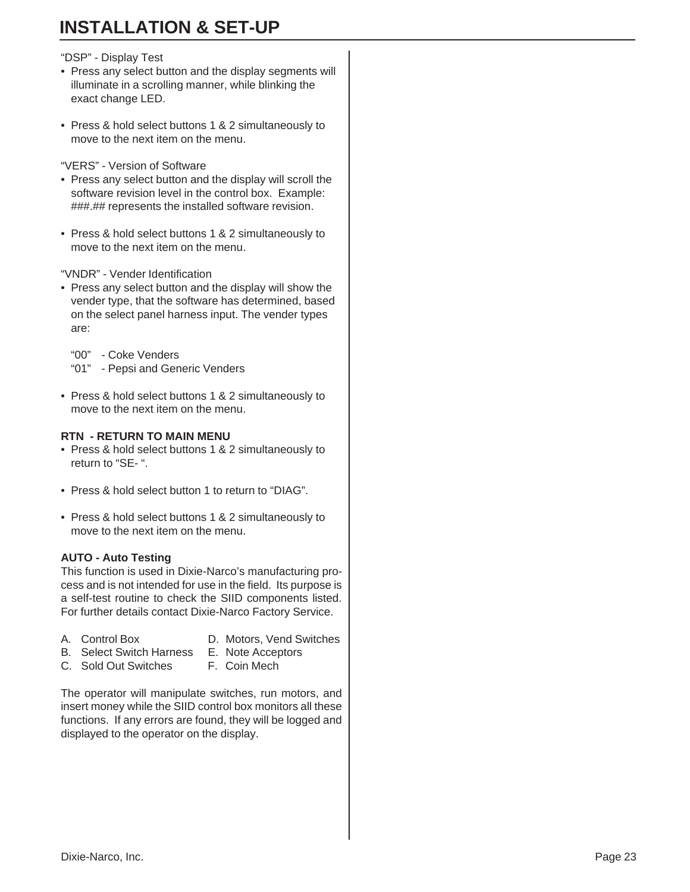# INSTALLATION & SET-UP

"DSP" - Display Test

- Press any select button and the display segments will illuminate in a scrolling manner, while blinking the exact change LED.
- Press & hold select buttons 1 & 2 simultaneously to move to the next item on the menu.

"VERS" - Version of Software

- Press any select button and the display will scroll the software revision level in the control box. Example: ###.## represents the installed software revision.
- Press & hold select buttons 1 & 2 simultaneously to move to the next item on the menu.

"VNDR" - Vender Identification

- Press any select button and the display will show the vender type, that the software has determined, based on the select panel harness input. The vender types are:

  "00" - Coke Venders
  "01" - Pepsi and Generic Venders

- Press & hold select buttons 1 & 2 simultaneously to move to the next item on the menu.

**RTN - RETURN TO MAIN MENU**

- Press & hold select buttons 1 & 2 simultaneously to return to "SE- ".
- Press & hold select button 1 to return to "DIAG".
- Press & hold select buttons 1 & 2 simultaneously to move to the next item on the menu.

**AUTO - Auto Testing**

This function is used in Dixie-Narco's manufacturing process and is not intended for use in the field. Its purpose is a self-test routine to check the SIID components listed. For further details contact Dixie-Narco Factory Service.

A. Control Box
B. Select Switch Harness
C. Sold Out Switches
D. Motors, Vend Switches
E. Note Acceptors
F. Coin Mech

The operator will manipulate switches, run motors, and insert money while the SIID control box monitors all these functions. If any errors are found, they will be logged and displayed to the operator on the display.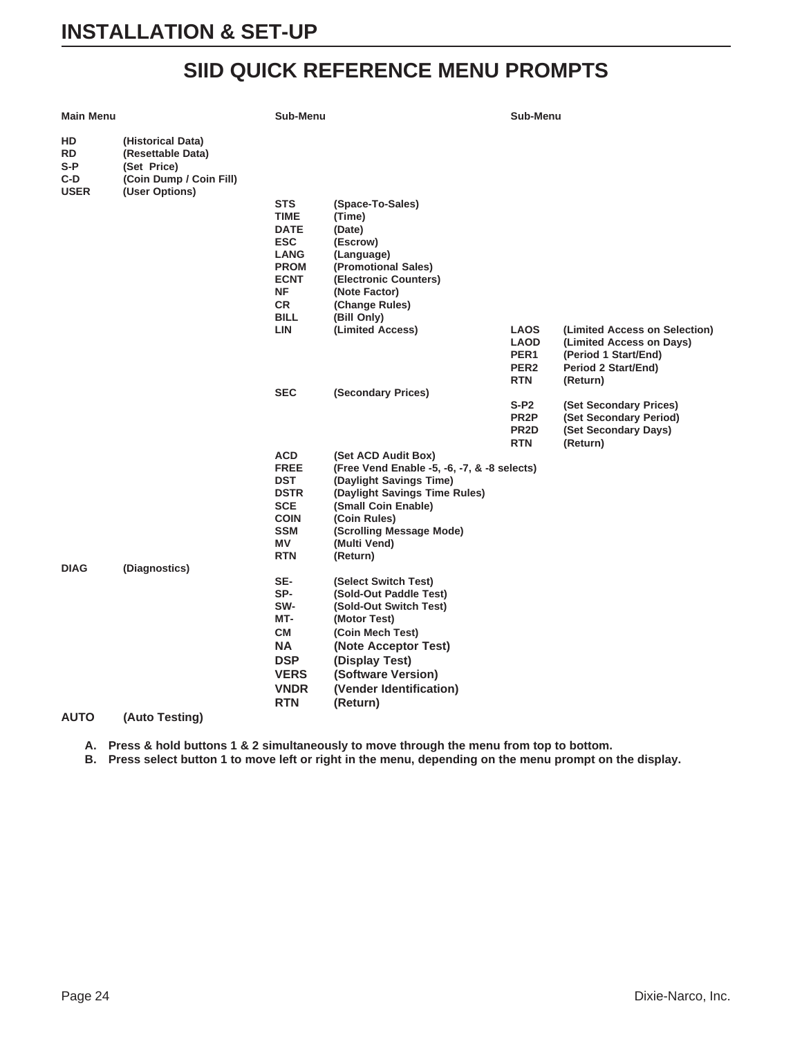# INSTALLATION & SET-UP

## SIID QUICK REFERENCE MENU PROMPTS

| Main Menu | | Sub-Menu | | Sub-Menu | |
|---|---|---|---|---|---|
| **HD** | **(Historical Data)** | | | | |
| **RD** | **(Resettable Data)** | | | | |
| **S-P** | **(Set Price)** | | | | |
| **C-D** | **(Coin Dump / Coin Fill)** | | | | |
| **USER** | **(User Options)** | | | | |
| | | **STS** | **(Space-To-Sales)** | | |
| | | **TIME** | **(Time)** | | |
| | | **DATE** | **(Date)** | | |
| | | **ESC** | **(Escrow)** | | |
| | | **LANG** | **(Language)** | | |
| | | **PROM** | **(Promotional Sales)** | | |
| | | **ECNT** | **(Electronic Counters)** | | |
| | | **NF** | **(Note Factor)** | | |
| | | **CR** | **(Change Rules)** | | |
| | | **BILL** | **(Bill Only)** | | |
| | | **LIN** | **(Limited Access)** | **LAOS** | **(Limited Access on Selection)** |
| | | | | **LAOD** | **(Limited Access on Days)** |
| | | | | **PER1** | **(Period 1 Start/End)** |
| | | | | **PER2** | **Period 2 Start/End)** |
| | | | | **RTN** | **(Return)** |
| | | **SEC** | **(Secondary Prices)** | | |
| | | | | **S-P2** | **(Set Secondary Prices)** |
| | | | | **PR2P** | **(Set Secondary Period)** |
| | | | | **PR2D** | **(Set Secondary Days)** |
| | | | | **RTN** | **(Return)** |
| | | **ACD** | **(Set ACD Audit Box)** | | |
| | | **FREE** | **(Free Vend Enable -5, -6, -7, & -8 selects)** | | |
| | | **DST** | **(Daylight Savings Time)** | | |
| | | **DSTR** | **(Daylight Savings Time Rules)** | | |
| | | **SCE** | **(Small Coin Enable)** | | |
| | | **COIN** | **(Coin Rules)** | | |
| | | **SSM** | **(Scrolling Message Mode)** | | |
| | | **MV** | **(Multi Vend)** | | |
| | | **RTN** | **(Return)** | | |
| **DIAG** | **(Diagnostics)** | | | | |
| | | **SE-** | **(Select Switch Test)** | | |
| | | **SP-** | **(Sold-Out Paddle Test)** | | |
| | | **SW-** | **(Sold-Out Switch Test)** | | |
| | | **MT-** | **(Motor Test)** | | |
| | | **CM** | **(Coin Mech Test)** | | |
| | | **NA** | **(Note Acceptor Test)** | | |
| | | **DSP** | **(Display Test)** | | |
| | | **VERS** | **(Software Version)** | | |
| | | **VNDR** | **(Vender Identification)** | | |
| | | **RTN** | **(Return)** | | |
| **AUTO** | **(Auto Testing)** | | | | |

A. **Press & hold buttons 1 & 2 simultaneously to move through the menu from top to bottom.**

B. **Press select button 1 to move left or right in the menu, depending on the menu prompt on the display.**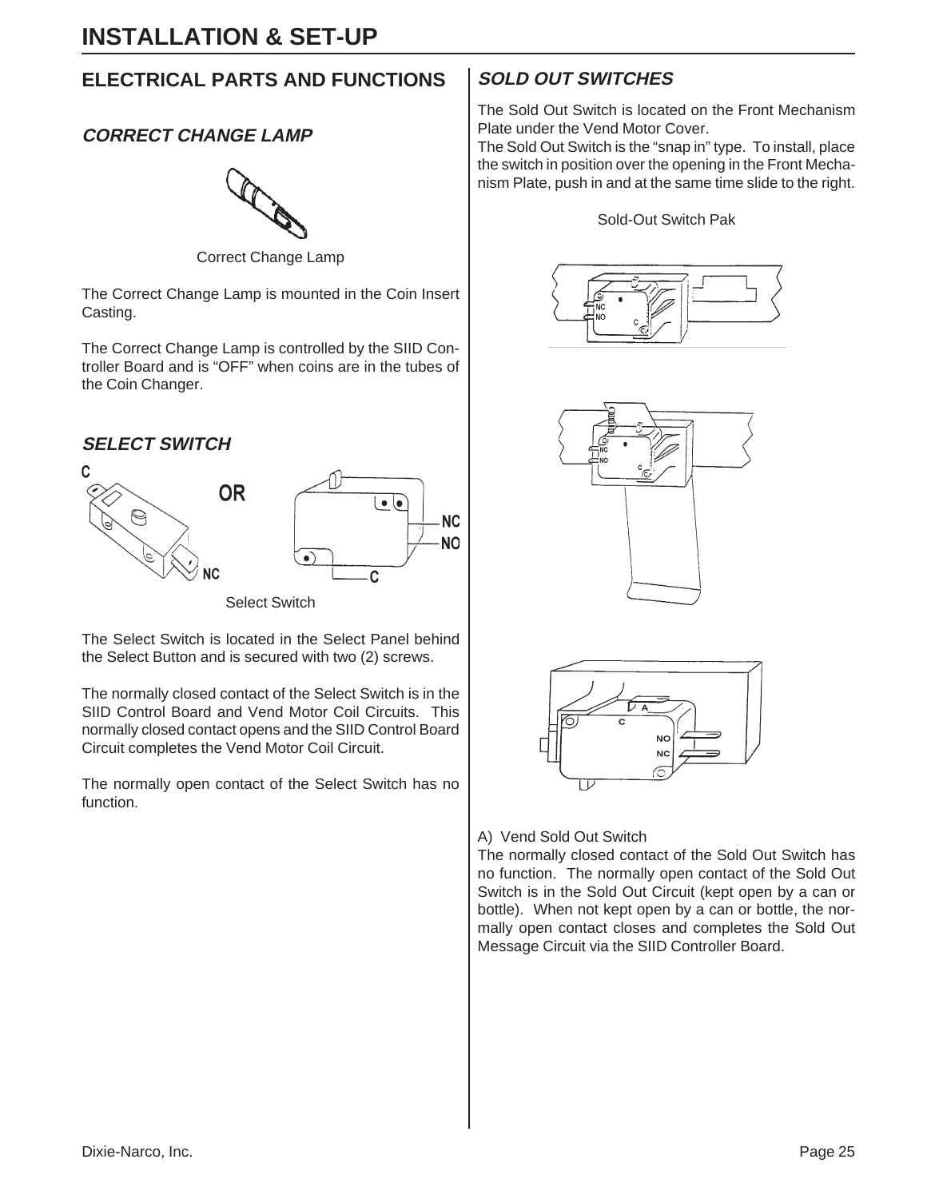# INSTALLATION & SET-UP

## ELECTRICAL PARTS AND FUNCTIONS

### *CORRECT CHANGE LAMP*

Correct Change Lamp

The Correct Change Lamp is mounted in the Coin Insert Casting.

The Correct Change Lamp is controlled by the SIID Controller Board and is "OFF" when coins are in the tubes of the Coin Changer.

### *SELECT SWITCH*

Select Switch

The Select Switch is located in the Select Panel behind the Select Button and is secured with two (2) screws.

The normally closed contact of the Select Switch is in the SIID Control Board and Vend Motor Coil Circuits. This normally closed contact opens and the SIID Control Board Circuit completes the Vend Motor Coil Circuit.

The normally open contact of the Select Switch has no function.

### *SOLD OUT SWITCHES*

The Sold Out Switch is located on the Front Mechanism Plate under the Vend Motor Cover.

The Sold Out Switch is the "snap in" type. To install, place the switch in position over the opening in the Front Mechanism Plate, push in and at the same time slide to the right.

Sold-Out Switch Pak

A) Vend Sold Out Switch

The normally closed contact of the Sold Out Switch has no function. The normally open contact of the Sold Out Switch is in the Sold Out Circuit (kept open by a can or bottle). When not kept open by a can or bottle, the normally open contact closes and completes the Sold Out Message Circuit via the SIID Controller Board.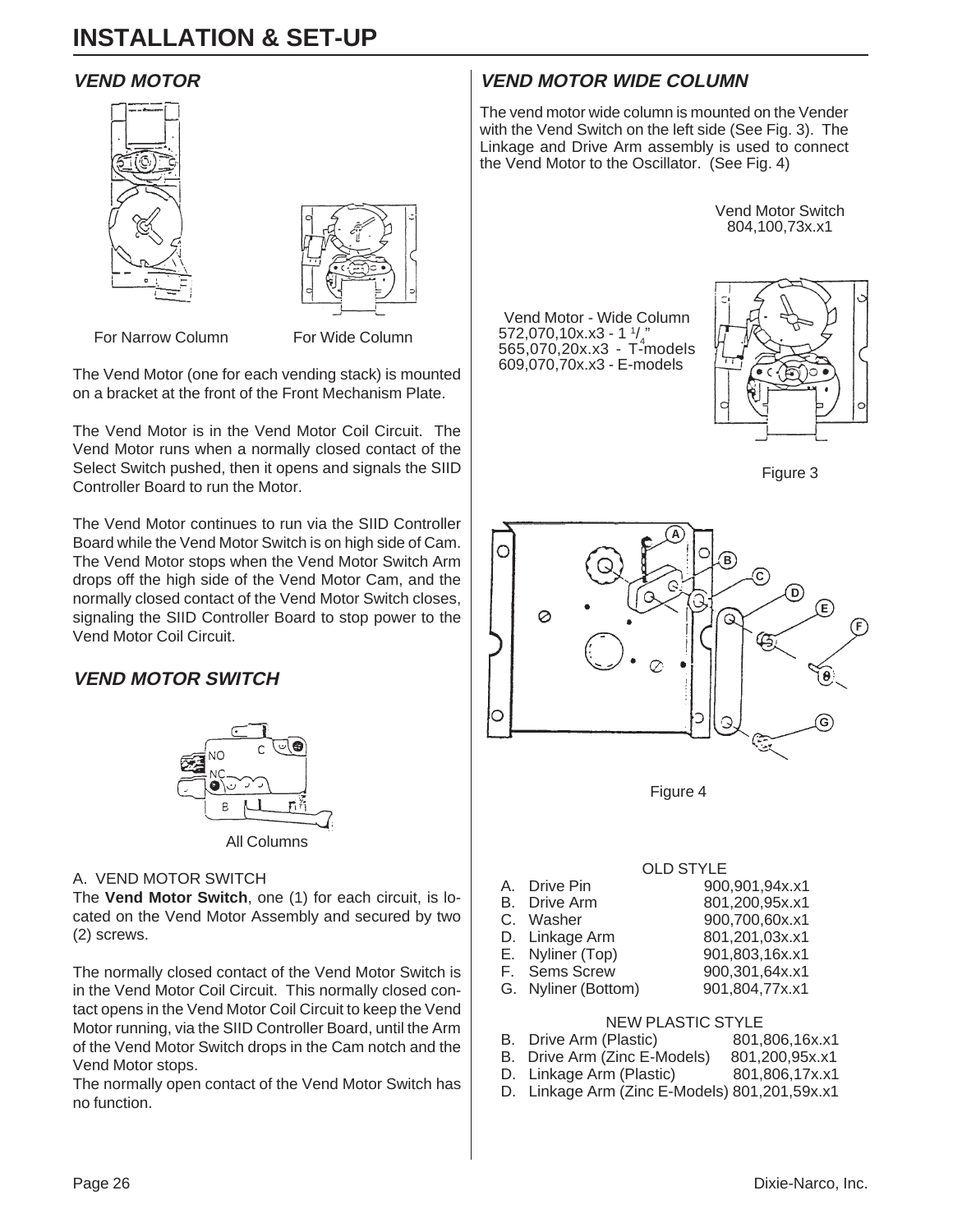# INSTALLATION & SET-UP

## VEND MOTOR

For Narrow Column

For Wide Column

The Vend Motor (one for each vending stack) is mounted on a bracket at the front of the Front Mechanism Plate.

The Vend Motor is in the Vend Motor Coil Circuit. The Vend Motor runs when a normally closed contact of the Select Switch pushed, then it opens and signals the SIID Controller Board to run the Motor.

The Vend Motor continues to run via the SIID Controller Board while the Vend Motor Switch is on high side of Cam. The Vend Motor stops when the Vend Motor Switch Arm drops off the high side of the Vend Motor Cam, and the normally closed contact of the Vend Motor Switch closes, signaling the SIID Controller Board to stop power to the Vend Motor Coil Circuit.

## VEND MOTOR SWITCH

All Columns

A. VEND MOTOR SWITCH

The **Vend Motor Switch**, one (1) for each circuit, is located on the Vend Motor Assembly and secured by two (2) screws.

The normally closed contact of the Vend Motor Switch is in the Vend Motor Coil Circuit. This normally closed contact opens in the Vend Motor Coil Circuit to keep the Vend Motor running, via the SIID Controller Board, until the Arm of the Vend Motor Switch drops in the Cam notch and the Vend Motor stops.

The normally open contact of the Vend Motor Switch has no function.

## VEND MOTOR WIDE COLUMN

The vend motor wide column is mounted on the Vender with the Vend Switch on the left side (See Fig. 3). The Linkage and Drive Arm assembly is used to connect the Vend Motor to the Oscillator. (See Fig. 4)

Vend Motor Switch
804,100,73x.x1

Vend Motor - Wide Column
572,070,10x.x3 - 1 1/4"
565,070,20x.x3 - T-models
609,070,70x.x3 - E-models

Figure 3

Figure 4

OLD STYLE

| | Part | Number |
|---|---|---|
| A. | Drive Pin | 900,901,94x.x1 |
| B. | Drive Arm | 801,200,95x.x1 |
| C. | Washer | 900,700,60x.x1 |
| D. | Linkage Arm | 801,201,03x.x1 |
| E. | Nyliner (Top) | 901,803,16x.x1 |
| F. | Sems Screw | 900,301,64x.x1 |
| G. | Nyliner (Bottom) | 901,804,77x.x1 |

NEW PLASTIC STYLE

| | Part | Number |
|---|---|---|
| B. | Drive Arm (Plastic) | 801,806,16x.x1 |
| B. | Drive Arm (Zinc E-Models) | 801,200,95x.x1 |
| D. | Linkage Arm (Plastic) | 801,806,17x.x1 |
| D. | Linkage Arm (Zinc E-Models) | 801,201,59x.x1 |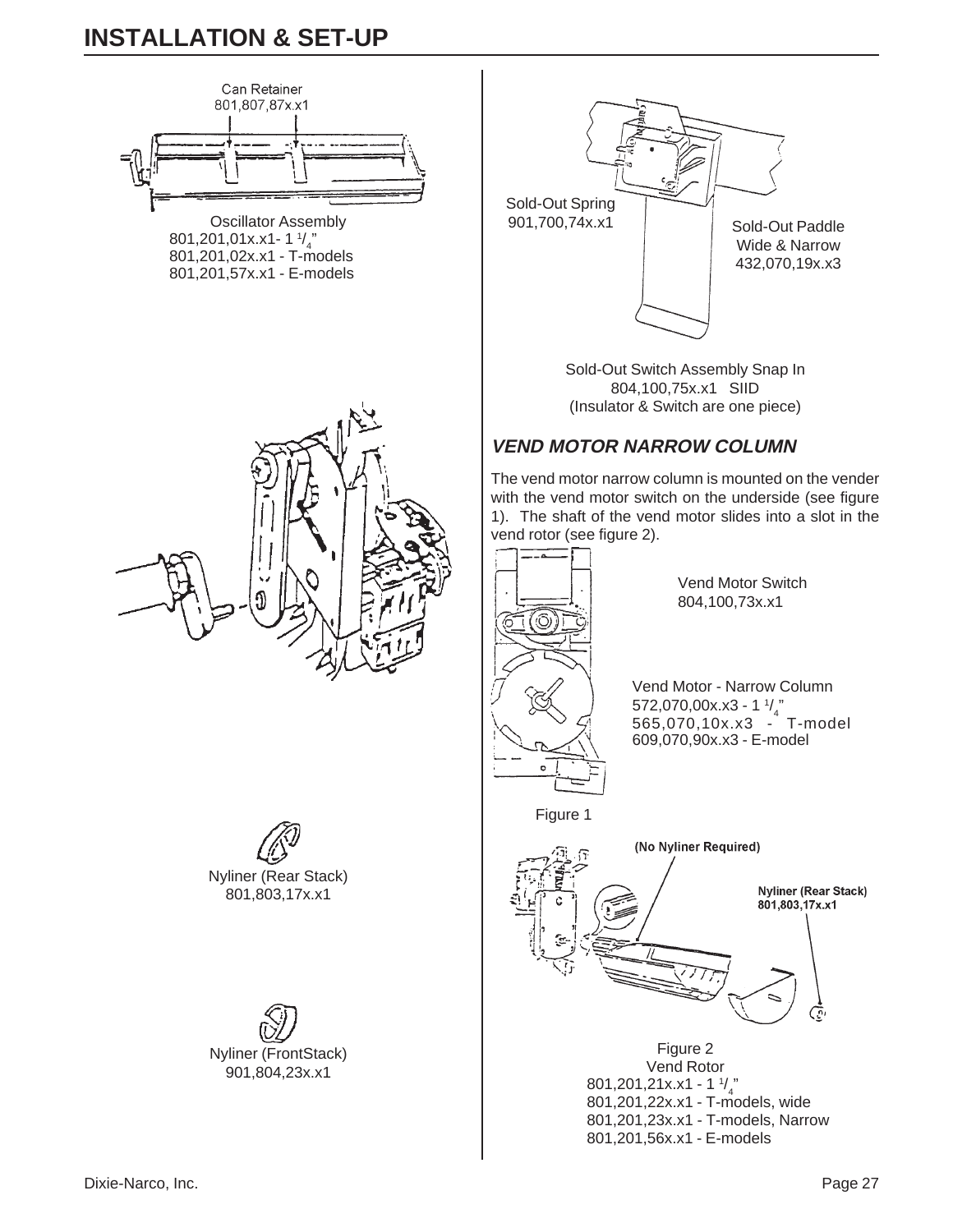# INSTALLATION & SET-UP

Can Retainer
801,807,87x.x1

Oscillator Assembly
801,201,01x.x1- 1 1/4"
801,201,02x.x1 - T-models
801,201,57x.x1 - E-models

Nyliner (Rear Stack)
801,803,17x.x1

Nyliner (FrontStack)
901,804,23x.x1

Sold-Out Spring
901,700,74x.x1

Sold-Out Paddle
Wide & Narrow
432,070,19x.x3

Sold-Out Switch Assembly Snap In
804,100,75x.x1 SIID
(Insulator & Switch are one piece)

## *VEND MOTOR NARROW COLUMN*

The vend motor narrow column is mounted on the vender with the vend motor switch on the underside (see figure 1). The shaft of the vend motor slides into a slot in the vend rotor (see figure 2).

Vend Motor Switch
804,100,73x.x1

Vend Motor - Narrow Column
572,070,00x.x3 - 1 1/4"
565,070,10x.x3 - T-model
609,070,90x.x3 - E-model

Figure 1

(No Nyliner Required)

Nyliner (Rear Stack)
801,803,17x.x1

Figure 2
Vend Rotor
801,201,21x.x1 - 1 1/4"
801,201,22x.x1 - T-models, wide
801,201,23x.x1 - T-models, Narrow
801,201,56x.x1 - E-models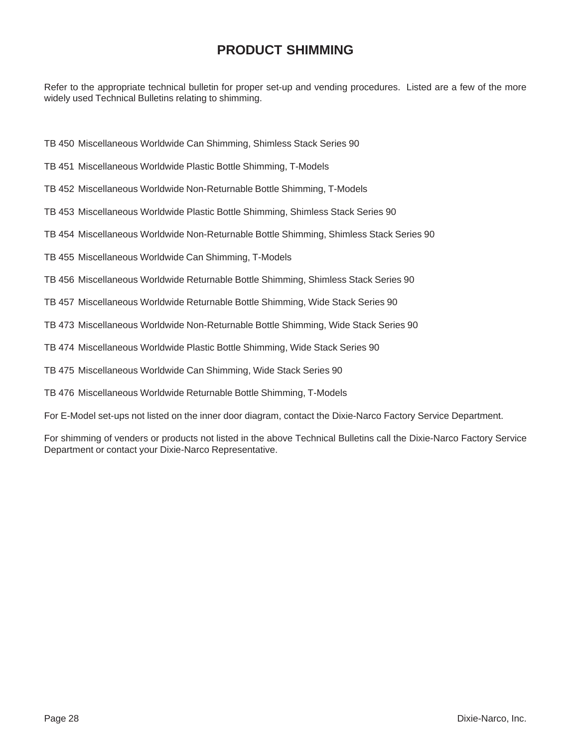# PRODUCT SHIMMING

Refer to the appropriate technical bulletin for proper set-up and vending procedures. Listed are a few of the more widely used Technical Bulletins relating to shimming.

TB 450 Miscellaneous Worldwide Can Shimming, Shimless Stack Series 90

TB 451 Miscellaneous Worldwide Plastic Bottle Shimming, T-Models

TB 452 Miscellaneous Worldwide Non-Returnable Bottle Shimming, T-Models

TB 453 Miscellaneous Worldwide Plastic Bottle Shimming, Shimless Stack Series 90

TB 454 Miscellaneous Worldwide Non-Returnable Bottle Shimming, Shimless Stack Series 90

TB 455 Miscellaneous Worldwide Can Shimming, T-Models

TB 456 Miscellaneous Worldwide Returnable Bottle Shimming, Shimless Stack Series 90

TB 457 Miscellaneous Worldwide Returnable Bottle Shimming, Wide Stack Series 90

TB 473 Miscellaneous Worldwide Non-Returnable Bottle Shimming, Wide Stack Series 90

TB 474 Miscellaneous Worldwide Plastic Bottle Shimming, Wide Stack Series 90

TB 475 Miscellaneous Worldwide Can Shimming, Wide Stack Series 90

TB 476 Miscellaneous Worldwide Returnable Bottle Shimming, T-Models

For E-Model set-ups not listed on the inner door diagram, contact the Dixie-Narco Factory Service Department.

For shimming of venders or products not listed in the above Technical Bulletins call the Dixie-Narco Factory Service Department or contact your Dixie-Narco Representative.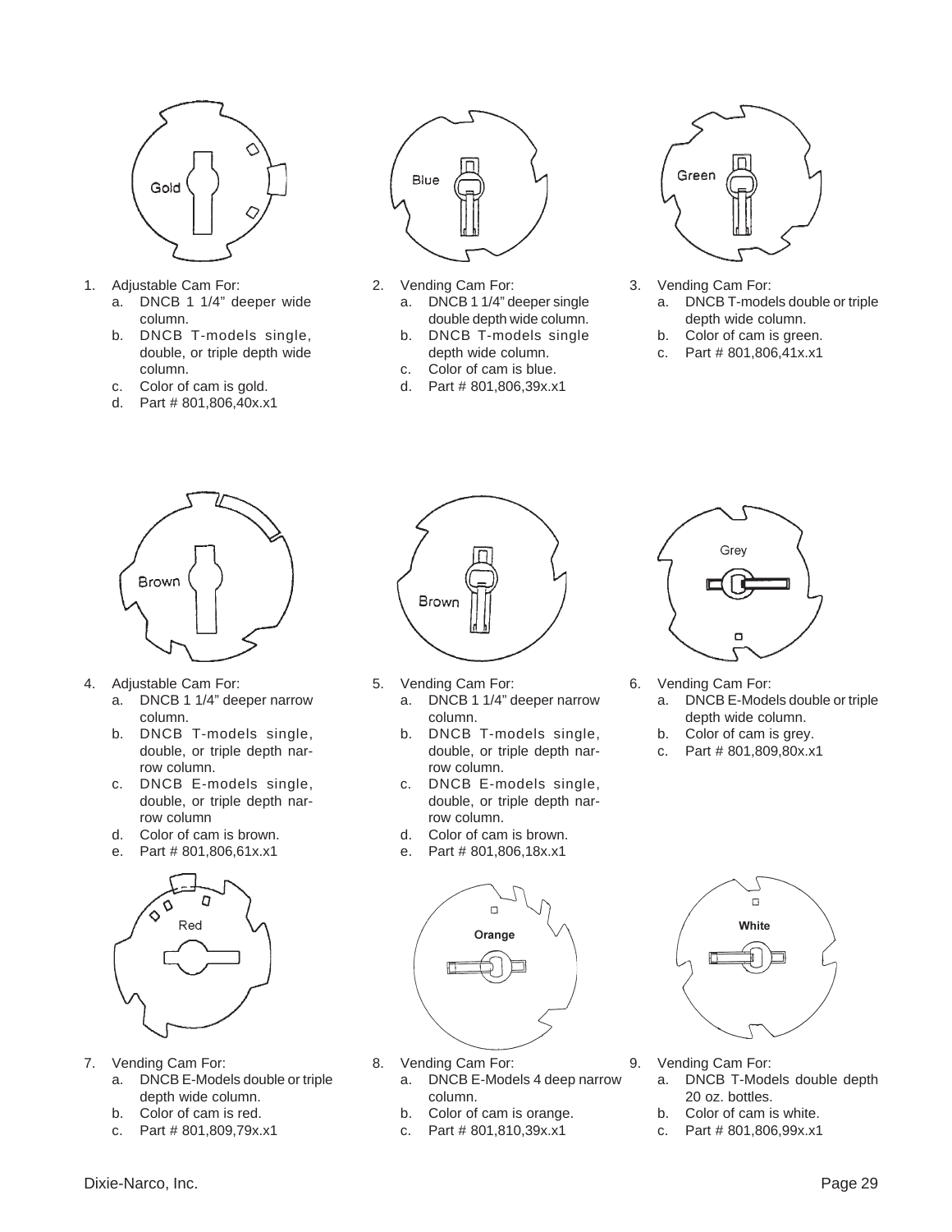1. Adjustable Cam For:
   a. DNCB 1 1/4" deeper wide column.
   b. DNCB T-models single, double, or triple depth wide column.
   c. Color of cam is gold.
   d. Part # 801,806,40x.x1

2. Vending Cam For:
   a. DNCB 1 1/4" deeper single double depth wide column.
   b. DNCB T-models single depth wide column.
   c. Color of cam is blue.
   d. Part # 801,806,39x.x1

3. Vending Cam For:
   a. DNCB T-models double or triple depth wide column.
   b. Color of cam is green.
   c. Part # 801,806,41x.x1

4. Adjustable Cam For:
   a. DNCB 1 1/4" deeper narrow column.
   b. DNCB T-models single, double, or triple depth narrow column.
   c. DNCB E-models single, double, or triple depth narrow column
   d. Color of cam is brown.
   e. Part # 801,806,61x.x1

5. Vending Cam For:
   a. DNCB 1 1/4" deeper narrow column.
   b. DNCB T-models single, double, or triple depth narrow column.
   c. DNCB E-models single, double, or triple depth narrow column.
   d. Color of cam is brown.
   e. Part # 801,806,18x.x1

6. Vending Cam For:
   a. DNCB E-Models double or triple depth wide column.
   b. Color of cam is grey.
   c. Part # 801,809,80x.x1

7. Vending Cam For:
   a. DNCB E-Models double or triple depth wide column.
   b. Color of cam is red.
   c. Part # 801,809,79x.x1

8. Vending Cam For:
   a. DNCB E-Models 4 deep narrow column.
   b. Color of cam is orange.
   c. Part # 801,810,39x.x1

9. Vending Cam For:
   a. DNCB T-Models double depth 20 oz. bottles.
   b. Color of cam is white.
   c. Part # 801,806,99x.x1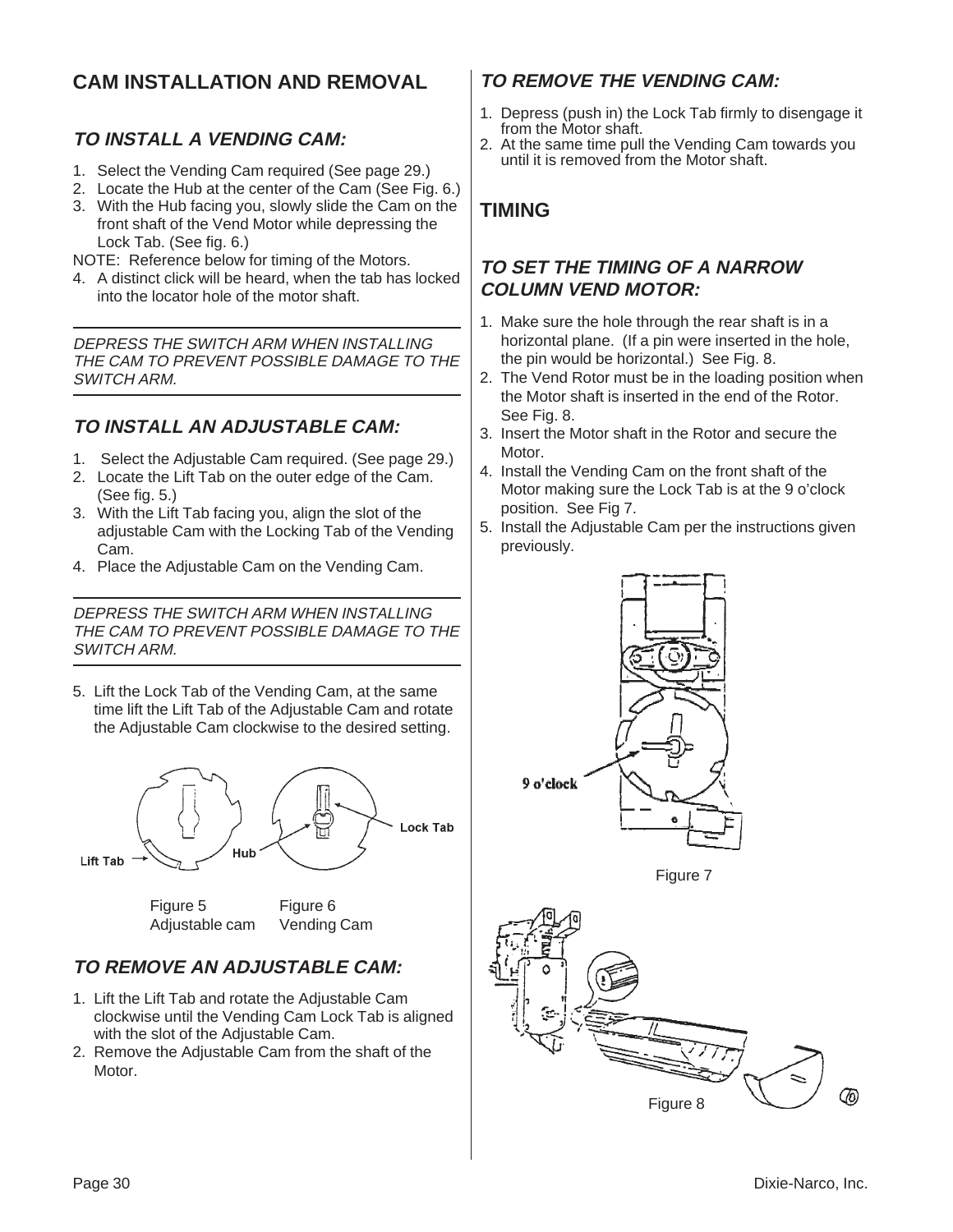# CAM INSTALLATION AND REMOVAL

## *TO INSTALL A VENDING CAM:*

1. Select the Vending Cam required (See page 29.)
2. Locate the Hub at the center of the Cam (See Fig. 6.)
3. With the Hub facing you, slowly slide the Cam on the front shaft of the Vend Motor while depressing the Lock Tab. (See fig. 6.)

NOTE: Reference below for timing of the Motors.

4. A distinct click will be heard, when the tab has locked into the locator hole of the motor shaft.

---

*DEPRESS THE SWITCH ARM WHEN INSTALLING THE CAM TO PREVENT POSSIBLE DAMAGE TO THE SWITCH ARM.*

---

## *TO INSTALL AN ADJUSTABLE CAM:*

1. Select the Adjustable Cam required. (See page 29.)
2. Locate the Lift Tab on the outer edge of the Cam. (See fig. 5.)
3. With the Lift Tab facing you, align the slot of the adjustable Cam with the Locking Tab of the Vending Cam.
4. Place the Adjustable Cam on the Vending Cam.

---

*DEPRESS THE SWITCH ARM WHEN INSTALLING THE CAM TO PREVENT POSSIBLE DAMAGE TO THE SWITCH ARM.*

---

5. Lift the Lock Tab of the Vending Cam, at the same time lift the Lift Tab of the Adjustable Cam and rotate the Adjustable Cam clockwise to the desired setting.

Lift Tab — Hub — Lock Tab

Figure 5 Adjustable cam    Figure 6 Vending Cam

## *TO REMOVE AN ADJUSTABLE CAM:*

1. Lift the Lift Tab and rotate the Adjustable Cam clockwise until the Vending Cam Lock Tab is aligned with the slot of the Adjustable Cam.
2. Remove the Adjustable Cam from the shaft of the Motor.

## *TO REMOVE THE VENDING CAM:*

1. Depress (push in) the Lock Tab firmly to disengage it from the Motor shaft.
2. At the same time pull the Vending Cam towards you until it is removed from the Motor shaft.

# TIMING

## *TO SET THE TIMING OF A NARROW COLUMN VEND MOTOR:*

1. Make sure the hole through the rear shaft is in a horizontal plane. (If a pin were inserted in the hole, the pin would be horizontal.) See Fig. 8.
2. The Vend Rotor must be in the loading position when the Motor shaft is inserted in the end of the Rotor. See Fig. 8.
3. Insert the Motor shaft in the Rotor and secure the Motor.
4. Install the Vending Cam on the front shaft of the Motor making sure the Lock Tab is at the 9 o'clock position. See Fig 7.
5. Install the Adjustable Cam per the instructions given previously.

9 o'clock

Figure 7

Figure 8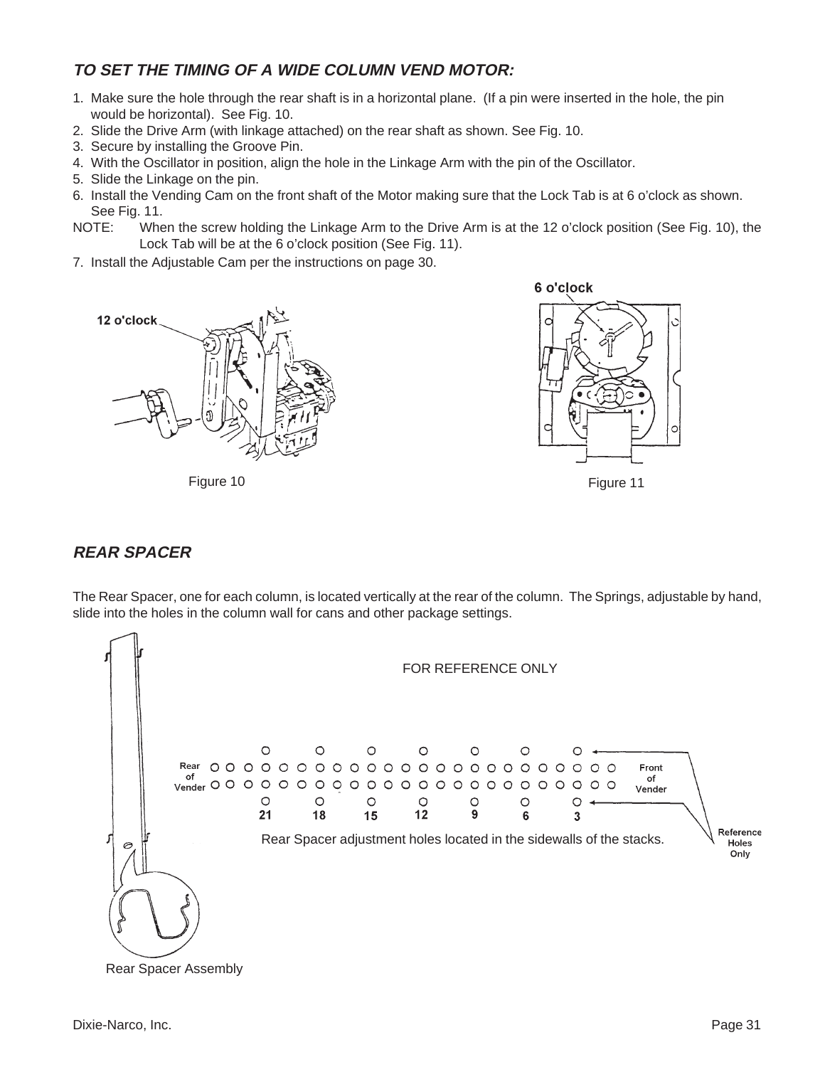### *TO SET THE TIMING OF A WIDE COLUMN VEND MOTOR:*

1. Make sure the hole through the rear shaft is in a horizontal plane. (If a pin were inserted in the hole, the pin would be horizontal). See Fig. 10.
2. Slide the Drive Arm (with linkage attached) on the rear shaft as shown. See Fig. 10.
3. Secure by installing the Groove Pin.
4. With the Oscillator in position, align the hole in the Linkage Arm with the pin of the Oscillator.
5. Slide the Linkage on the pin.
6. Install the Vending Cam on the front shaft of the Motor making sure that the Lock Tab is at 6 o'clock as shown. See Fig. 11.

NOTE: When the screw holding the Linkage Arm to the Drive Arm is at the 12 o'clock position (See Fig. 10), the Lock Tab will be at the 6 o'clock position (See Fig. 11).

7. Install the Adjustable Cam per the instructions on page 30.

12 o'clock

Figure 10

6 o'clock

Figure 11

### *REAR SPACER*

The Rear Spacer, one for each column, is located vertically at the rear of the column. The Springs, adjustable by hand, slide into the holes in the column wall for cans and other package settings.

FOR REFERENCE ONLY

Rear of Vender — 21 18 15 12 9 6 3 — Front of Vender

Reference Holes Only

Rear Spacer adjustment holes located in the sidewalls of the stacks.

Rear Spacer Assembly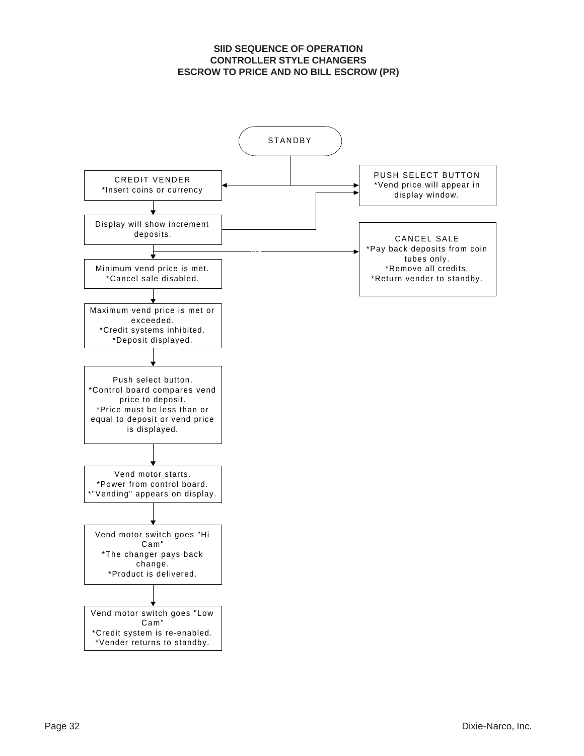## SIID SEQUENCE OF OPERATION
## CONTROLLER STYLE CHANGERS
## ESCROW TO PRICE AND NO BILL ESCROW (PR)

STANDBY

CREDIT VENDER
*Insert coins or currency

PUSH SELECT BUTTON
*Vend price will appear in display window.

Display will show increment deposits.

CANCEL SALE
*Pay back deposits from coin tubes only.
*Remove all credits.
*Return vender to standby.

Minimum vend price is met.
*Cancel sale disabled.

Maximum vend price is met or exceeded.
*Credit systems inhibited.
*Deposit displayed.

Push select button.
*Control board compares vend price to deposit.
*Price must be less than or equal to deposit or vend price is displayed.

Vend motor starts.
*Power from control board.
*"Vending" appears on display.

Vend motor switch goes "Hi Cam"
*The changer pays back change.
*Product is delivered.

Vend motor switch goes "Low Cam"
*Credit system is re-enabled.
*Vender returns to standby.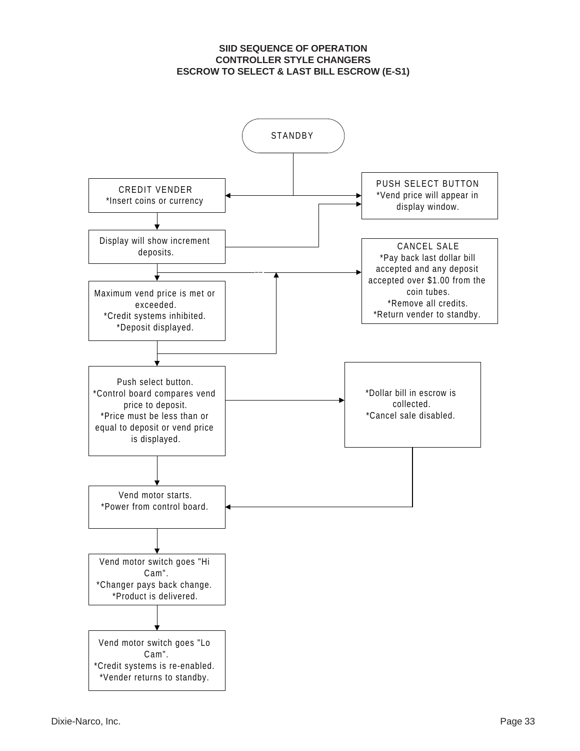**SIID SEQUENCE OF OPERATION**
**CONTROLLER STYLE CHANGERS**
**ESCROW TO SELECT & LAST BILL ESCROW (E-S1)**

STANDBY

CREDIT VENDER
*Insert coins or currency

PUSH SELECT BUTTON
*Vend price will appear in display window.

Display will show increment deposits.

CANCEL SALE
*Pay back last dollar bill accepted and any deposit accepted over $1.00 from the coin tubes.
*Remove all credits.
*Return vender to standby.

Maximum vend price is met or exceeded.
*Credit systems inhibited.
*Deposit displayed.

Push select button.
*Control board compares vend price to deposit.
*Price must be less than or equal to deposit or vend price is displayed.

*Dollar bill in escrow is collected.
*Cancel sale disabled.

Vend motor starts.
*Power from control board.

Vend motor switch goes "Hi Cam".
*Changer pays back change.
*Product is delivered.

Vend motor switch goes "Lo Cam".
*Credit systems is re-enabled.
*Vender returns to standby.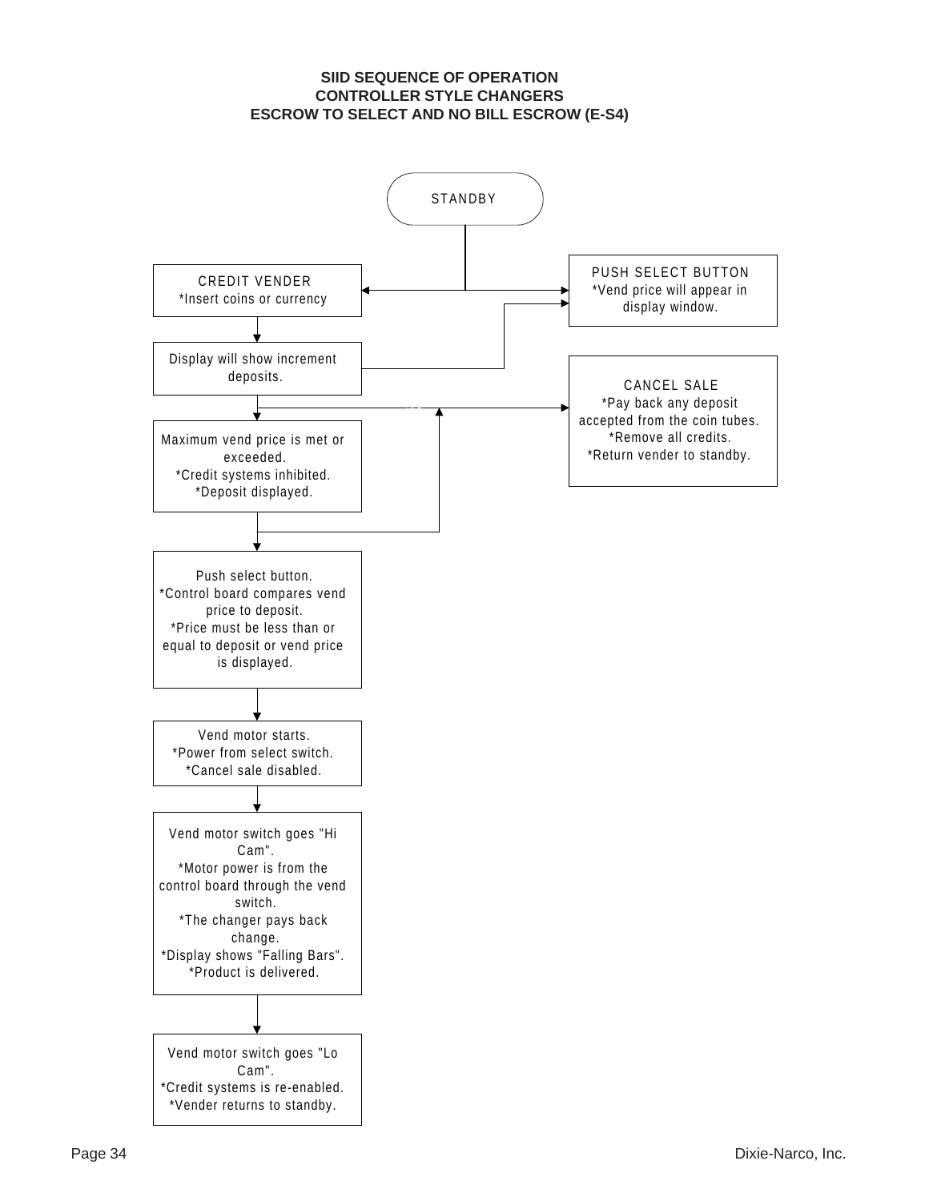# SIID SEQUENCE OF OPERATION
## CONTROLLER STYLE CHANGERS
## ESCROW TO SELECT AND NO BILL ESCROW (E-S4)

STANDBY

CREDIT VENDER
*Insert coins or currency

PUSH SELECT BUTTON
*Vend price will appear in display window.

Display will show increment deposits.

CANCEL SALE
*Pay back any deposit accepted from the coin tubes.
*Remove all credits.
*Return vender to standby.

Maximum vend price is met or exceeded.
*Credit systems inhibited.
*Deposit displayed.

Push select button.
*Control board compares vend price to deposit.
*Price must be less than or equal to deposit or vend price is displayed.

Vend motor starts.
*Power from select switch.
*Cancel sale disabled.

Vend motor switch goes "Hi Cam".
*Motor power is from the control board through the vend switch.
*The changer pays back change.
*Display shows "Falling Bars".
*Product is delivered.

Vend motor switch goes "Lo Cam".
*Credit systems is re-enabled.
*Vender returns to standby.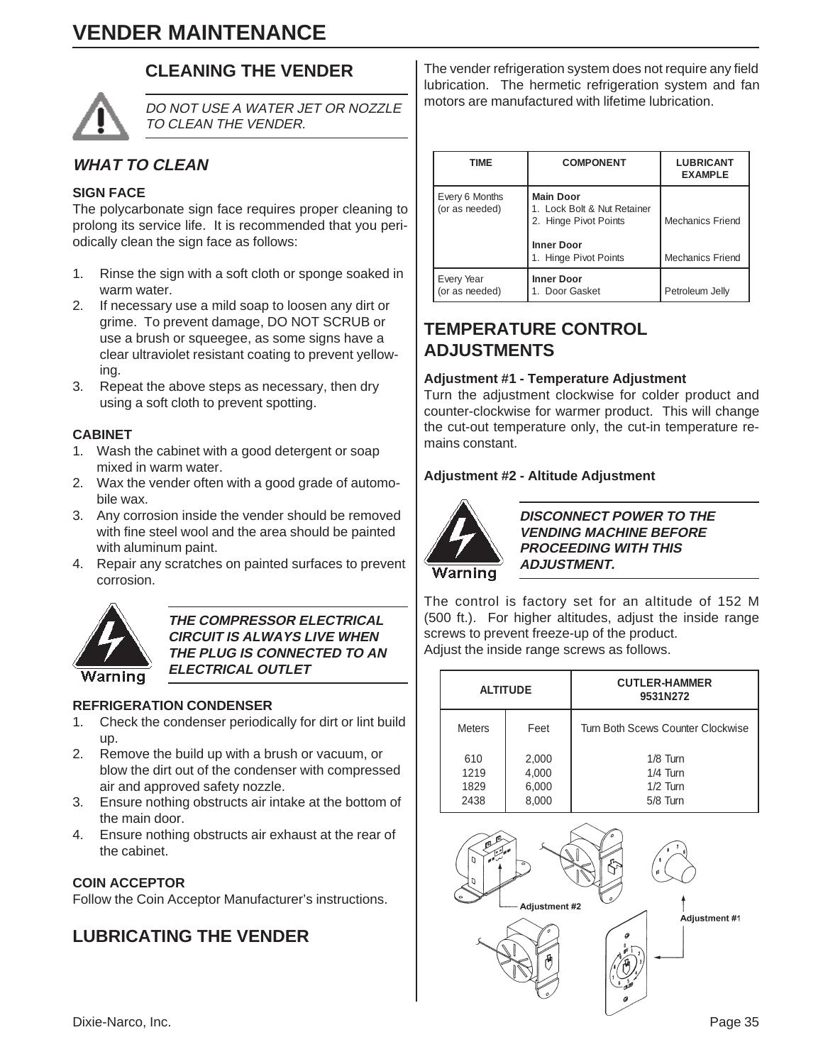# VENDER MAINTENANCE

## CLEANING THE VENDER

*DO NOT USE A WATER JET OR NOZZLE TO CLEAN THE VENDER.*

### *WHAT TO CLEAN*

**SIGN FACE**

The polycarbonate sign face requires proper cleaning to prolong its service life. It is recommended that you periodically clean the sign face as follows:

1. Rinse the sign with a soft cloth or sponge soaked in warm water.
2. If necessary use a mild soap to loosen any dirt or grime. To prevent damage, DO NOT SCRUB or use a brush or squeegee, as some signs have a clear ultraviolet resistant coating to prevent yellowing.
3. Repeat the above steps as necessary, then dry using a soft cloth to prevent spotting.

**CABINET**

1. Wash the cabinet with a good detergent or soap mixed in warm water.
2. Wax the vender often with a good grade of automobile wax.
3. Any corrosion inside the vender should be removed with fine steel wool and the area should be painted with aluminum paint.
4. Repair any scratches on painted surfaces to prevent corrosion.

Warning

***THE COMPRESSOR ELECTRICAL CIRCUIT IS ALWAYS LIVE WHEN THE PLUG IS CONNECTED TO AN ELECTRICAL OUTLET***

**REFRIGERATION CONDENSER**

1. Check the condenser periodically for dirt or lint build up.
2. Remove the build up with a brush or vacuum, or blow the dirt out of the condenser with compressed air and approved safety nozzle.
3. Ensure nothing obstructs air intake at the bottom of the main door.
4. Ensure nothing obstructs air exhaust at the rear of the cabinet.

**COIN ACCEPTOR**

Follow the Coin Acceptor Manufacturer's instructions.

## LUBRICATING THE VENDER

The vender refrigeration system does not require any field lubrication. The hermetic refrigeration system and fan motors are manufactured with lifetime lubrication.

| TIME | COMPONENT | LUBRICANT EXAMPLE |
|---|---|---|
| Every 6 Months (or as needed) | **Main Door**<br>1. Lock Bolt & Nut Retainer<br>2. Hinge Pivot Points<br><br>**Inner Door**<br>1. Hinge Pivot Points | <br><br>Mechanics Friend<br><br><br>Mechanics Friend |
| Every Year (or as needed) | **Inner Door**<br>1. Door Gasket | Petroleum Jelly |

## TEMPERATURE CONTROL ADJUSTMENTS

**Adjustment #1 - Temperature Adjustment**

Turn the adjustment clockwise for colder product and counter-clockwise for warmer product. This will change the cut-out temperature only, the cut-in temperature remains constant.

**Adjustment #2 - Altitude Adjustment**

Warning

***DISCONNECT POWER TO THE VENDING MACHINE BEFORE PROCEEDING WITH THIS ADJUSTMENT.***

The control is factory set for an altitude of 152 M (500 ft.). For higher altitudes, adjust the inside range screws to prevent freeze-up of the product.
Adjust the inside range screws as follows.

| ALTITUDE | | CUTLER-HAMMER 9531N272 |
|---|---|---|
| Meters | Feet | Turn Both Scews Counter Clockwise |
| 610 | 2,000 | 1/8 Turn |
| 1219 | 4,000 | 1/4 Turn |
| 1829 | 6,000 | 1/2 Turn |
| 2438 | 8,000 | 5/8 Turn |

Adjustment #2

Adjustment #1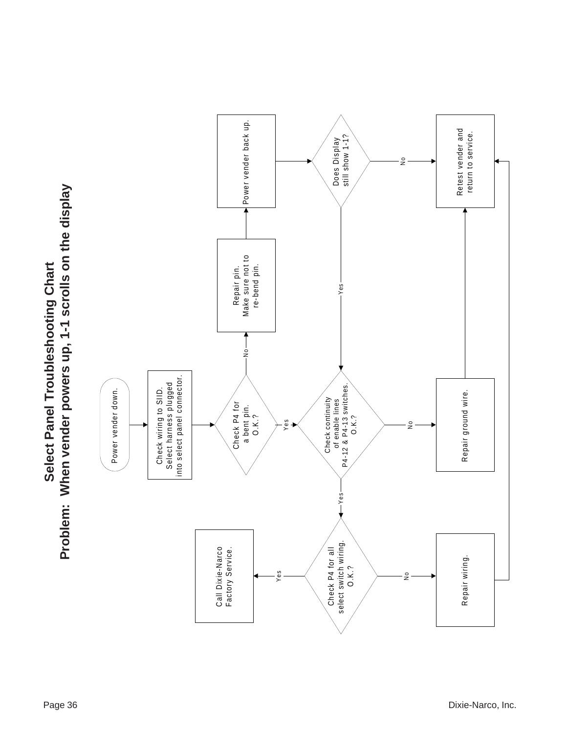# Select Panel Troubleshooting Chart

## Problem: When vender powers up, 1-1 scrolls on the display

- Power vender down.
- Check wiring to SIID. Select harness plugged into select panel connector.
- Check P4 for a bent pin. O.K.?
  - No → Repair pin. Make sure not to re-bend pin. → Power vender back up. → Does Display still show 1-1?
    - No → Retest vender and return to service.
    - Yes → Check continuity of enable lines P4-12 & P4-13 switches. O.K.?
  - Yes → Check continuity of enable lines P4-12 & P4-13 switches. O.K.?
    - No → Repair ground wire. → Retest vender and return to service.
    - Yes → Check P4 for all select switch wiring. O.K.?
      - Yes → Call Dixie-Narco Factory Service.
      - No → Repair wiring. → Retest vender and return to service.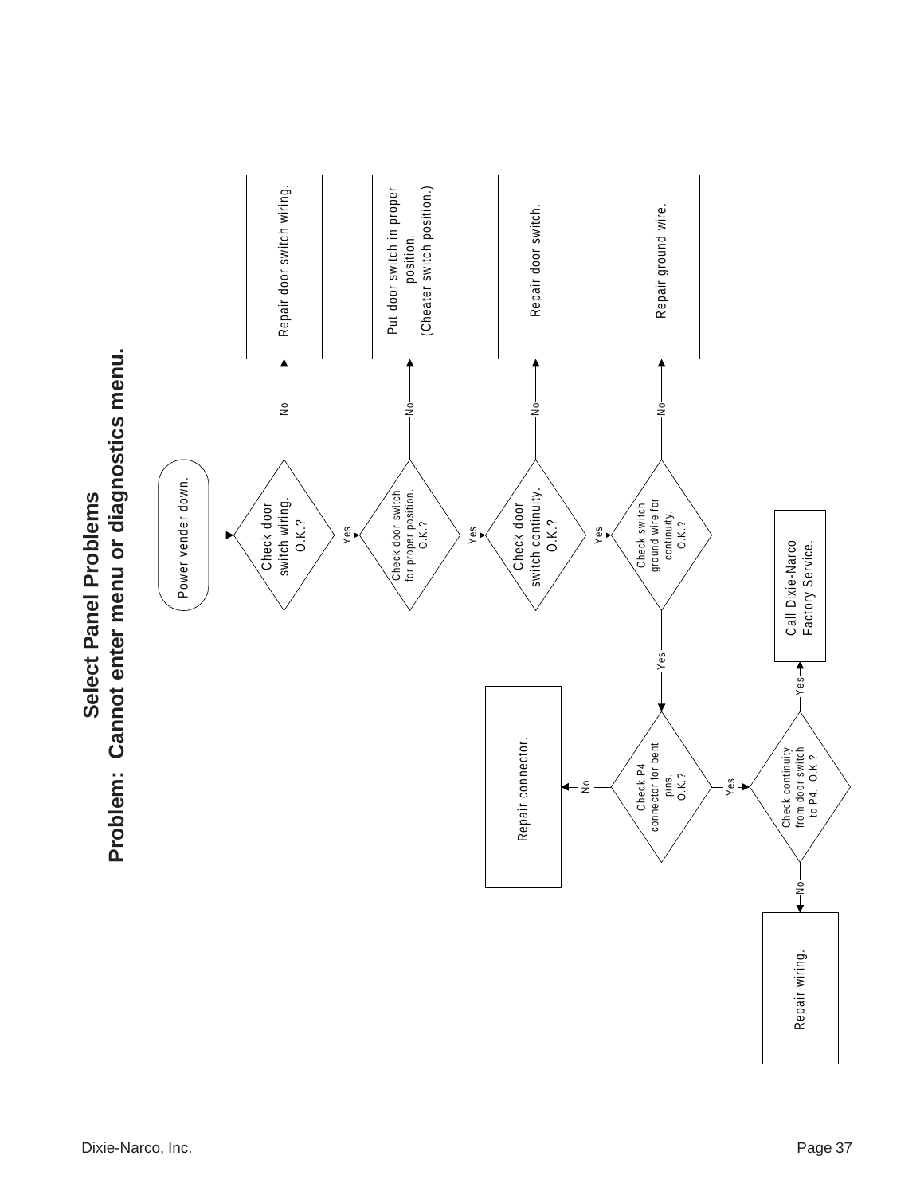## Select Panel Problems

## Problem: Cannot enter menu or diagnostics menu.

Power vender down.

Check door switch wiring. O.K.?
- No → Repair door switch wiring.
- Yes → Check door switch for proper position. O.K.?
  - No → Put door switch in proper position. (Cheater switch position.)
  - Yes → Check door switch continuity. O.K.?
    - No → Repair door switch.
    - Yes → Check switch ground wire for continuity. O.K.?
      - No → Repair ground wire.
      - Yes → Check P4 connector for bent pins. O.K.?
        - No → Repair connector.
        - Yes → Check continuity from door switch to P4. O.K.?
          - No → Repair wiring.
          - Yes → Call Dixie-Narco Factory Service.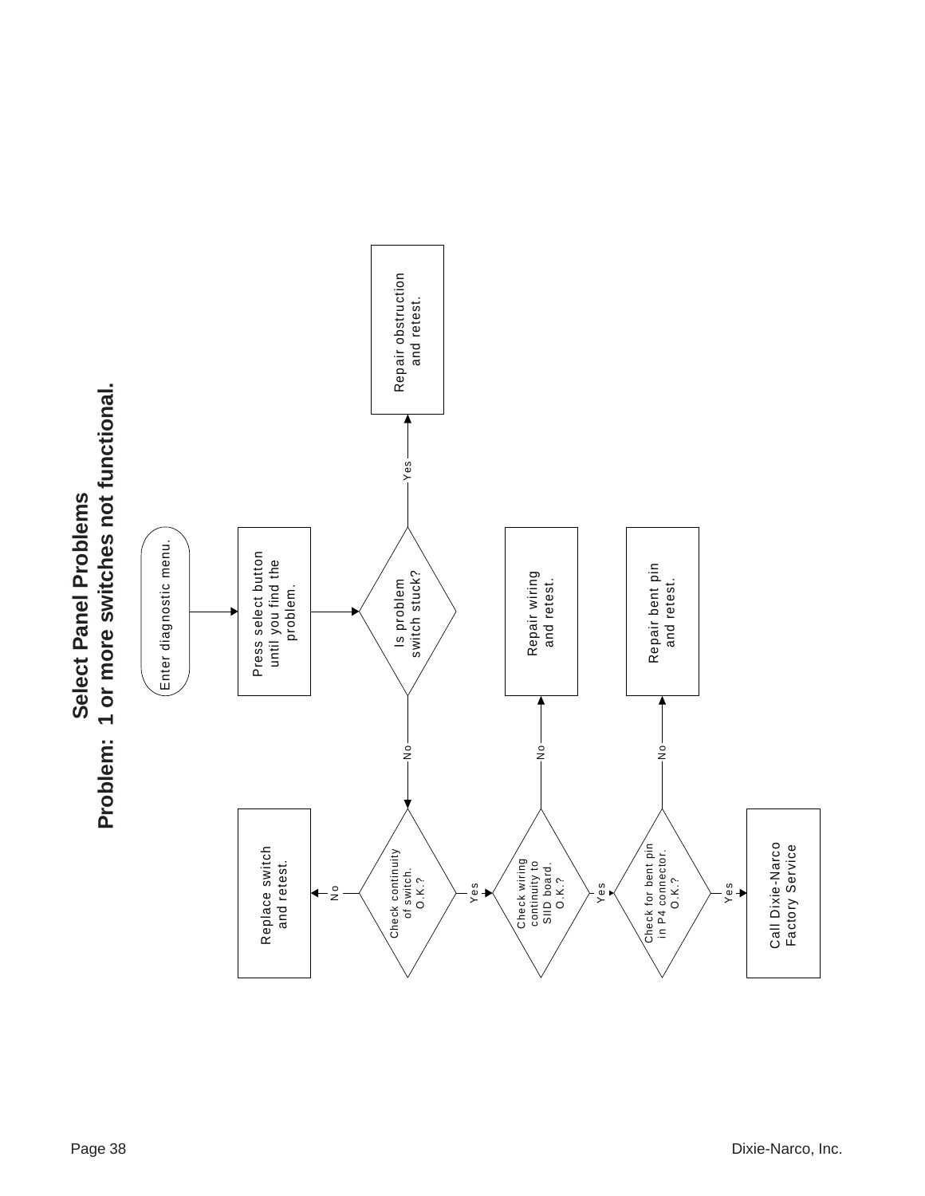## Select Panel Problems

## Problem: 1 or more switches not functional.

Enter diagnostic menu.

Press select button until you find the problem.

Is problem switch stuck?

- Yes → Repair obstruction and retest.
- No → Check continuity of switch. O.K.?
  - No → Replace switch and retest.
  - Yes → Check wiring continuity to SIID board. O.K.?
    - No → Repair wiring and retest.
    - Yes → Check for bent pin in P4 connector. O.K.?
      - No → Repair bent pin and retest.
      - Yes → Call Dixie-Narco Factory Service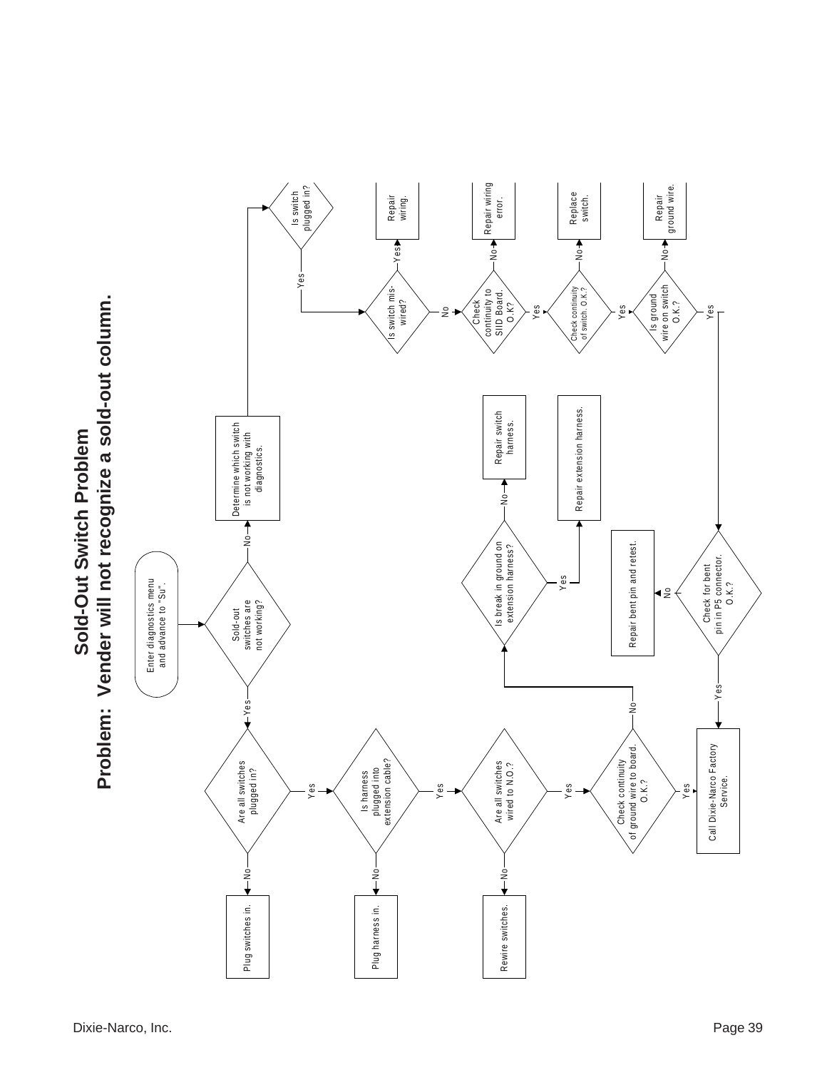# Sold-Out Switch Problem

## Problem: Vender will not recognize a sold-out column.

Enter diagnostics menu and advance to "Su".

**Sold-out switches are not working?**
- No → Determine which switch is not working with diagnostics.
  - **Is switch plugged in?**
    - Yes → **Is switch mis-wired?**
      - Yes → Repair wiring.
      - No → **Check continuity to SID Board. O.K.?**
        - No → Repair wiring error.
        - Yes → **Check continuity of switch. O.K.?**
          - No → Replace switch.
          - Yes → **Is ground wire on switch O.K.?**
            - No → Repair ground wire.
            - Yes → **Check for bent pin in P5 connector. O.K.?**
              - No → Repair bent pin and retest.
              - Yes → Call Dixie-Narco Factory Service.
- Yes → **Are all switches plugged in?**
  - No → Plug switches in.
  - Yes → **Is harness plugged into extension cable?**
    - No → Plug harness in.
    - Yes → **Are all switches wired to N.O.?**
      - No → Rewire switches.
      - Yes → **Check continuity of ground wire to board. O.K.?**
        - Yes → Call Dixie-Narco Factory Service.
        - No → **Is break in ground on extension harness?**
          - No → Repair switch harness.
          - Yes → Repair extension harness.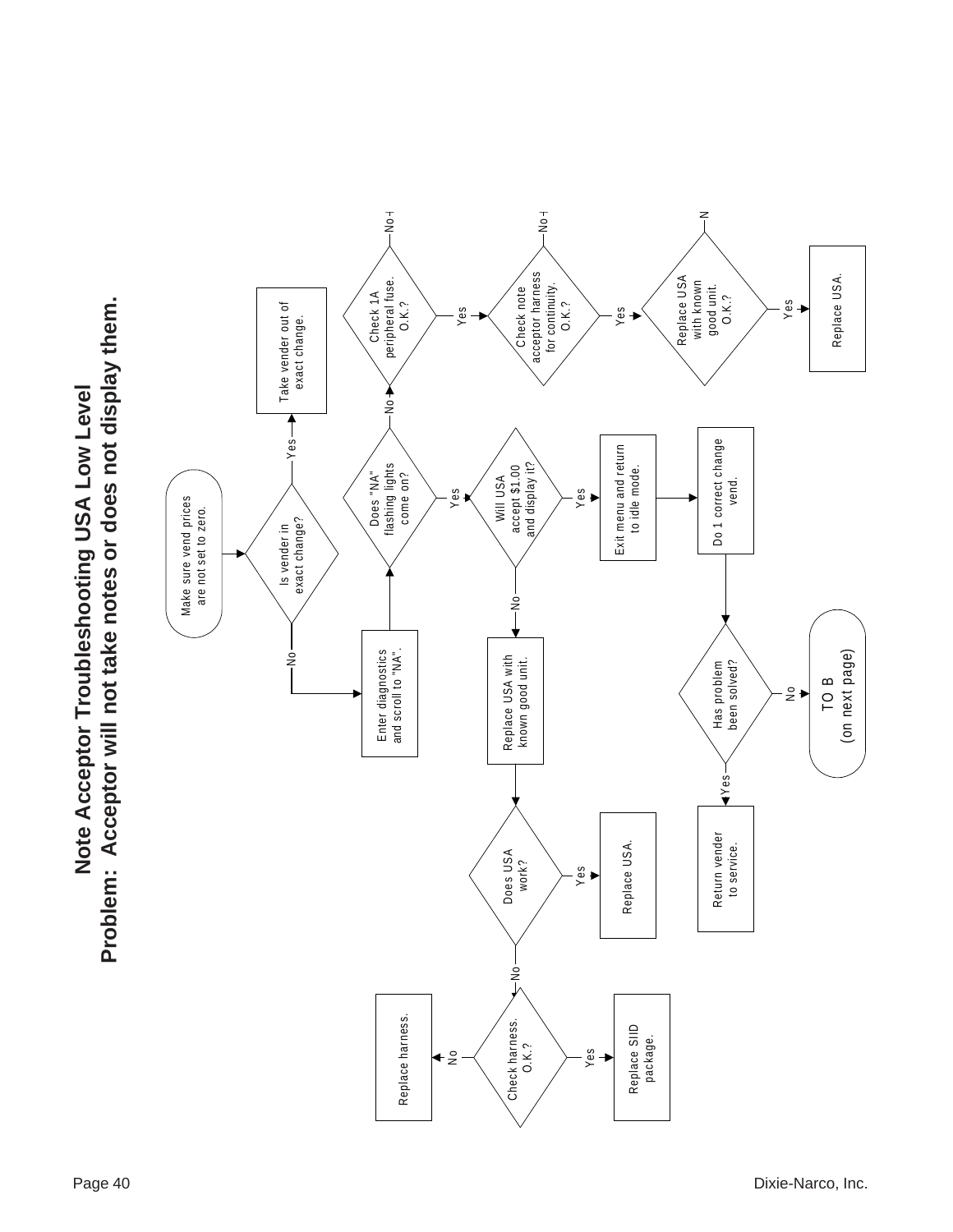# Note Acceptor Troubleshooting USA Low Level

## Problem: Acceptor will not take notes or does not display them.

- Make sure vend prices are not set to zero.
- Is vender in exact change?
  - Yes → Take vender out of exact change.
  - No → Enter diagnostics and scroll to "NA".
- Does "NA" flashing lights come on?
  - No → Check 1A peripheral fuse. O.K.?
    - No
    - Yes → Check note acceptor harness for continuity. O.K.?
      - No
      - Yes → Replace USA with known good unit. O.K.?
        - N
        - Yes → Replace USA.
  - Yes → Will USA accept $1.00 and display it?
    - No → Replace USA with known good unit.
      - Does USA work?
        - Yes → Replace USA.
        - No → Check harness. O.K.?
          - No → Replace harness.
          - Yes → Replace SIID package.
    - Yes → Exit menu and return to idle mode.
      - Do 1 correct change vend.
      - Has problem been solved?
        - Yes → Return vender to service.
        - No → TO B (on next page)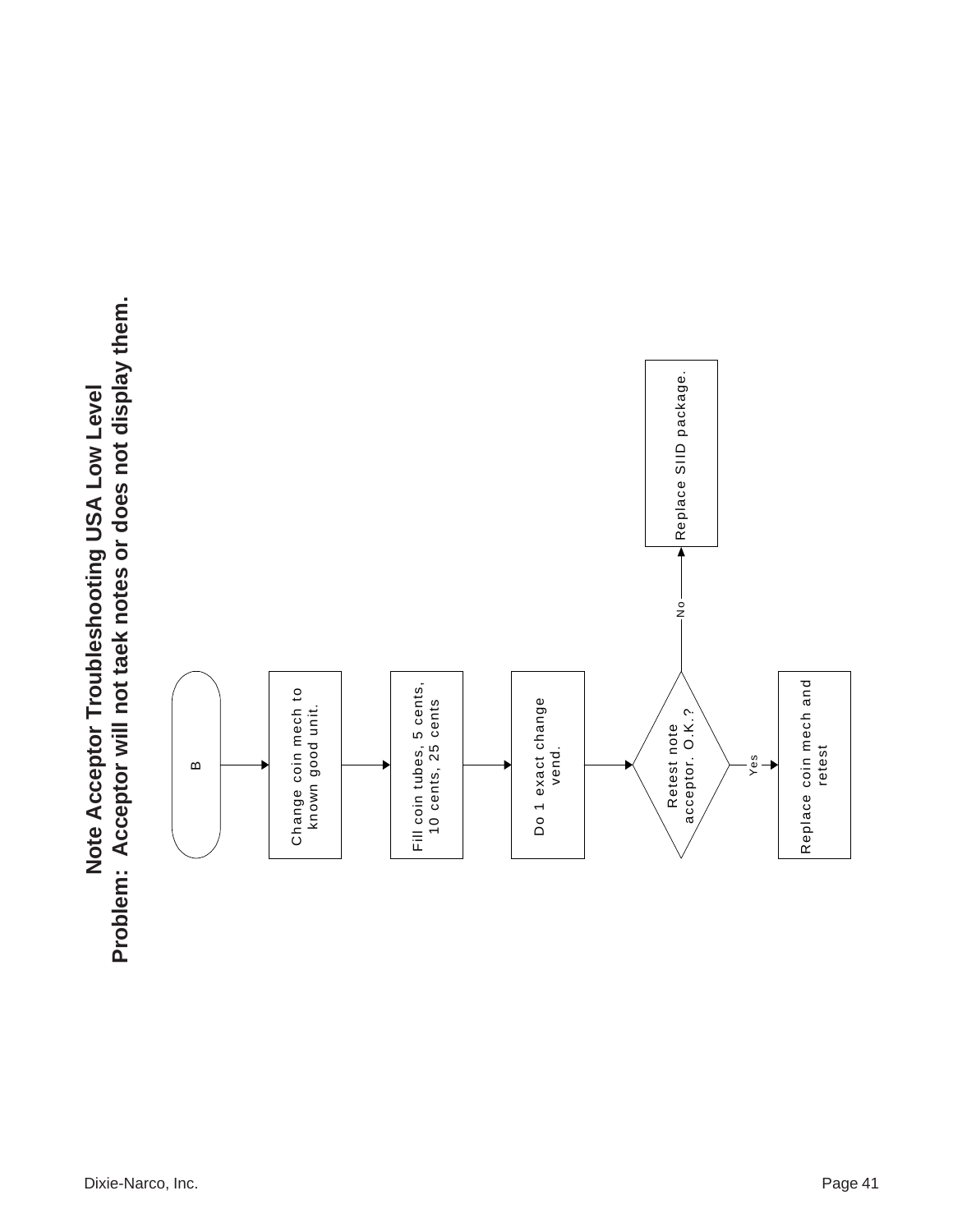# Note Acceptor Troubleshooting USA Low Level

**Problem: Acceptor will not taek notes or does not display them.**

B

Change coin mech to known good unit.

Fill coin tubes, 5 cents, 10 cents, 25 cents

Do 1 exact change vend.

Retest note acceptor. O.K.?

- Yes → Replace coin mech and retest
- No → Replace SIID package.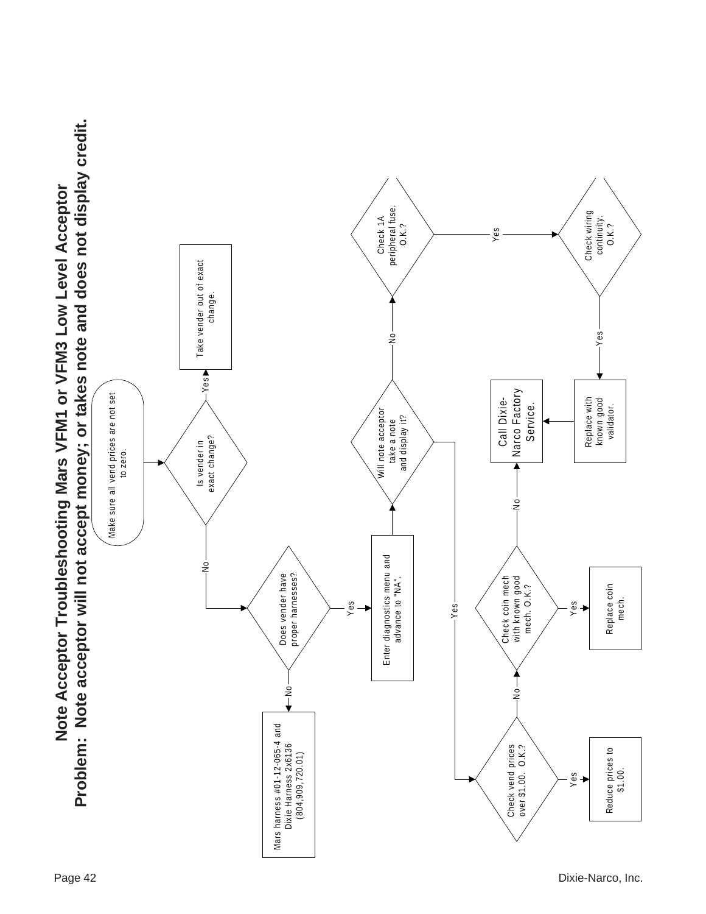# Note Acceptor Troubleshooting Mars VFM1 or VFM3 Low Level Acceptor

## Problem: Note acceptor will not accept money; or takes note and does not display credit.

- Make sure all vend prices are not set to zero.
- Is vender in exact change?
  - Yes → Take vender out of exact change.
  - No → Does vender have proper harnesses?
    - No → Mars harness #01-12-065-4 and Dixie Harness 2x6136 (804,909,720.01)
    - Yes → Enter diagnostics menu and advance to "NA".
      - Will note acceptor take a note and display it?
        - No → Check 1A peripheral fuse. O.K.?
          - Yes → Check wiring continuity. O.K.?
            - Yes → Replace with known good validator. → Call Dixie-Narco Factory Service.
        - Yes → Check vend prices over $1.00. O.K.?
          - Yes → Reduce prices to $1.00.
          - No → Check coin mech with known good mech. O.K.?
            - Yes → Replace coin mech.
            - No → Call Dixie-Narco Factory Service.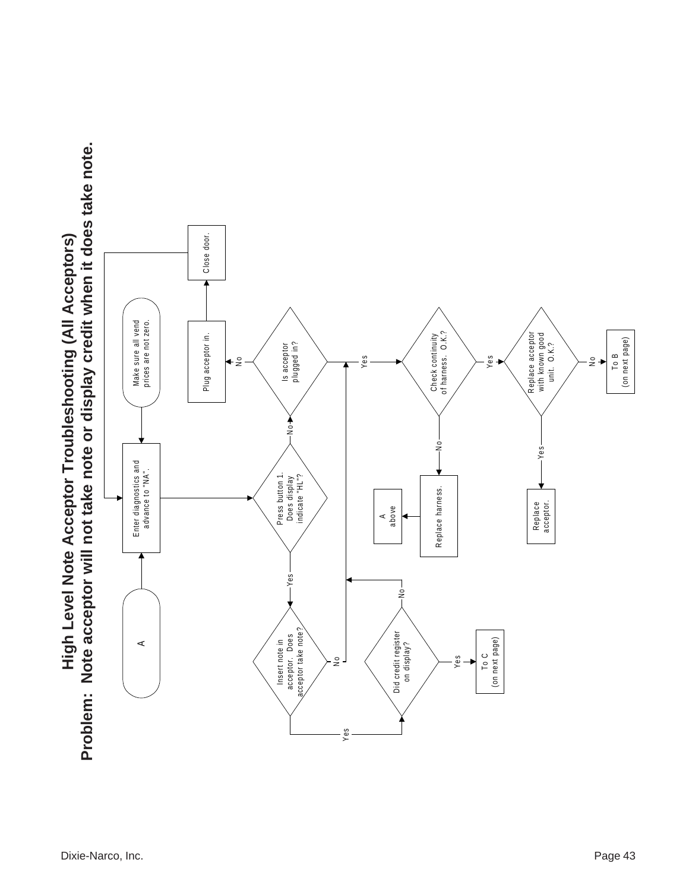# High Level Note Acceptor Troubleshooting (All Acceptors)

## Problem: Note acceptor will not take note or display credit when it does take note.

A

Make sure all vend prices are not zero.

Enter diagnostics and advance to "NA".

Press button 1. Does display indicate "HL"?

- No → Is acceptor plugged in?
  - No → Plug acceptor in. → Close door. → (return to Enter diagnostics and advance to "NA".)
  - Yes → Check continuity of harness. O.K.?
    - No → Replace harness. → A above
    - Yes → Replace acceptor with known good unit. O.K.?
      - Yes → Replace acceptor.
      - No → To B (on next page)
- Yes → Insert note in acceptor. Does acceptor take note?
  - No → (to Is acceptor plugged in?)
  - Yes → Did credit register on display?
    - No → (to Is acceptor plugged in?)
    - Yes → To C (on next page)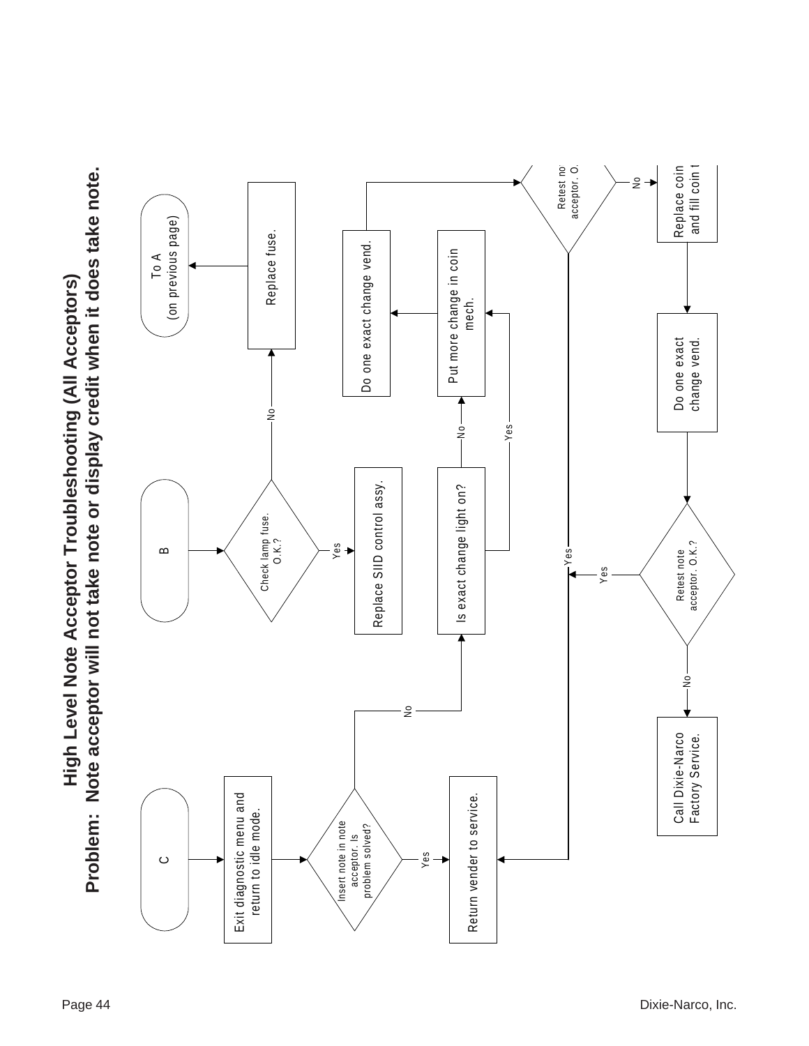# High Level Note Acceptor Troubleshooting (All Acceptors)

## Problem: Note acceptor will not take note or display credit when it does take note.

B

Check lamp fuse. O.K.?

- No → Replace fuse. → To A (on previous page)
- Yes → Replace SIID control assy.

C

Exit diagnostic menu and return to idle mode.

Insert note in note acceptor. Is problem solved?

- Yes → Return vender to service.
- No → Is exact change light on?
  - No → Put more change in coin mech.
  - Yes → Put more change in coin mech.

Put more change in coin mech. → Do one exact change vend.

Do one exact change vend. → Retest note acceptor. O.K.?

- Yes → Return vender to service.
- No → Replace coin mech and fill coin tubes.

Replace coin mech and fill coin tubes. → Do one exact change vend.

Do one exact change vend. → Retest note acceptor. O.K.?

- Yes → Return vender to service.
- No → Call Dixie-Narco Factory Service.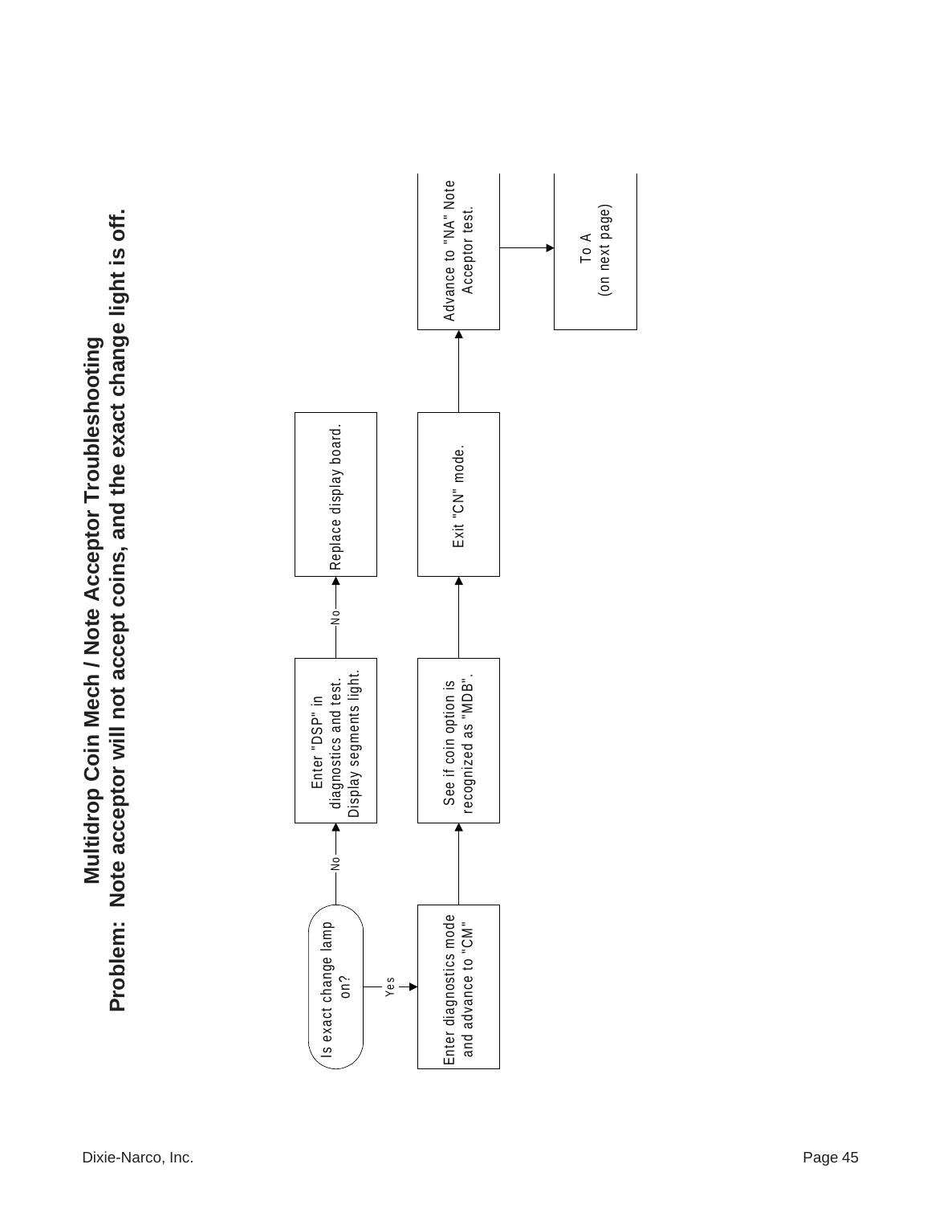# Multidrop Coin Mech / Note Acceptor Troubleshooting

**Problem: Note acceptor will not accept coins, and the exact change light is off.**

Is exact change lamp on?

- No → Enter "DSP" in diagnostics and test. Display segments light.
  - No → Replace display board.
- Yes → Enter diagnostics mode and advance to "CM"
  - → See if coin option is recognized as "MDB".
  - → Exit "CN" mode.
  - → Advance to "NA" Note Acceptor test.
  - → To A (on next page)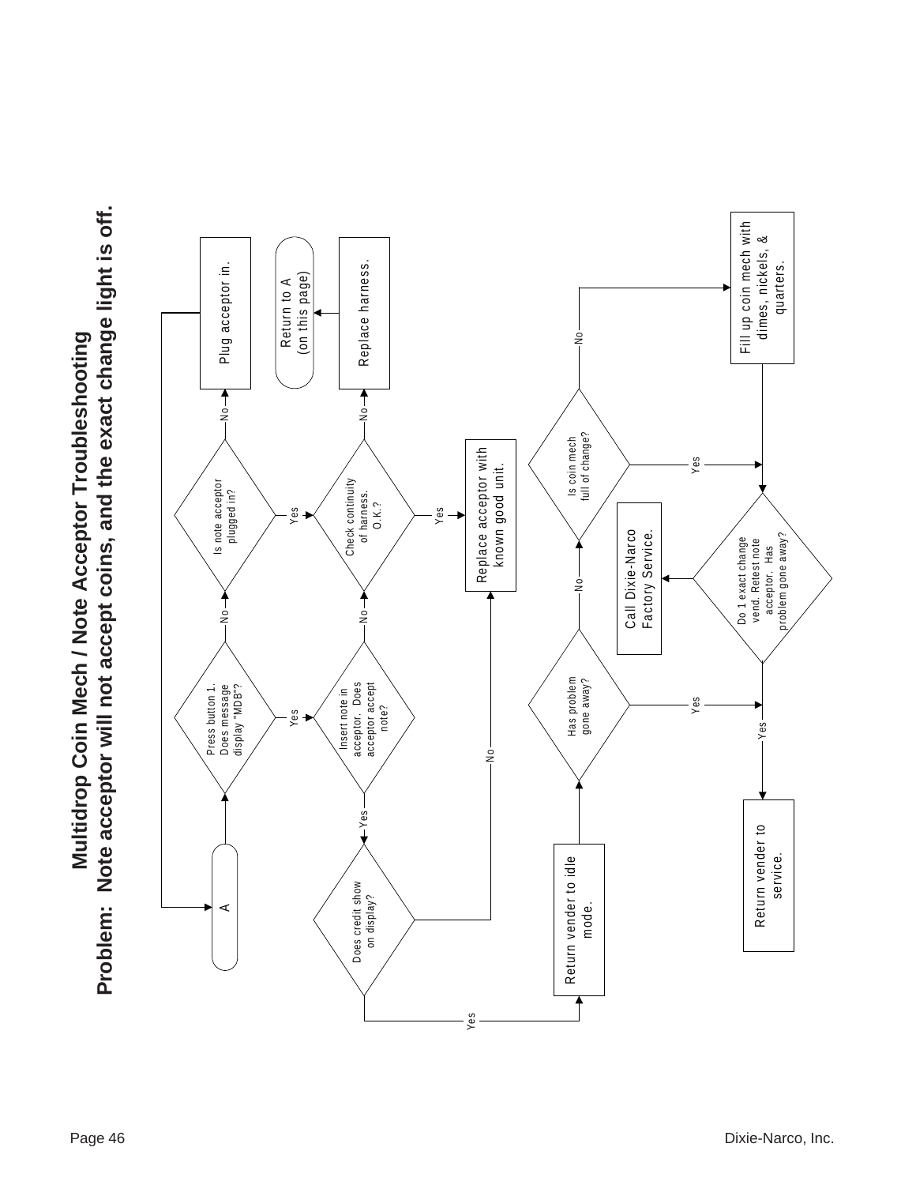# Multidrop Coin Mech / Note Acceptor Troubleshooting

## Problem: Note acceptor will not accept coins, and the exact change light is off.

- **A** → Press button 1. Does message display "MDB"?
  - **Yes** → Insert note in acceptor. Does acceptor accept note?
    - **Yes** → Does credit show on display?
      - **Yes** → Return vender to idle mode. → Has problem gone away?
        - **Yes** → Return vender to service.
        - **No** → Is coin mech full of change?
          - **Yes** → Do 1 exact change vend. Retest note acceptor. Has problem gone away?
          - **No** → Fill up coin mech with dimes, nickels, & quarters. → Do 1 exact change vend. Retest note acceptor. Has problem gone away?
            - **Yes** → Return vender to service.
            - **No** → Call Dixie-Narco Factory Service.
      - **No** → Replace acceptor with known good unit.
    - **No** → Check continuity of harness. O.K.?
      - **Yes** → Replace acceptor with known good unit.
      - **No** → Replace harness. → Return to A (on this page)
  - **No** → Is note acceptor plugged in?
    - **Yes** → Check continuity of harness. O.K.?
    - **No** → Plug acceptor in. → A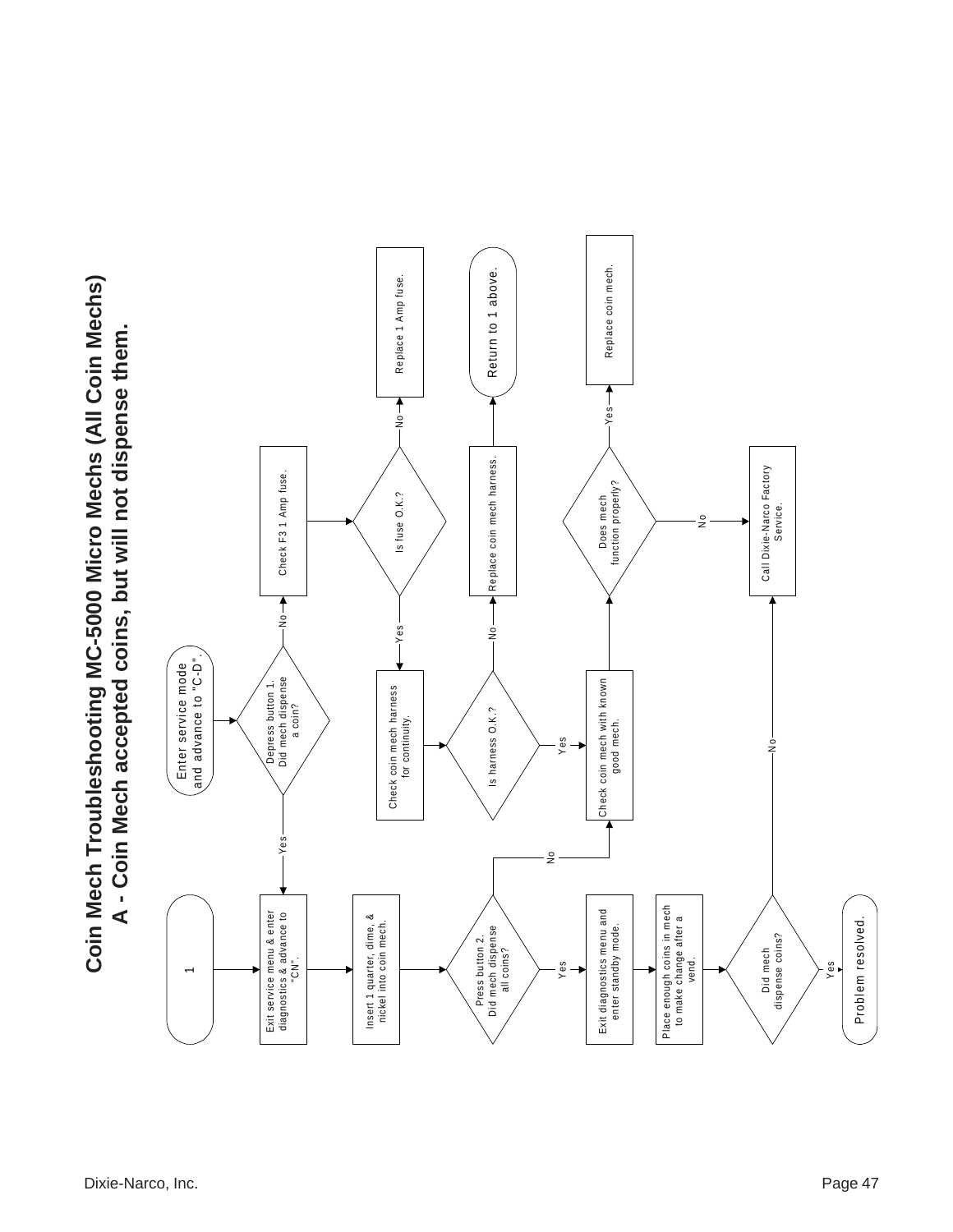# Coin Mech Troubleshooting MC-5000 Micro Mechs (All Coin Mechs)

## A - Coin Mech accepted coins, but will not dispense them.

- **Enter service mode and advance to "C-D".**
- **Depress button 1. Did mech dispense a coin?**
  - **No** → Check F3 1 Amp fuse.
    - **Is fuse O.K.?**
      - **No** → Replace 1 Amp fuse.
      - **Yes** → Check coin mech harness for continuity.
        - **Is harness O.K.?**
          - **No** → Replace coin mech harness. → Return to 1 above.
          - **Yes** → Check coin mech with known good mech.
            - **Does mech function properly?**
              - **Yes** → Replace coin mech.
              - **No** → Call Dixie-Narco Factory Service.
  - **Yes** → **1**
    1. Exit service menu & enter diagnostics & advance to "CN".
    2. Insert 1 quarter, dime, & nickel into coin mech.
    3. **Press button 2. Did mech dispense all coins?**
       - **No** → Check coin mech with known good mech.
       - **Yes** → Exit diagnostics menu and enter standby mode.
    4. Place enough coins in mech to make change after a vend.
    5. **Did mech dispense coins?**
       - **No** → Call Dixie-Narco Factory Service.
       - **Yes** → Problem resolved.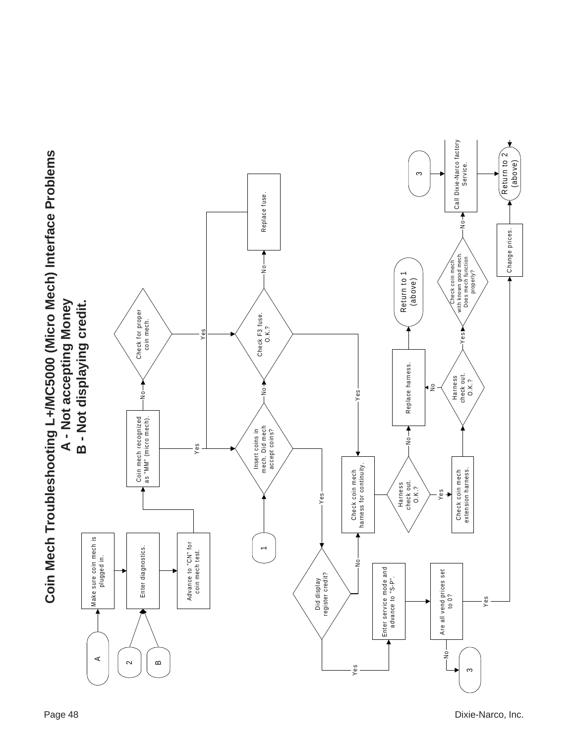# Coin Mech Troubleshooting L+/MC5000 (Micro Mech) Interface Problems

## A - Not accepting Money
## B - Not displaying credit.

- **A** → Make sure coin mech is plugged in.
- **2** / **B** → Enter diagnostics.
- Make sure coin mech is plugged in. → Enter diagnostics. → Advance to "CN" for coin mech test.
- Advance to "CN" for coin mech test. → Coin mech recognized as "MM" (micro mech).
  - No → Check for proper coin mech.
  - Yes → Insert coins in mech. Did mech accept coins?
- Check for proper coin mech. → Yes → Insert coins in mech. Did mech accept coins?
- **1** → Insert coins in mech. Did mech accept coins?
  - No → Check F3 fuse. O.K.?
  - Yes → Did display register credit?
- Check F3 fuse. O.K.?
  - No → Replace fuse. → Insert coins in mech. Did mech accept coins?
  - Yes → Check coin mech harness for continuity.
- Did display register credit?
  - No → Check coin mech harness for continuity.
  - Yes → Enter service mode and advance to "S-P".
- Check coin mech harness for continuity. → Harness check out. O.K.?
  - No → Replace harness. → Return to 1 (above)
  - Yes → Check coin mech extension harness. → Harness check out. O.K.?
- Harness check out. O.K.? (extension harness)
  - No → Replace harness. → Return to 1 (above)
  - Yes → Check coin mech with known good mech. Does mech function properly?
- Check coin mech with known good mech. Does mech function properly?
  - No → Call Dixie-Narco factory Service.
- Enter service mode and advance to "S-P". → Are all vend prices set to 0?
  - No → **3**
  - Yes → Change prices. → Return to 2 (above)
- **3** → Call Dixie-Narco factory Service. → Return to 2 (above)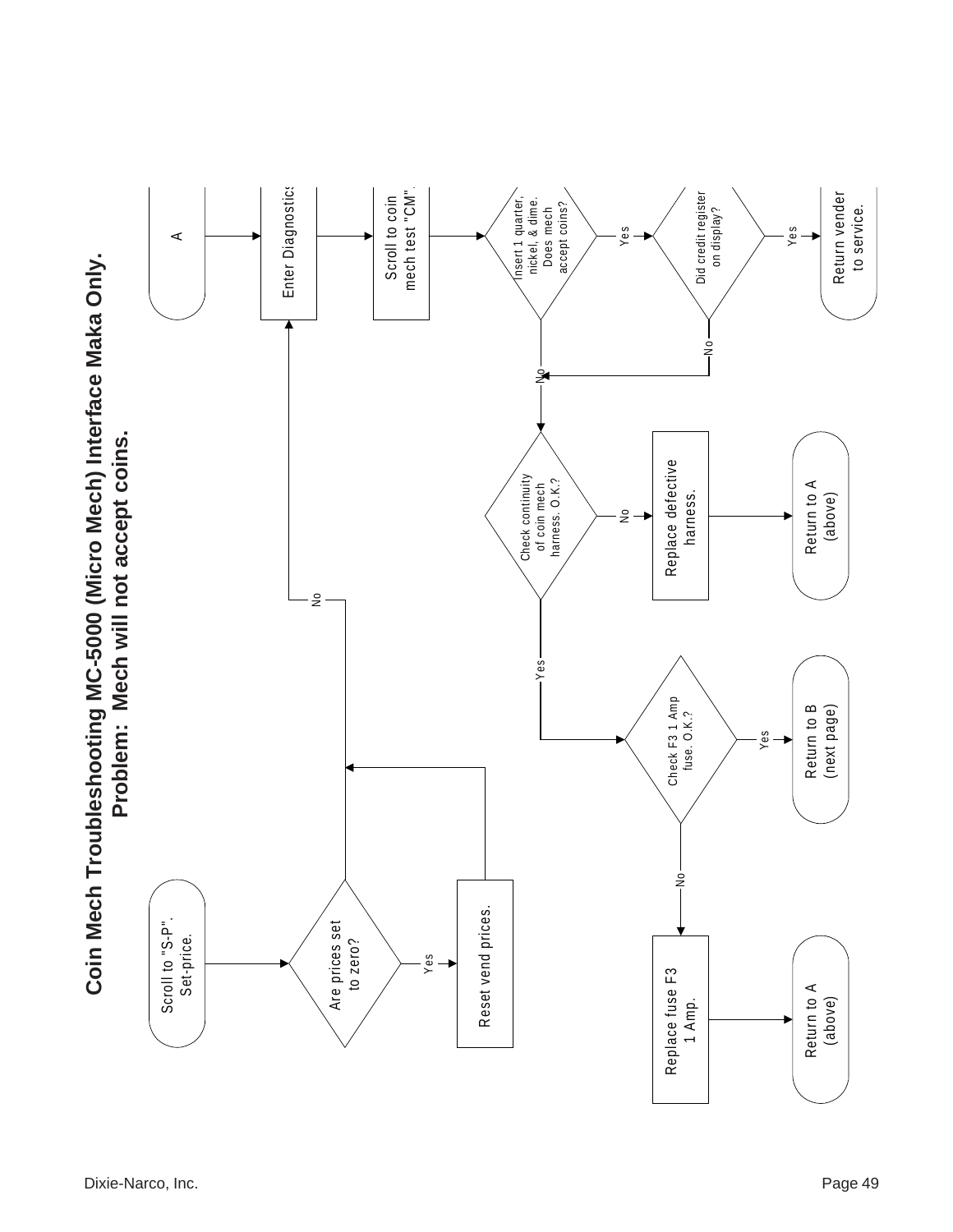# Coin Mech Troubleshooting MC-5000 (Micro Mech) Interface Maka Only.

## Problem: Mech will not accept coins.

A

Enter Diagnostics

Scroll to coin mech test "CM".

Insert 1 quarter, nickel, & dime. Does mech accept coins?

Yes

Did credit register on display?

Yes

Return vender to service.

No

No

Check continuity of coin mech harness. O.K.?

No

Replace defective harness.

Return to A (above)

Yes

Check F3 1 Amp fuse. O.K.?

Yes

Return to B (next page)

No

Replace fuse F3 1 Amp.

Return to A (above)

Scroll to "S-P". Set-price.

Are prices set to zero?

Yes

Reset vend prices.

No

Dixie-Narco, Inc.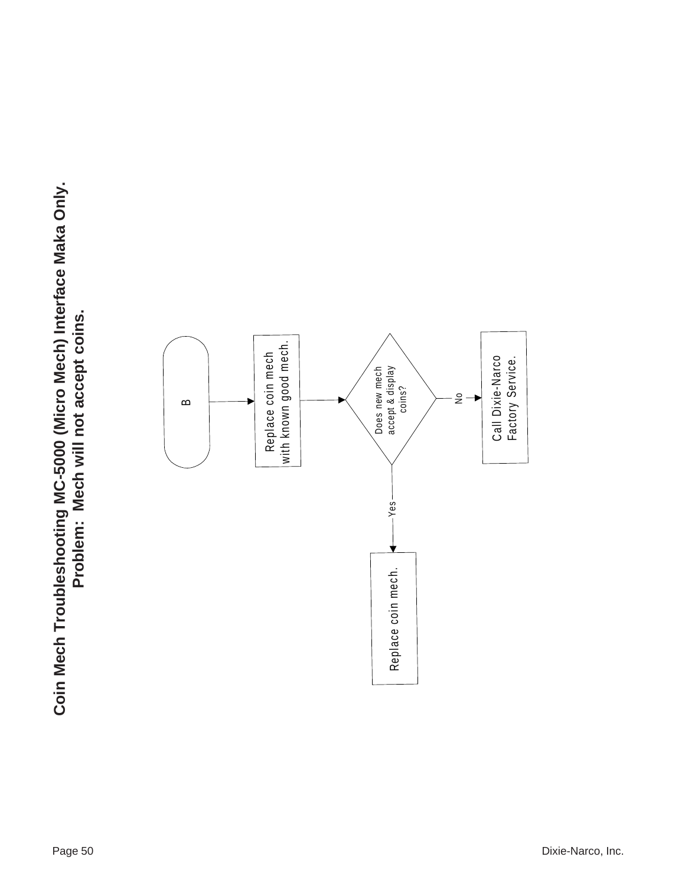# Coin Mech Troubleshooting MC-5000 (Micro Mech) Interface Maka Only.

## Problem: Mech will not accept coins.

B

Replace coin mech with known good mech.

Does new mech accept & display coins?

Yes → Replace coin mech.

No → Call Dixie-Narco Factory Service.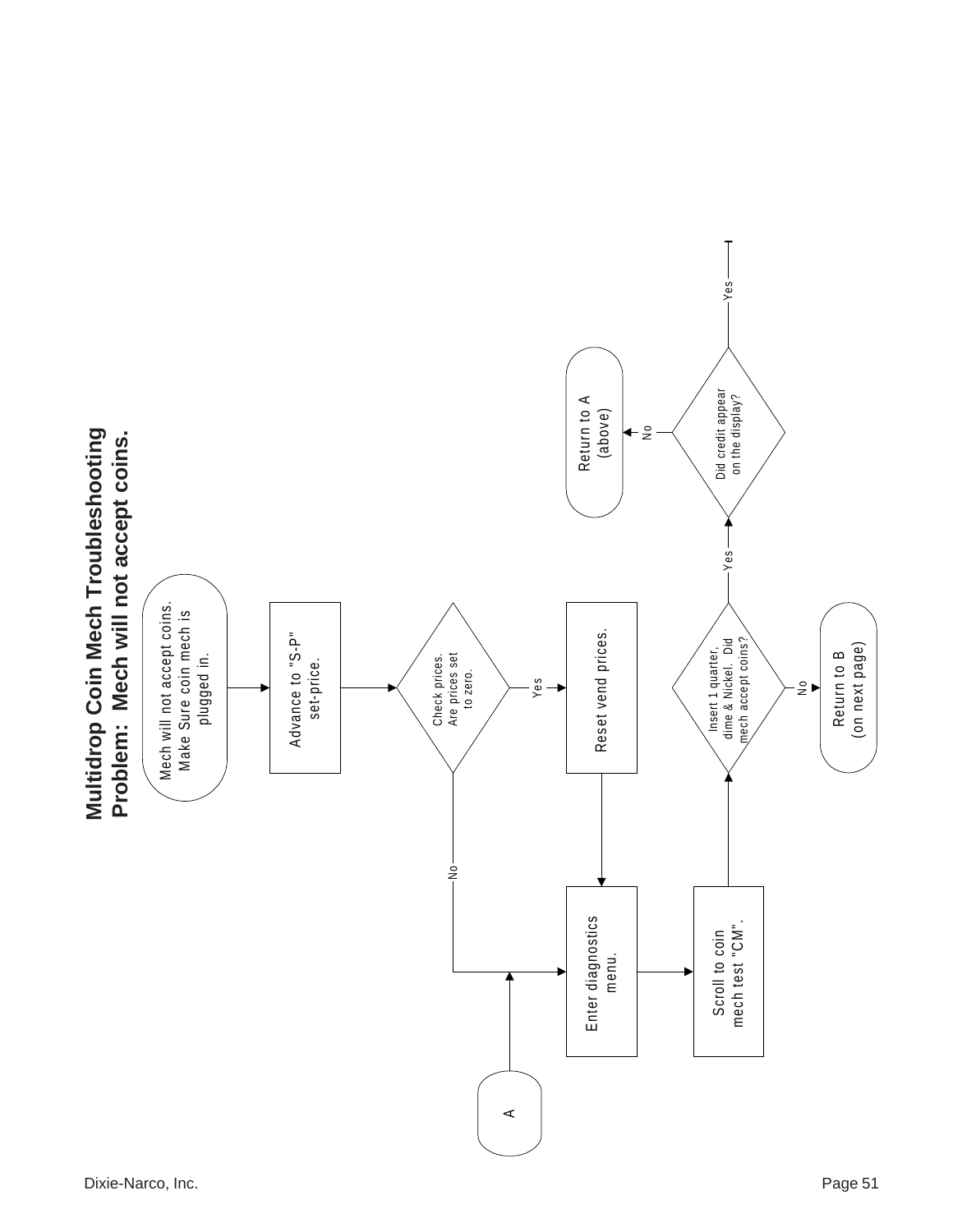# Multidrop Coin Mech Troubleshooting

## Problem: Mech will not accept coins.

Mech will not accept coins. Make Sure coin mech is plugged in.

Advance to "S-P" set-price.

Check prices. Are prices set to zero.

- Yes → Reset vend prices. → Enter diagnostics menu.
- No → Enter diagnostics menu.

A → Enter diagnostics menu.

Enter diagnostics menu. → Scroll to coin mech test "CM".

Insert 1 quarter, dime & Nickel. Did mech accept coins?

- No → Return to B (on next page)
- Yes → Did credit appear on the display?
  - No → Return to A (above)
  - Yes →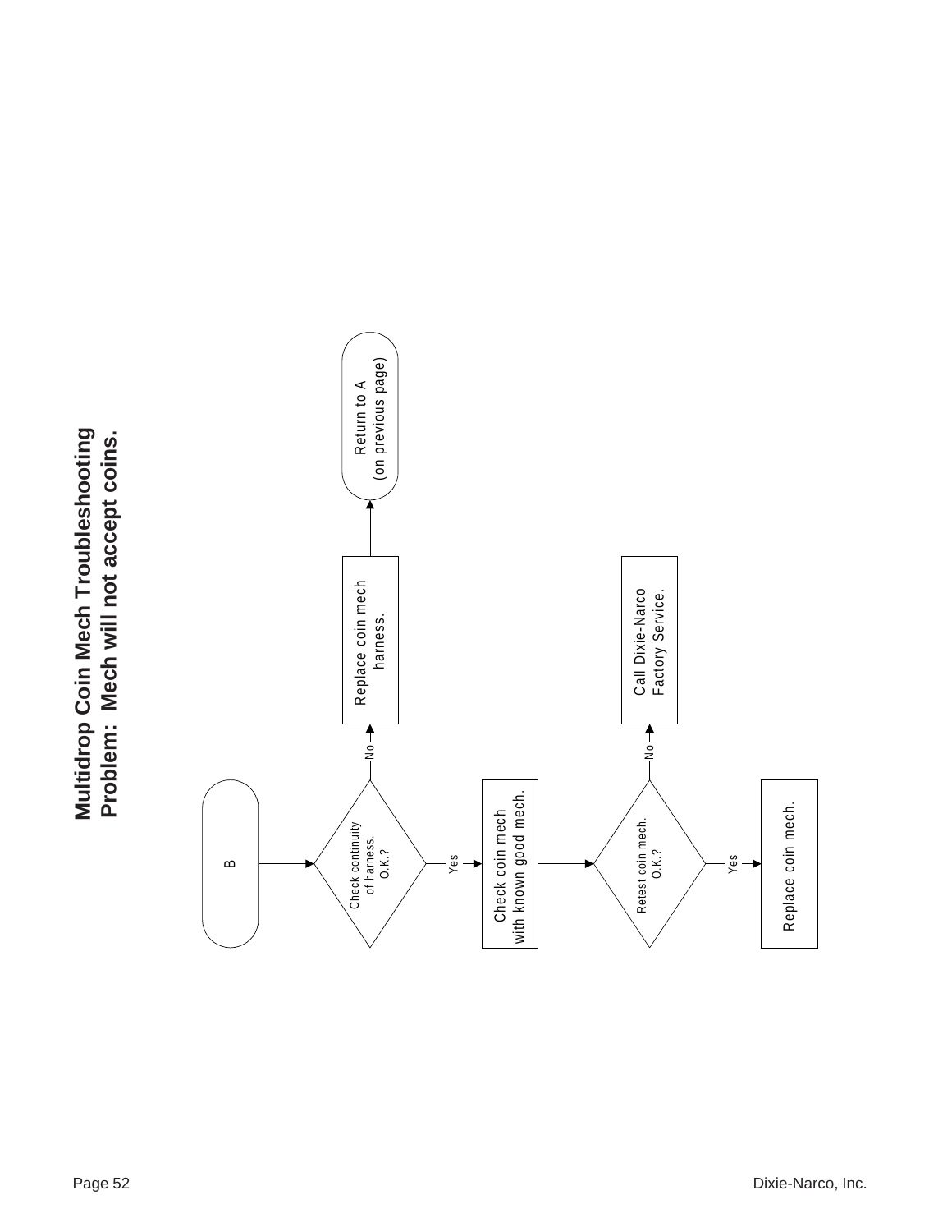# Multidrop Coin Mech Troubleshooting
## Problem: Mech will not accept coins.

B

Check continuity of harness. O.K.?

No → Replace coin mech harness. → Return to A (on previous page)

Yes → Check coin mech with known good mech.

Retest coin mech. O.K.?

No → Call Dixie-Narco Factory Service.

Yes → Replace coin mech.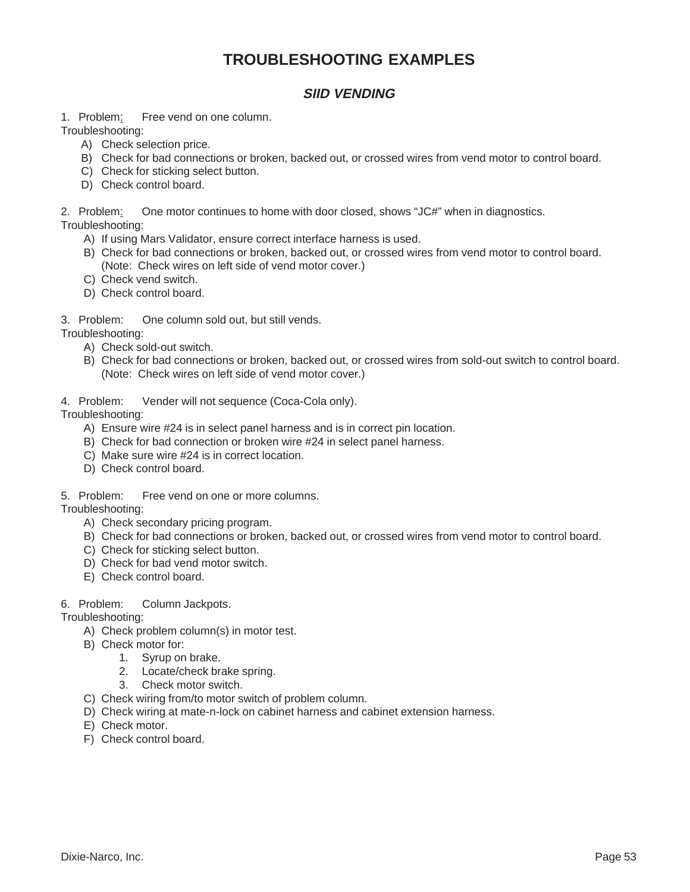# TROUBLESHOOTING EXAMPLES

## *SIID VENDING*

1. Problem: Free vend on one column.

Troubleshooting:

- A) Check selection price.
- B) Check for bad connections or broken, backed out, or crossed wires from vend motor to control board.
- C) Check for sticking select button.
- D) Check control board.

2. Problem: One motor continues to home with door closed, shows “JC#” when in diagnostics.

Troubleshooting:

- A) If using Mars Validator, ensure correct interface harness is used.
- B) Check for bad connections or broken, backed out, or crossed wires from vend motor to control board. (Note: Check wires on left side of vend motor cover.)
- C) Check vend switch.
- D) Check control board.

3. Problem: One column sold out, but still vends.

Troubleshooting:

- A) Check sold-out switch.
- B) Check for bad connections or broken, backed out, or crossed wires from sold-out switch to control board. (Note: Check wires on left side of vend motor cover.)

4. Problem: Vender will not sequence (Coca-Cola only).

Troubleshooting:

- A) Ensure wire #24 is in select panel harness and is in correct pin location.
- B) Check for bad connection or broken wire #24 in select panel harness.
- C) Make sure wire #24 is in correct location.
- D) Check control board.

5. Problem: Free vend on one or more columns.

Troubleshooting:

- A) Check secondary pricing program.
- B) Check for bad connections or broken, backed out, or crossed wires from vend motor to control board.
- C) Check for sticking select button.
- D) Check for bad vend motor switch.
- E) Check control board.

6. Problem: Column Jackpots.

Troubleshooting:

- A) Check problem column(s) in motor test.
- B) Check motor for:
  1. Syrup on brake.
  2. Locate/check brake spring.
  3. Check motor switch.
- C) Check wiring from/to motor switch of problem column.
- D) Check wiring at mate-n-lock on cabinet harness and cabinet extension harness.
- E) Check motor.
- F) Check control board.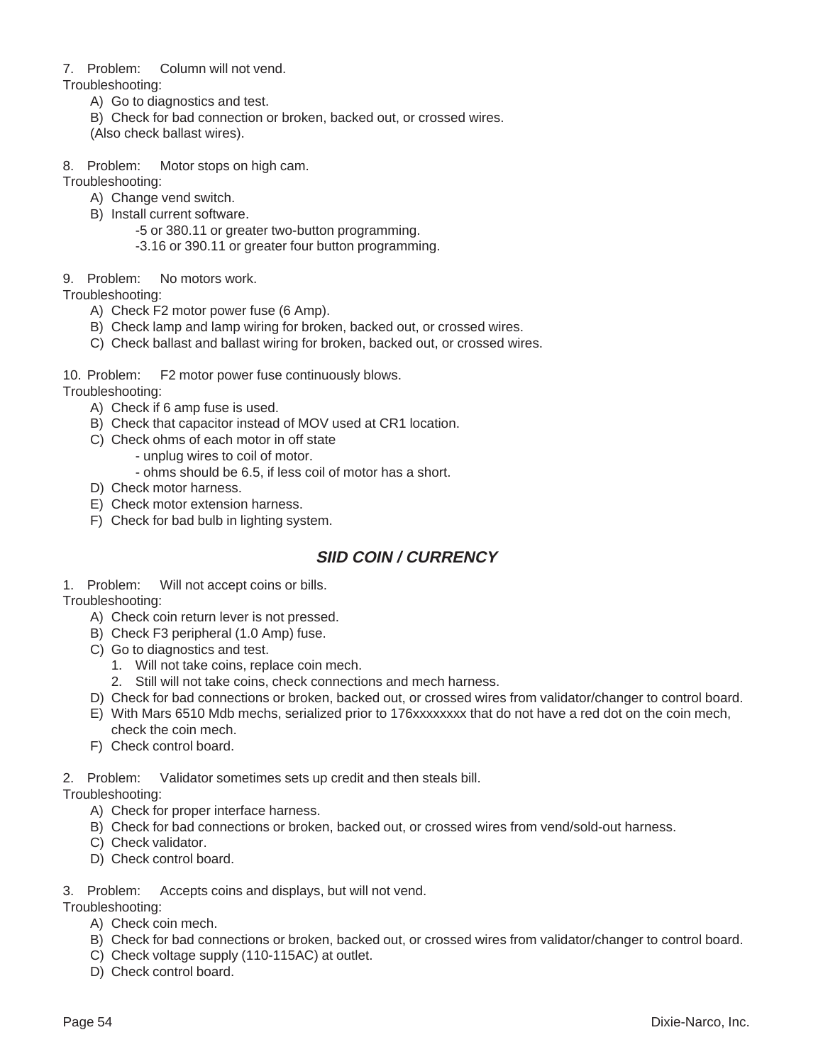7. Problem: Column will not vend.

Troubleshooting:

- A) Go to diagnostics and test.
- B) Check for bad connection or broken, backed out, or crossed wires.
  (Also check ballast wires).

8. Problem: Motor stops on high cam.

Troubleshooting:

- A) Change vend switch.
- B) Install current software.
  - -5 or 380.11 or greater two-button programming.
  - -3.16 or 390.11 or greater four button programming.

9. Problem: No motors work.

Troubleshooting:

- A) Check F2 motor power fuse (6 Amp).
- B) Check lamp and lamp wiring for broken, backed out, or crossed wires.
- C) Check ballast and ballast wiring for broken, backed out, or crossed wires.

10. Problem: F2 motor power fuse continuously blows.

Troubleshooting:

- A) Check if 6 amp fuse is used.
- B) Check that capacitor instead of MOV used at CR1 location.
- C) Check ohms of each motor in off state
  - unplug wires to coil of motor.
  - ohms should be 6.5, if less coil of motor has a short.
- D) Check motor harness.
- E) Check motor extension harness.
- F) Check for bad bulb in lighting system.

## *SIID COIN / CURRENCY*

1. Problem: Will not accept coins or bills.

Troubleshooting:

- A) Check coin return lever is not pressed.
- B) Check F3 peripheral (1.0 Amp) fuse.
- C) Go to diagnostics and test.
  1. Will not take coins, replace coin mech.
  2. Still will not take coins, check connections and mech harness.
- D) Check for bad connections or broken, backed out, or crossed wires from validator/changer to control board.
- E) With Mars 6510 Mdb mechs, serialized prior to 176xxxxxxxx that do not have a red dot on the coin mech, check the coin mech.
- F) Check control board.

2. Problem: Validator sometimes sets up credit and then steals bill.

Troubleshooting:

- A) Check for proper interface harness.
- B) Check for bad connections or broken, backed out, or crossed wires from vend/sold-out harness.
- C) Check validator.
- D) Check control board.

3. Problem: Accepts coins and displays, but will not vend.

Troubleshooting:

- A) Check coin mech.
- B) Check for bad connections or broken, backed out, or crossed wires from validator/changer to control board.
- C) Check voltage supply (110-115AC) at outlet.
- D) Check control board.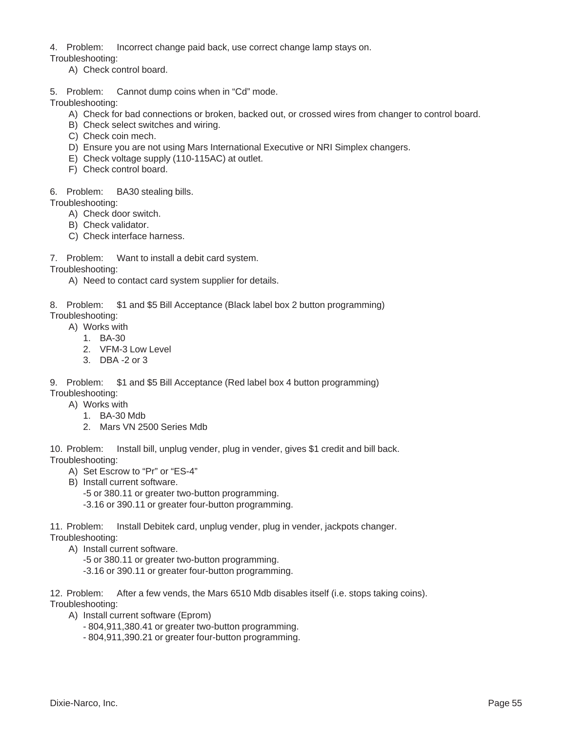4. Problem: Incorrect change paid back, use correct change lamp stays on.

Troubleshooting:

A) Check control board.

5. Problem: Cannot dump coins when in "Cd" mode.

Troubleshooting:

A) Check for bad connections or broken, backed out, or crossed wires from changer to control board.
B) Check select switches and wiring.
C) Check coin mech.
D) Ensure you are not using Mars International Executive or NRI Simplex changers.
E) Check voltage supply (110-115AC) at outlet.
F) Check control board.

6. Problem: BA30 stealing bills.

Troubleshooting:

A) Check door switch.
B) Check validator.
C) Check interface harness.

7. Problem: Want to install a debit card system.

Troubleshooting:

A) Need to contact card system supplier for details.

8. Problem: $1 and $5 Bill Acceptance (Black label box 2 button programming)

Troubleshooting:

A) Works with
   1. BA-30
   2. VFM-3 Low Level
   3. DBA -2 or 3

9. Problem: $1 and $5 Bill Acceptance (Red label box 4 button programming)

Troubleshooting:

A) Works with
   1. BA-30 Mdb
   2. Mars VN 2500 Series Mdb

10. Problem: Install bill, unplug vender, plug in vender, gives $1 credit and bill back.

Troubleshooting:

A) Set Escrow to "Pr" or "ES-4"
B) Install current software.
   -5 or 380.11 or greater two-button programming.
   -3.16 or 390.11 or greater four-button programming.

11. Problem: Install Debitek card, unplug vender, plug in vender, jackpots changer.

Troubleshooting:

A) Install current software.
   -5 or 380.11 or greater two-button programming.
   -3.16 or 390.11 or greater four-button programming.

12. Problem: After a few vends, the Mars 6510 Mdb disables itself (i.e. stops taking coins).

Troubleshooting:

A) Install current software (Eprom)
   - 804,911,380.41 or greater two-button programming.
   - 804,911,390.21 or greater four-button programming.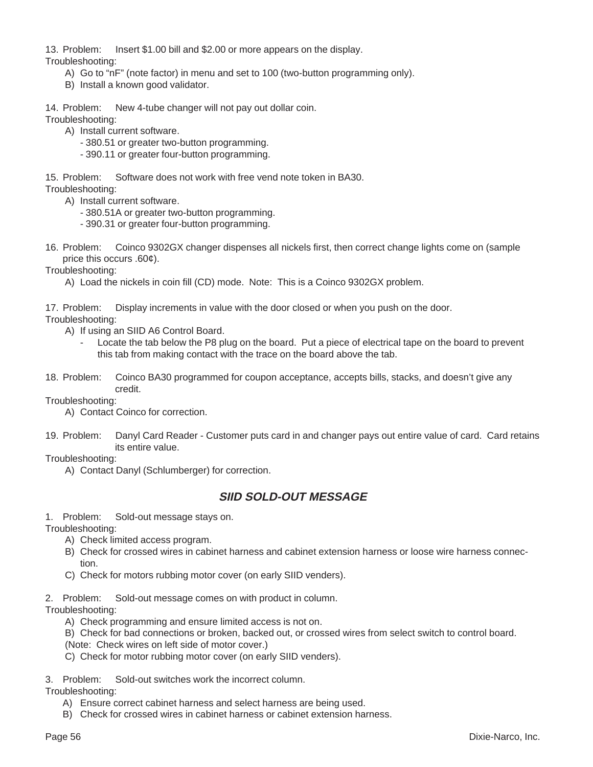13. Problem: Insert $1.00 bill and $2.00 or more appears on the display.

Troubleshooting:

A) Go to "nF" (note factor) in menu and set to 100 (two-button programming only).
B) Install a known good validator.

14. Problem: New 4-tube changer will not pay out dollar coin.

Troubleshooting:

A) Install current software.
   - 380.51 or greater two-button programming.
   - 390.11 or greater four-button programming.

15. Problem: Software does not work with free vend note token in BA30.

Troubleshooting:

A) Install current software.
   - 380.51A or greater two-button programming.
   - 390.31 or greater four-button programming.

16. Problem: Coinco 9302GX changer dispenses all nickels first, then correct change lights come on (sample price this occurs .60¢).

Troubleshooting:

A) Load the nickels in coin fill (CD) mode. Note: This is a Coinco 9302GX problem.

17. Problem: Display increments in value with the door closed or when you push on the door.

Troubleshooting:

A) If using an SIID A6 Control Board.
   - Locate the tab below the P8 plug on the board. Put a piece of electrical tape on the board to prevent this tab from making contact with the trace on the board above the tab.

18. Problem: Coinco BA30 programmed for coupon acceptance, accepts bills, stacks, and doesn't give any credit.

Troubleshooting:

A) Contact Coinco for correction.

19. Problem: Danyl Card Reader - Customer puts card in and changer pays out entire value of card. Card retains its entire value.

Troubleshooting:

A) Contact Danyl (Schlumberger) for correction.

## SIID SOLD-OUT MESSAGE

1. Problem: Sold-out message stays on.

Troubleshooting:

A) Check limited access program.
B) Check for crossed wires in cabinet harness and cabinet extension harness or loose wire harness connection.
C) Check for motors rubbing motor cover (on early SIID venders).

2. Problem: Sold-out message comes on with product in column.

Troubleshooting:

A) Check programming and ensure limited access is not on.
B) Check for bad connections or broken, backed out, or crossed wires from select switch to control board.
(Note: Check wires on left side of motor cover.)
C) Check for motor rubbing motor cover (on early SIID venders).

3. Problem: Sold-out switches work the incorrect column.

Troubleshooting:

A) Ensure correct cabinet harness and select harness are being used.
B) Check for crossed wires in cabinet harness or cabinet extension harness.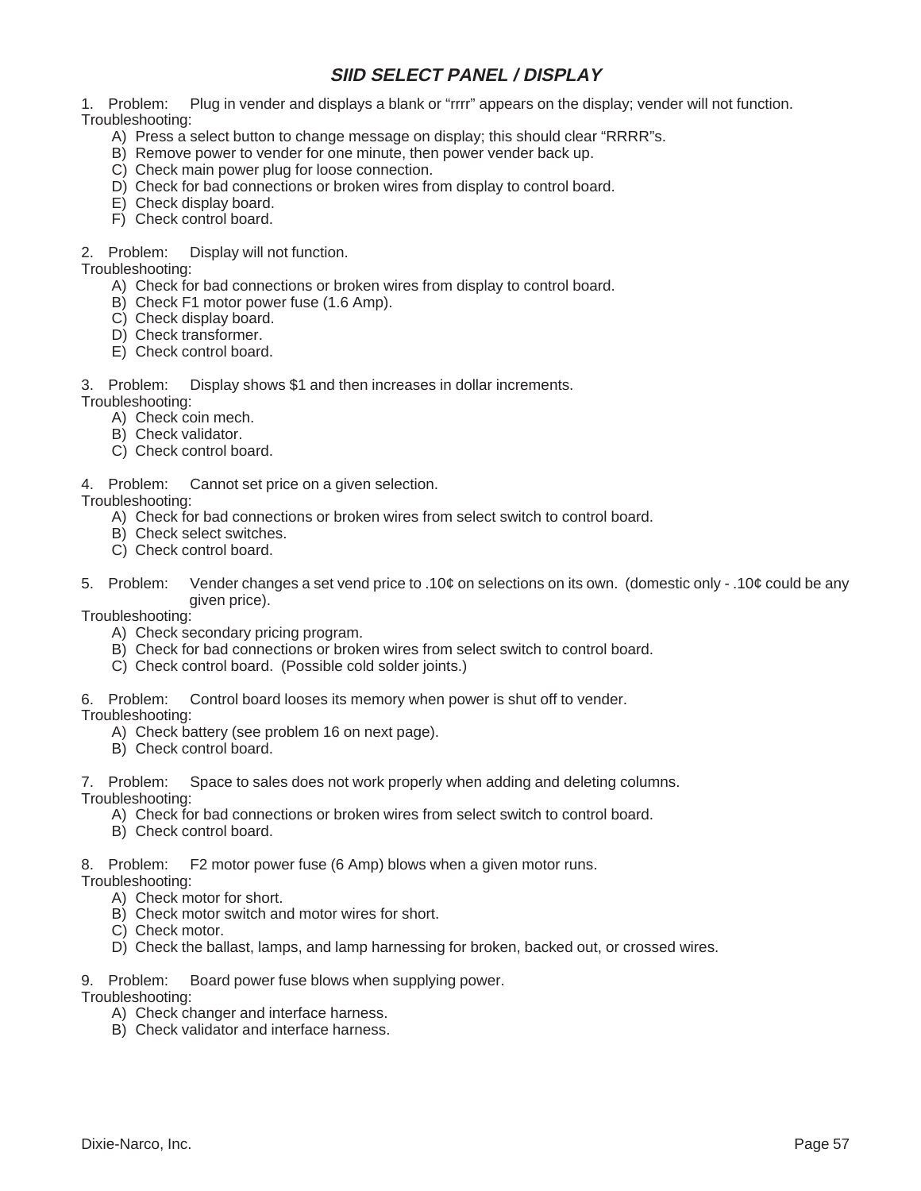## *SIID SELECT PANEL / DISPLAY*

1. Problem: Plug in vender and displays a blank or “rrrr” appears on the display; vender will not function.

Troubleshooting:

- A) Press a select button to change message on display; this should clear “RRRR”s.
- B) Remove power to vender for one minute, then power vender back up.
- C) Check main power plug for loose connection.
- D) Check for bad connections or broken wires from display to control board.
- E) Check display board.
- F) Check control board.

2. Problem: Display will not function.

Troubleshooting:

- A) Check for bad connections or broken wires from display to control board.
- B) Check F1 motor power fuse (1.6 Amp).
- C) Check display board.
- D) Check transformer.
- E) Check control board.

3. Problem: Display shows $1 and then increases in dollar increments.

Troubleshooting:

- A) Check coin mech.
- B) Check validator.
- C) Check control board.

4. Problem: Cannot set price on a given selection.

Troubleshooting:

- A) Check for bad connections or broken wires from select switch to control board.
- B) Check select switches.
- C) Check control board.

5. Problem: Vender changes a set vend price to .10¢ on selections on its own. (domestic only - .10¢ could be any given price).

Troubleshooting:

- A) Check secondary pricing program.
- B) Check for bad connections or broken wires from select switch to control board.
- C) Check control board. (Possible cold solder joints.)

6. Problem: Control board looses its memory when power is shut off to vender.

Troubleshooting:

- A) Check battery (see problem 16 on next page).
- B) Check control board.

7. Problem: Space to sales does not work properly when adding and deleting columns.

Troubleshooting:

- A) Check for bad connections or broken wires from select switch to control board.
- B) Check control board.

8. Problem: F2 motor power fuse (6 Amp) blows when a given motor runs.

Troubleshooting:

- A) Check motor for short.
- B) Check motor switch and motor wires for short.
- C) Check motor.
- D) Check the ballast, lamps, and lamp harnessing for broken, backed out, or crossed wires.

9. Problem: Board power fuse blows when supplying power.

Troubleshooting:

- A) Check changer and interface harness.
- B) Check validator and interface harness.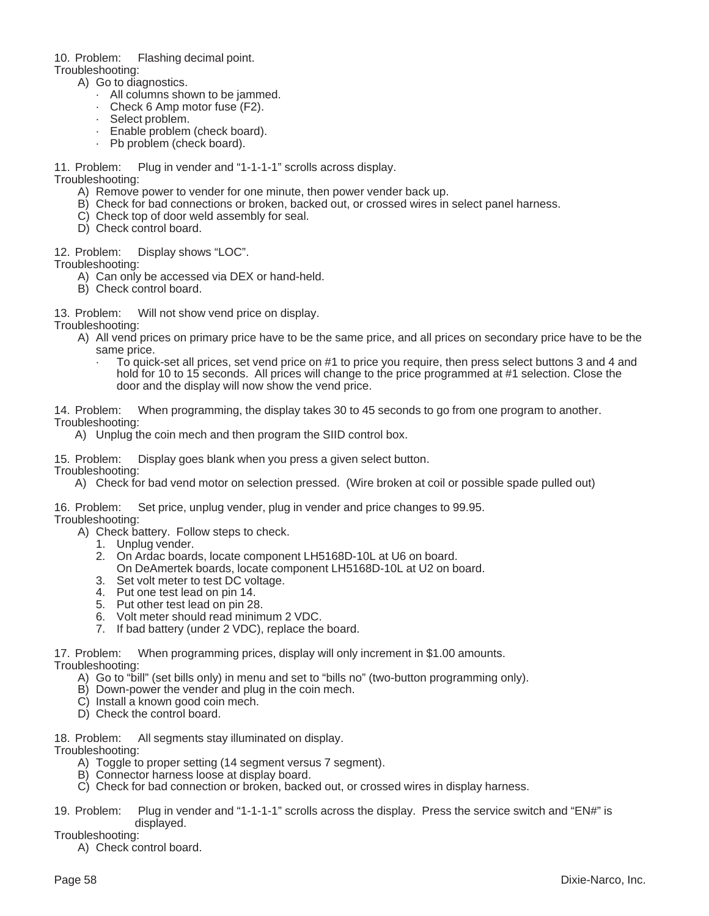10. Problem: Flashing decimal point.

Troubleshooting:

A) Go to diagnostics.
   - All columns shown to be jammed.
   - Check 6 Amp motor fuse (F2).
   - Select problem.
   - Enable problem (check board).
   - Pb problem (check board).

11. Problem: Plug in vender and “1-1-1-1” scrolls across display.

Troubleshooting:

A) Remove power to vender for one minute, then power vender back up.
B) Check for bad connections or broken, backed out, or crossed wires in select panel harness.
C) Check top of door weld assembly for seal.
D) Check control board.

12. Problem: Display shows “LOC”.

Troubleshooting:

A) Can only be accessed via DEX or hand-held.
B) Check control board.

13. Problem: Will not show vend price on display.

Troubleshooting:

A) All vend prices on primary price have to be the same price, and all prices on secondary price have to be the same price.
   - To quick-set all prices, set vend price on #1 to price you require, then press select buttons 3 and 4 and hold for 10 to 15 seconds. All prices will change to the price programmed at #1 selection. Close the door and the display will now show the vend price.

14. Problem: When programming, the display takes 30 to 45 seconds to go from one program to another.

Troubleshooting:

A) Unplug the coin mech and then program the SIID control box.

15. Problem: Display goes blank when you press a given select button.

Troubleshooting:

A) Check for bad vend motor on selection pressed. (Wire broken at coil or possible spade pulled out)

16. Problem: Set price, unplug vender, plug in vender and price changes to 99.95.

Troubleshooting:

A) Check battery. Follow steps to check.
   1. Unplug vender.
   2. On Ardac boards, locate component LH5168D-10L at U6 on board.
      On DeAmertek boards, locate component LH5168D-10L at U2 on board.
   3. Set volt meter to test DC voltage.
   4. Put one test lead on pin 14.
   5. Put other test lead on pin 28.
   6. Volt meter should read minimum 2 VDC.
   7. If bad battery (under 2 VDC), replace the board.

17. Problem: When programming prices, display will only increment in $1.00 amounts.

Troubleshooting:

A) Go to “bill” (set bills only) in menu and set to “bills no” (two-button programming only).
B) Down-power the vender and plug in the coin mech.
C) Install a known good coin mech.
D) Check the control board.

18. Problem: All segments stay illuminated on display.

Troubleshooting:

A) Toggle to proper setting (14 segment versus 7 segment).
B) Connector harness loose at display board.
C) Check for bad connection or broken, backed out, or crossed wires in display harness.

19. Problem: Plug in vender and “1-1-1-1” scrolls across the display. Press the service switch and “EN#” is displayed.

Troubleshooting:

A) Check control board.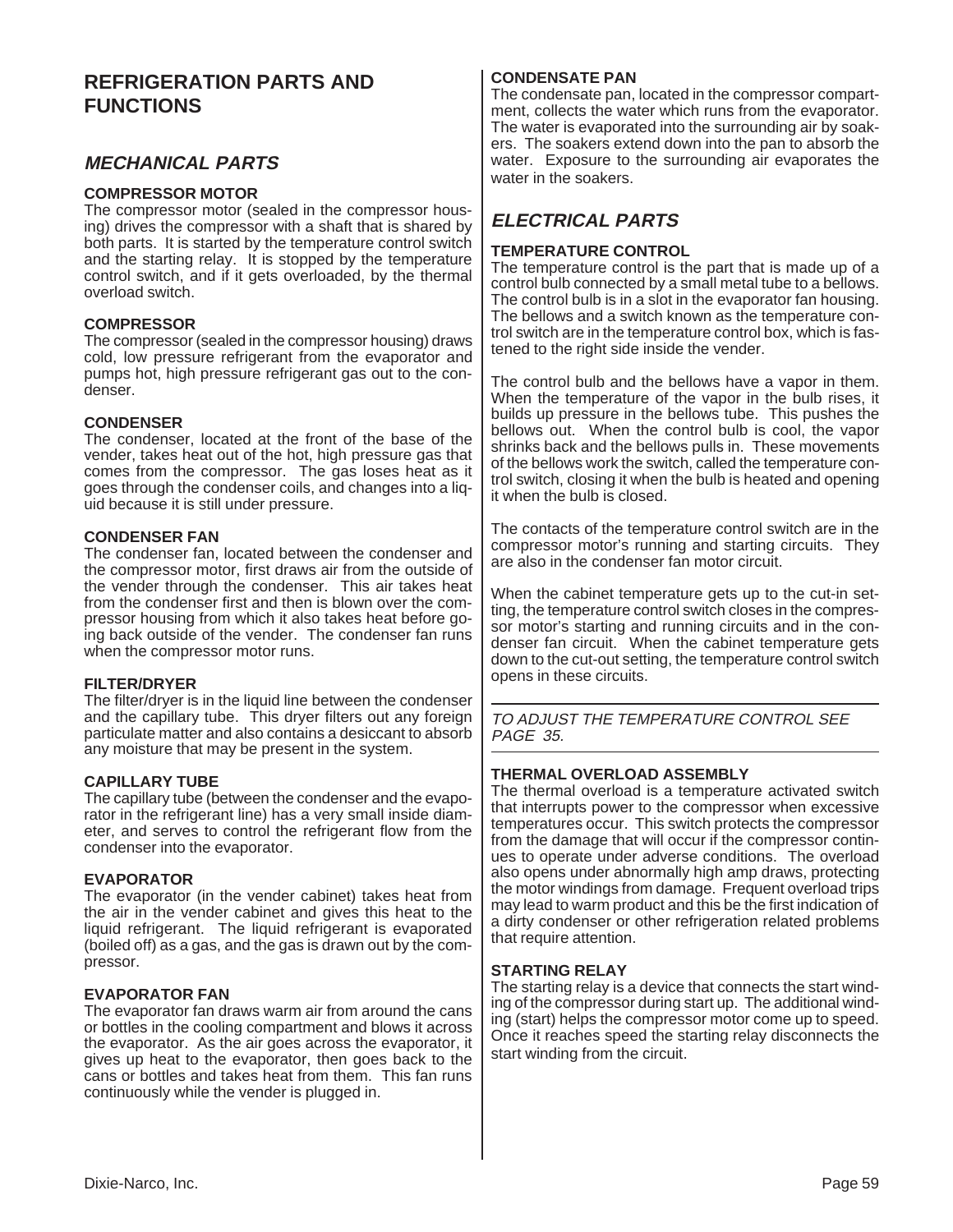# REFRIGERATION PARTS AND FUNCTIONS

## *MECHANICAL PARTS*

### COMPRESSOR MOTOR

The compressor motor (sealed in the compressor housing) drives the compressor with a shaft that is shared by both parts. It is started by the temperature control switch and the starting relay. It is stopped by the temperature control switch, and if it gets overloaded, by the thermal overload switch.

### COMPRESSOR

The compressor (sealed in the compressor housing) draws cold, low pressure refrigerant from the evaporator and pumps hot, high pressure refrigerant gas out to the condenser.

### CONDENSER

The condenser, located at the front of the base of the vender, takes heat out of the hot, high pressure gas that comes from the compressor. The gas loses heat as it goes through the condenser coils, and changes into a liquid because it is still under pressure.

### CONDENSER FAN

The condenser fan, located between the condenser and the compressor motor, first draws air from the outside of the vender through the condenser. This air takes heat from the condenser first and then is blown over the compressor housing from which it also takes heat before going back outside of the vender. The condenser fan runs when the compressor motor runs.

### FILTER/DRYER

The filter/dryer is in the liquid line between the condenser and the capillary tube. This dryer filters out any foreign particulate matter and also contains a desiccant to absorb any moisture that may be present in the system.

### CAPILLARY TUBE

The capillary tube (between the condenser and the evaporator in the refrigerant line) has a very small inside diameter, and serves to control the refrigerant flow from the condenser into the evaporator.

### EVAPORATOR

The evaporator (in the vender cabinet) takes heat from the air in the vender cabinet and gives this heat to the liquid refrigerant. The liquid refrigerant is evaporated (boiled off) as a gas, and the gas is drawn out by the compressor.

### EVAPORATOR FAN

The evaporator fan draws warm air from around the cans or bottles in the cooling compartment and blows it across the evaporator. As the air goes across the evaporator, it gives up heat to the evaporator, then goes back to the cans or bottles and takes heat from them. This fan runs continuously while the vender is plugged in.

### CONDENSATE PAN

The condensate pan, located in the compressor compartment, collects the water which runs from the evaporator. The water is evaporated into the surrounding air by soakers. The soakers extend down into the pan to absorb the water. Exposure to the surrounding air evaporates the water in the soakers.

## *ELECTRICAL PARTS*

### TEMPERATURE CONTROL

The temperature control is the part that is made up of a control bulb connected by a small metal tube to a bellows. The control bulb is in a slot in the evaporator fan housing. The bellows and a switch known as the temperature control switch are in the temperature control box, which is fastened to the right side inside the vender.

The control bulb and the bellows have a vapor in them. When the temperature of the vapor in the bulb rises, it builds up pressure in the bellows tube. This pushes the bellows out. When the control bulb is cool, the vapor shrinks back and the bellows pulls in. These movements of the bellows work the switch, called the temperature control switch, closing it when the bulb is heated and opening it when the bulb is closed.

The contacts of the temperature control switch are in the compressor motor's running and starting circuits. They are also in the condenser fan motor circuit.

When the cabinet temperature gets up to the cut-in setting, the temperature control switch closes in the compressor motor's starting and running circuits and in the condenser fan circuit. When the cabinet temperature gets down to the cut-out setting, the temperature control switch opens in these circuits.

---

*TO ADJUST THE TEMPERATURE CONTROL SEE PAGE 35.*

---

### THERMAL OVERLOAD ASSEMBLY

The thermal overload is a temperature activated switch that interrupts power to the compressor when excessive temperatures occur. This switch protects the compressor from the damage that will occur if the compressor continues to operate under adverse conditions. The overload also opens under abnormally high amp draws, protecting the motor windings from damage. Frequent overload trips may lead to warm product and this be the first indication of a dirty condenser or other refrigeration related problems that require attention.

### STARTING RELAY

The starting relay is a device that connects the start winding of the compressor during start up. The additional winding (start) helps the compressor motor come up to speed. Once it reaches speed the starting relay disconnects the start winding from the circuit.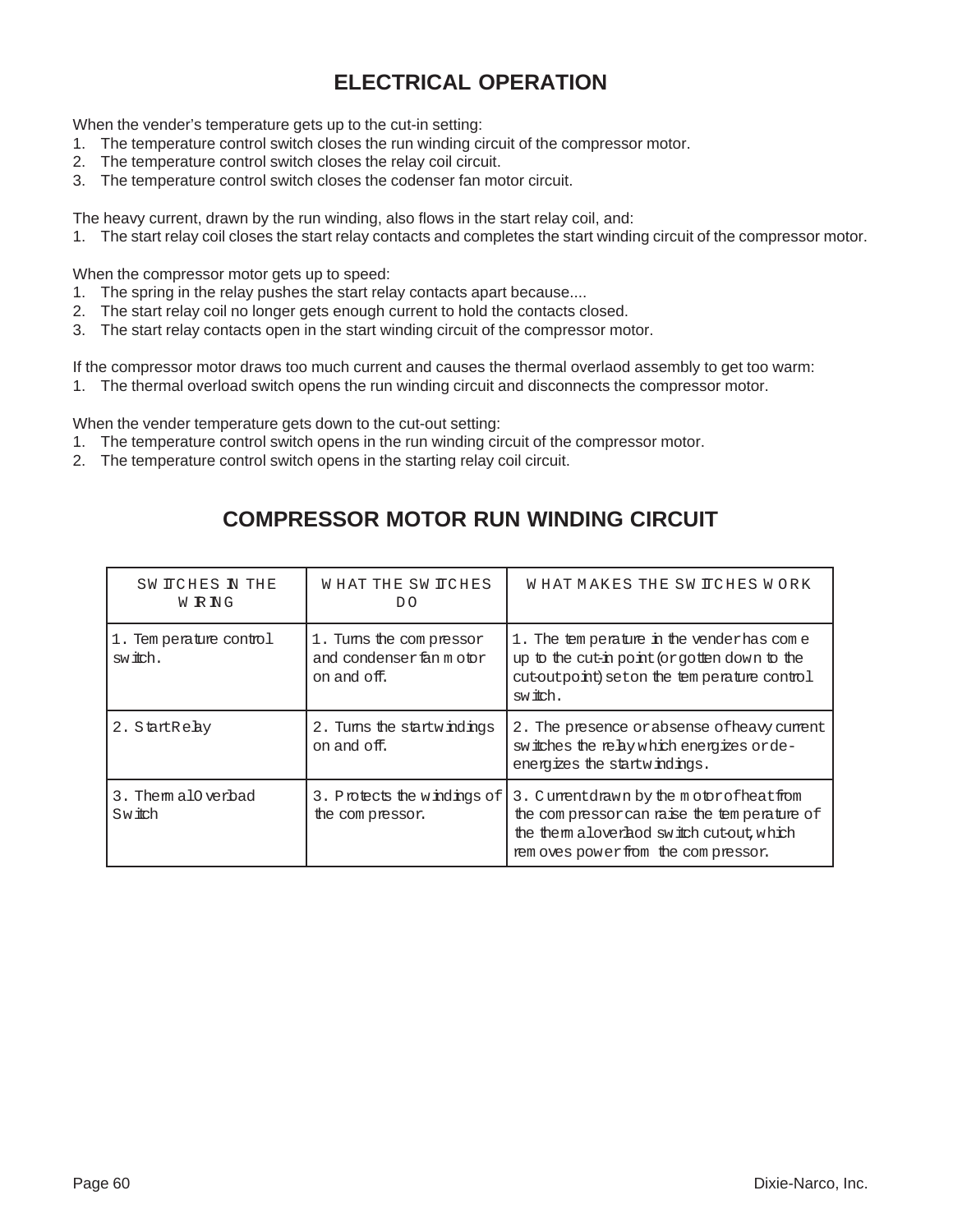# ELECTRICAL OPERATION

When the vender's temperature gets up to the cut-in setting:
1. The temperature control switch closes the run winding circuit of the compressor motor.
2. The temperature control switch closes the relay coil circuit.
3. The temperature control switch closes the codenser fan motor circuit.

The heavy current, drawn by the run winding, also flows in the start relay coil, and:
1. The start relay coil closes the start relay contacts and completes the start winding circuit of the compressor motor.

When the compressor motor gets up to speed:
1. The spring in the relay pushes the start relay contacts apart because....
2. The start relay coil no longer gets enough current to hold the contacts closed.
3. The start relay contacts open in the start winding circuit of the compressor motor.

If the compressor motor draws too much current and causes the thermal overlaod assembly to get too warm:
1. The thermal overload switch opens the run winding circuit and disconnects the compressor motor.

When the vender temperature gets down to the cut-out setting:
1. The temperature control switch opens in the run winding circuit of the compressor motor.
2. The temperature control switch opens in the starting relay coil circuit.

# COMPRESSOR MOTOR RUN WINDING CIRCUIT

| SWITCHES IN THE WIRING | WHAT THE SWITCHES DO | WHAT MAKES THE SWITCHES WORK |
|---|---|---|
| 1. Temperature control switch. | 1. Turns the compressor and condenser fan motor on and off. | 1. The temperature in the vender has come up to the cut-in point (or gotten down to the cut-out point) set on the temperature control switch. |
| 2. Start Relay | 2. Turns the start windings on and off. | 2. The presence or absense of heavy current switches the relay which energizes or de-energizes the start windings. |
| 3. Thermal Overload Switch | 3. Protects the windings of the compressor. | 3. Current drawn by the motor of heat from the compressor can raise the temperature of the thermal overlaod switch cut-out, which removes power from the compressor. |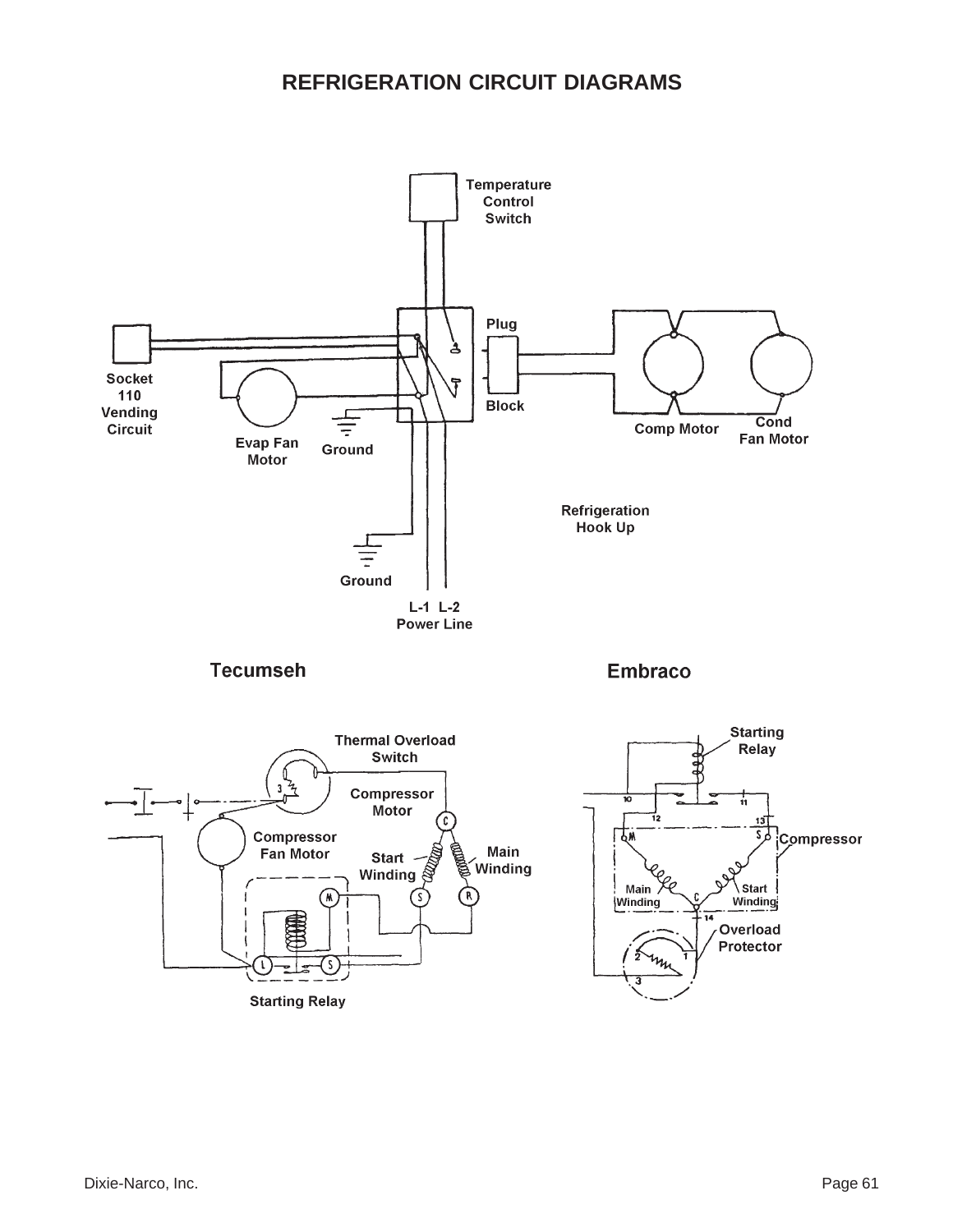# REFRIGERATION CIRCUIT DIAGRAMS

Temperature Control Switch

Plug

Block

Socket 110 Vending Circuit

Evap Fan Motor

Ground

Comp Motor

Cond Fan Motor

Refrigeration Hook Up

Ground

L-1 L-2 Power Line

## Tecumseh

Thermal Overload Switch

Compressor Motor

Compressor Fan Motor

Start Winding

Main Winding

Starting Relay

## Embraco

Starting Relay

Compressor

Main Winding

Start Winding

Overload Protector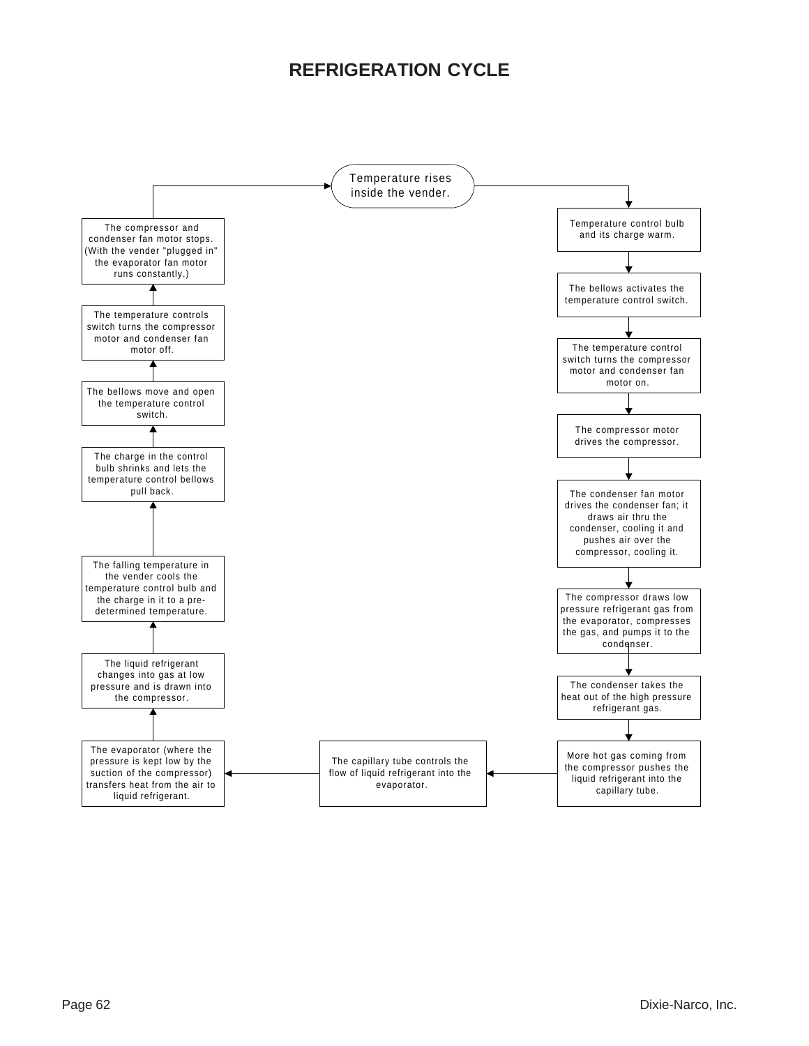# REFRIGERATION CYCLE

1. Temperature rises inside the vender.
2. Temperature control bulb and its charge warm.
3. The bellows activates the temperature control switch.
4. The temperature control switch turns the compressor motor and condenser fan motor on.
5. The compressor motor drives the compressor.
6. The condenser fan motor drives the condenser fan; it draws air thru the condenser, cooling it and pushes air over the compressor, cooling it.
7. The compressor draws low pressure refrigerant gas from the evaporator, compresses the gas, and pumps it to the condenser.
8. The condenser takes the heat out of the high pressure refrigerant gas.
9. More hot gas coming from the compressor pushes the liquid refrigerant into the capillary tube.
10. The capillary tube controls the flow of liquid refrigerant into the evaporator.
11. The evaporator (where the pressure is kept low by the suction of the compressor) transfers heat from the air to liquid refrigerant.
12. The liquid refrigerant changes into gas at low pressure and is drawn into the compressor.
13. The falling temperature in the vender cools the temperature control bulb and the charge in it to a pre-determined temperature.
14. The charge in the control bulb shrinks and lets the temperature control bellows pull back.
15. The bellows move and open the temperature control switch.
16. The temperature controls switch turns the compressor motor and condenser fan motor off.
17. The compressor and condenser fan motor stops. (With the vender "plugged in" the evaporator fan motor runs constantly.)
18. (Returns to: Temperature rises inside the vender.)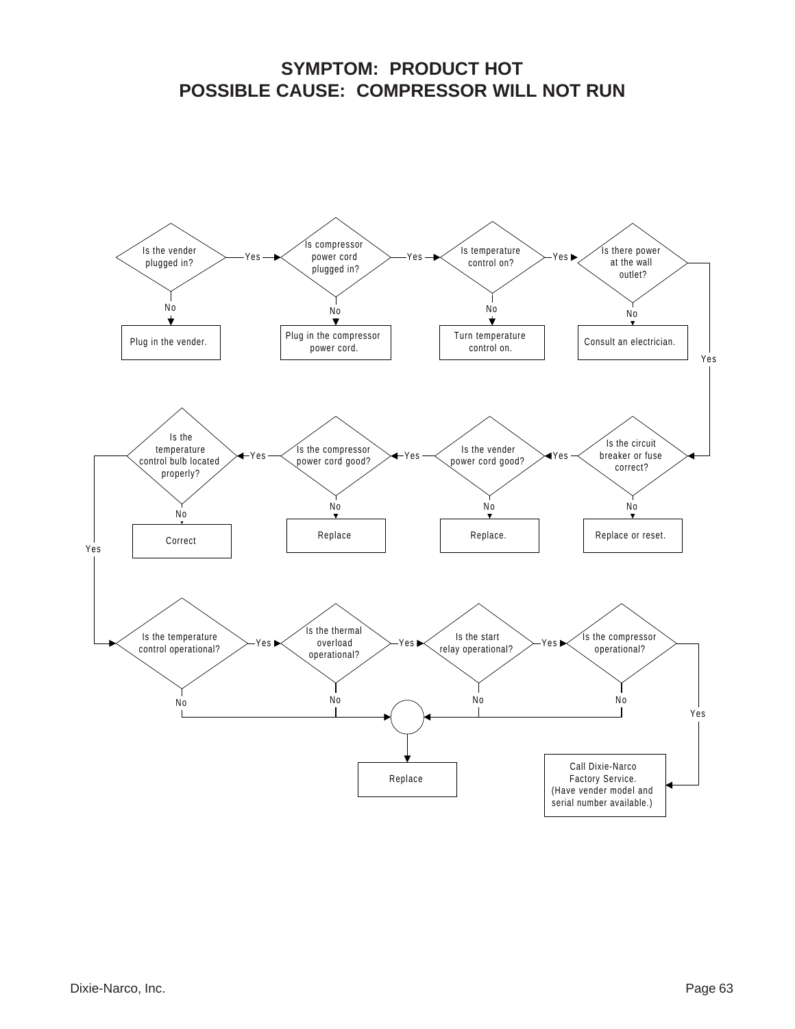# SYMPTOM: PRODUCT HOT
# POSSIBLE CAUSE: COMPRESSOR WILL NOT RUN

Is the vender plugged in?
- No → Plug in the vender.
- Yes → Is compressor power cord plugged in?
  - No → Plug in the compressor power cord.
  - Yes → Is temperature control on?
    - No → Turn temperature control on.
    - Yes → Is there power at the wall outlet?
      - No → Consult an electrician.
      - Yes → Is the circuit breaker or fuse correct?
        - No → Replace or reset.
        - Yes → Is the vender power cord good?
          - No → Replace.
          - Yes → Is the compressor power cord good?
            - No → Replace
            - Yes → Is the temperature control bulb located properly?
              - No → Correct
              - Yes → Is the temperature control operational?
                - No → Replace
                - Yes → Is the thermal overload operational?
                  - No → Replace
                  - Yes → Is the start relay operational?
                    - No → Replace
                    - Yes → Is the compressor operational?
                      - No → Replace
                      - Yes → Call Dixie-Narco Factory Service. (Have vender model and serial number available.)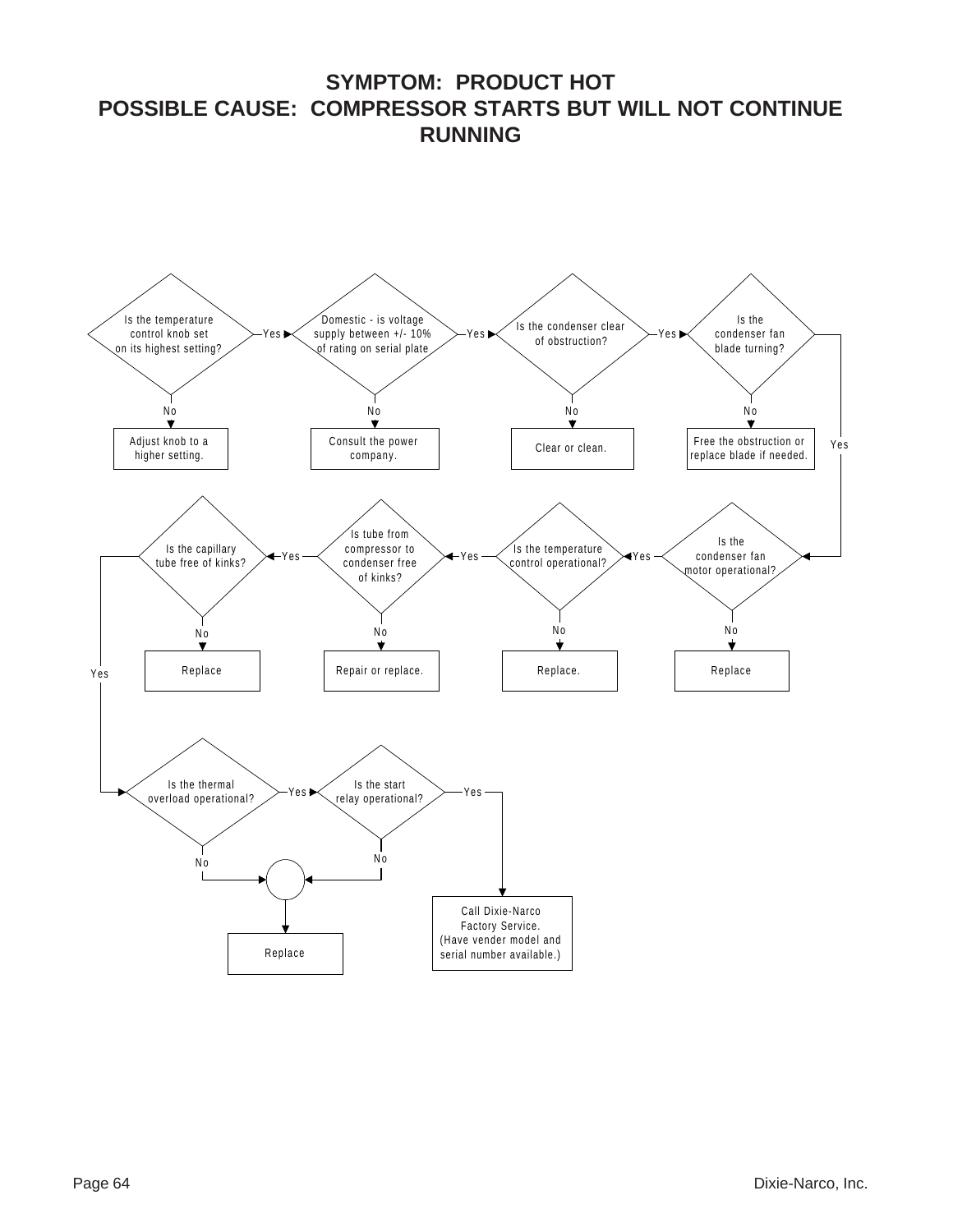# SYMPTOM: PRODUCT HOT
# POSSIBLE CAUSE: COMPRESSOR STARTS BUT WILL NOT CONTINUE RUNNING

Is the temperature control knob set on its highest setting?
- No → Adjust knob to a higher setting.
- Yes → Domestic - is voltage supply between +/- 10% of rating on serial plate
  - No → Consult the power company.
  - Yes → Is the condenser clear of obstruction?
    - No → Clear or clean.
    - Yes → Is the condenser fan blade turning?
      - No → Free the obstruction or replace blade if needed.
      - Yes → Is the condenser fan motor operational?
        - No → Replace
        - Yes → Is the temperature control operational?
          - No → Replace.
          - Yes → Is tube from compressor to condenser free of kinks?
            - No → Repair or replace.
            - Yes → Is the capillary tube free of kinks?
              - No → Replace
              - Yes → Is the thermal overload operational?
                - No → Replace
                - Yes → Is the start relay operational?
                  - No → Replace
                  - Yes → Call Dixie-Narco Factory Service. (Have vender model and serial number available.)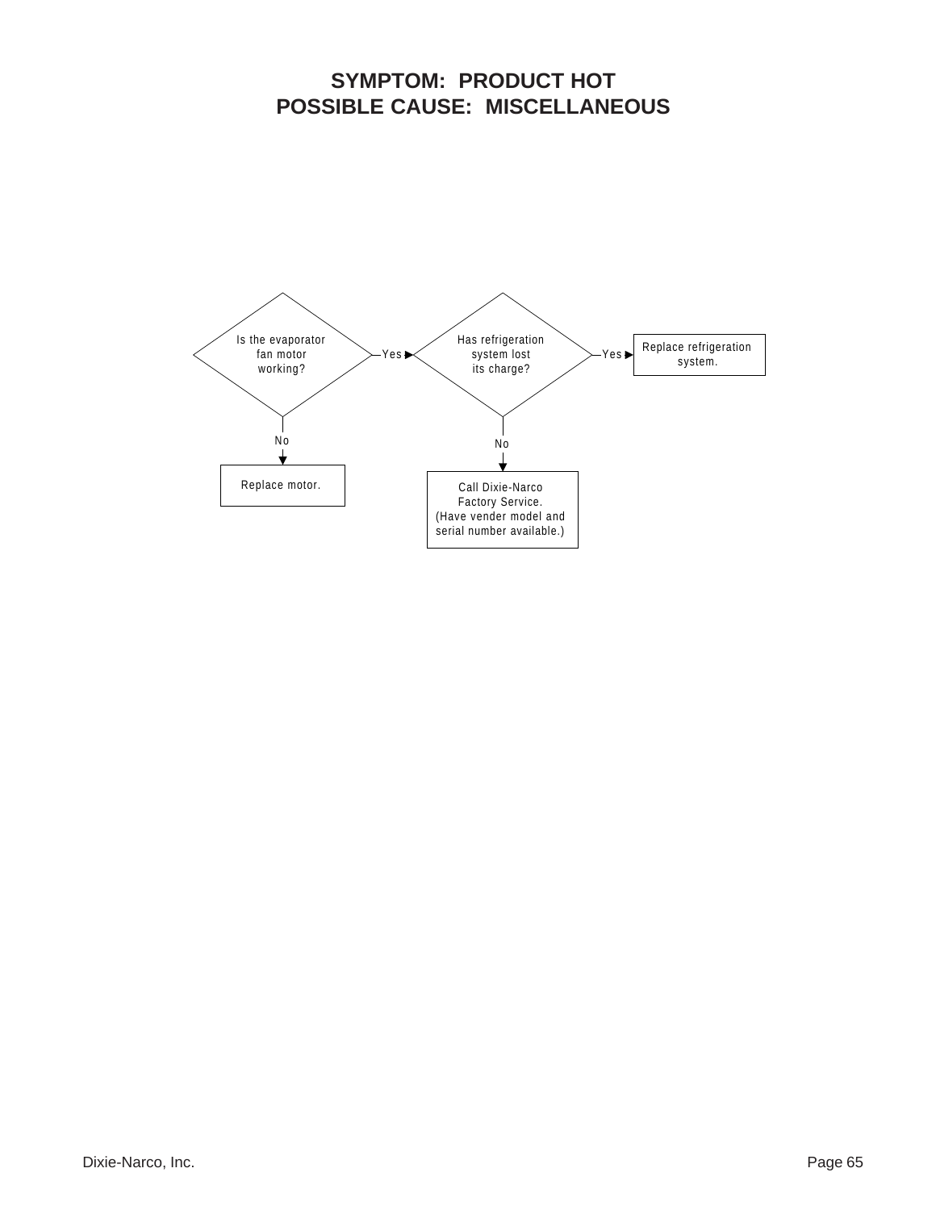# SYMPTOM: PRODUCT HOT
# POSSIBLE CAUSE: MISCELLANEOUS

Is the evaporator fan motor working?

- No → Replace motor.
- Yes → Has refrigeration system lost its charge?
  - Yes → Replace refrigeration system.
  - No → Call Dixie-Narco Factory Service. (Have vender model and serial number available.)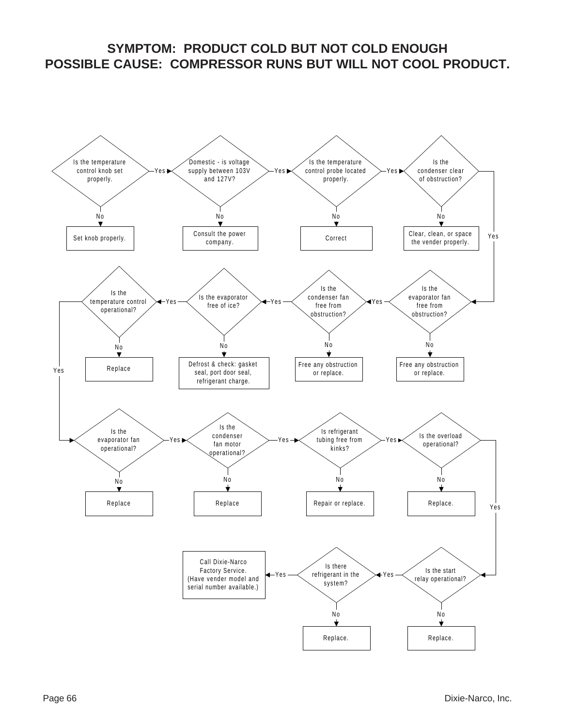# SYMPTOM: PRODUCT COLD BUT NOT COLD ENOUGH
# POSSIBLE CAUSE: COMPRESSOR RUNS BUT WILL NOT COOL PRODUCT.

1. Is the temperature control knob set properly?
   - No → Set knob properly.
   - Yes → 2
2. Domestic - is voltage supply between 103V and 127V?
   - No → Consult the power company.
   - Yes → 3
3. Is the temperature control probe located properly?
   - No → Correct
   - Yes → 4
4. Is the condenser clear of obstruction?
   - No → Clear, clean, or space the vender properly.
   - Yes → 5
5. Is the evaporator fan free from obstruction?
   - No → Free any obstruction or replace.
   - Yes → 6
6. Is the condenser fan free from obstruction?
   - No → Free any obstruction or replace.
   - Yes → 7
7. Is the evaporator free of ice?
   - No → Defrost & check: gasket seal, port door seal, refrigerant charge.
   - Yes → 8
8. Is the temperature control operational?
   - No → Replace
   - Yes → 9
9. Is the evaporator fan operational?
   - No → Replace
   - Yes → 10
10. Is the condenser fan motor operational?
    - No → Replace
    - Yes → 11
11. Is refrigerant tubing free from kinks?
    - No → Repair or replace.
    - Yes → 12
12. Is the overload operational?
    - No → Replace.
    - Yes → 13
13. Is the start relay operational?
    - No → Replace.
    - Yes → 14
14. Is there refrigerant in the system?
    - No → Replace.
    - Yes → Call Dixie-Narco Factory Service. (Have vender model and serial number available.)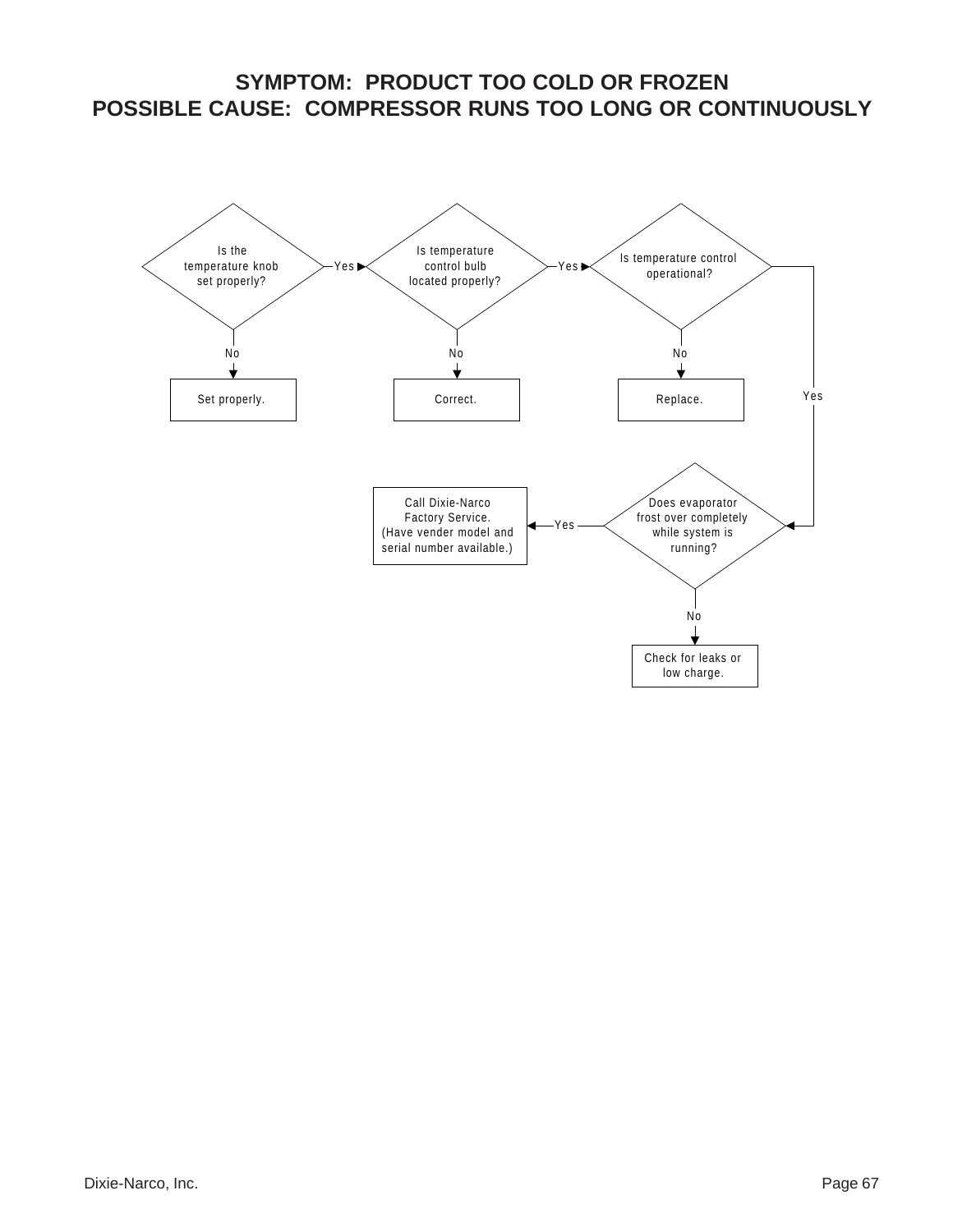# SYMPTOM: PRODUCT TOO COLD OR FROZEN
# POSSIBLE CAUSE: COMPRESSOR RUNS TOO LONG OR CONTINUOUSLY

Is the temperature knob set properly?

- No → Set properly.
- Yes → Is temperature control bulb located properly?
  - No → Correct.
  - Yes → Is temperature control operational?
    - No → Replace.
    - Yes → Does evaporator frost over completely while system is running?
      - Yes → Call Dixie-Narco Factory Service. (Have vender model and serial number available.)
      - No → Check for leaks or low charge.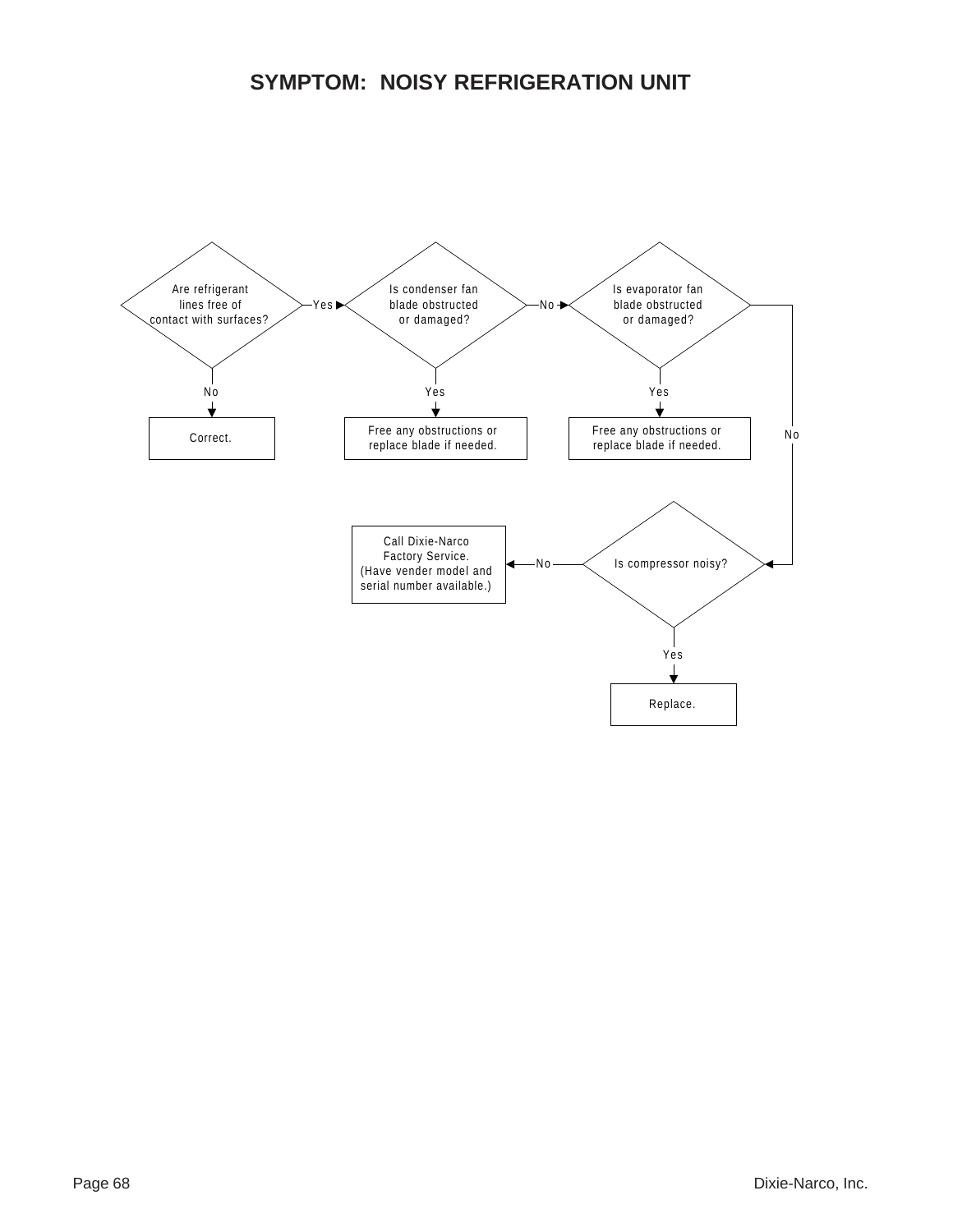# SYMPTOM: NOISY REFRIGERATION UNIT

Are refrigerant lines free of contact with surfaces?

- No → Correct.
- Yes → Is condenser fan blade obstructed or damaged?
  - Yes → Free any obstructions or replace blade if needed.
  - No → Is evaporator fan blade obstructed or damaged?
    - Yes → Free any obstructions or replace blade if needed.
    - No → Is compressor noisy?
      - Yes → Replace.
      - No → Call Dixie-Narco Factory Service. (Have vender model and serial number available.)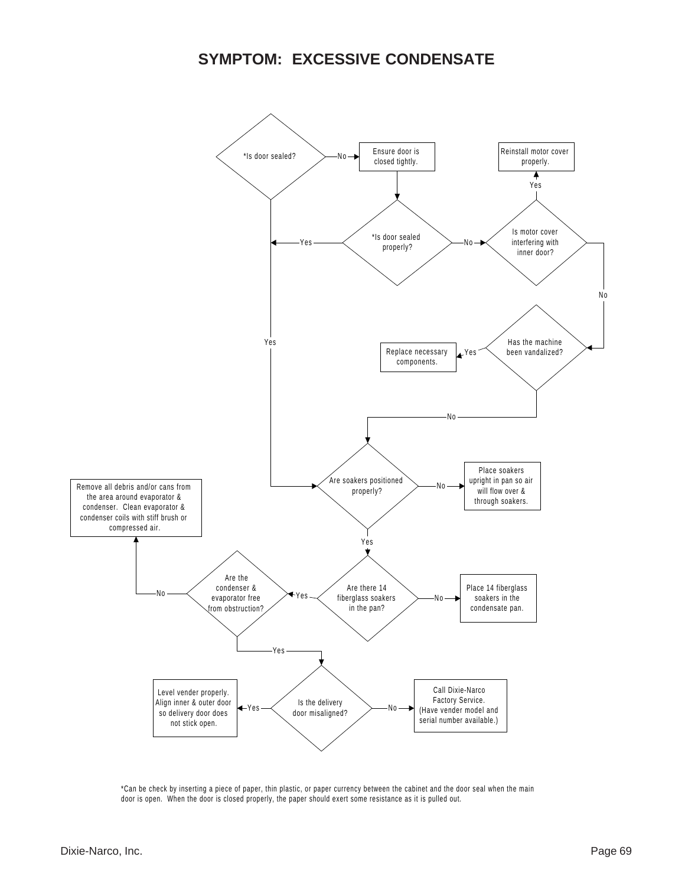# SYMPTOM: EXCESSIVE CONDENSATE

*Is door sealed?
- No → Ensure door is closed tightly. → *Is door sealed properly?
  - Yes → Are soakers positioned properly?
  - No → Is motor cover interfering with inner door?
    - Yes → Reinstall motor cover properly.
    - No → Has the machine been vandalized?
      - Yes → Replace necessary components.
      - No → Are soakers positioned properly?
- Yes → Are soakers positioned properly?

Are soakers positioned properly?
- No → Place soakers upright in pan so air will flow over & through soakers.
- Yes → Are there 14 fiberglass soakers in the pan?
  - No → Place 14 fiberglass soakers in the condensate pan.
  - Yes → Are the condenser & evaporator free from obstruction?
    - No → Remove all debris and/or cans from the area around evaporator & condenser. Clean evaporator & condenser coils with stiff brush or compressed air.
    - Yes → Is the delivery door misaligned?
      - Yes → Level vender properly. Align inner & outer door so delivery door does not stick open.
      - No → Call Dixie-Narco Factory Service. (Have vender model and serial number available.)

*Can be check by inserting a piece of paper, thin plastic, or paper currency between the cabinet and the door seal when the main door is open. When the door is closed properly, the paper should exert some resistance as it is pulled out.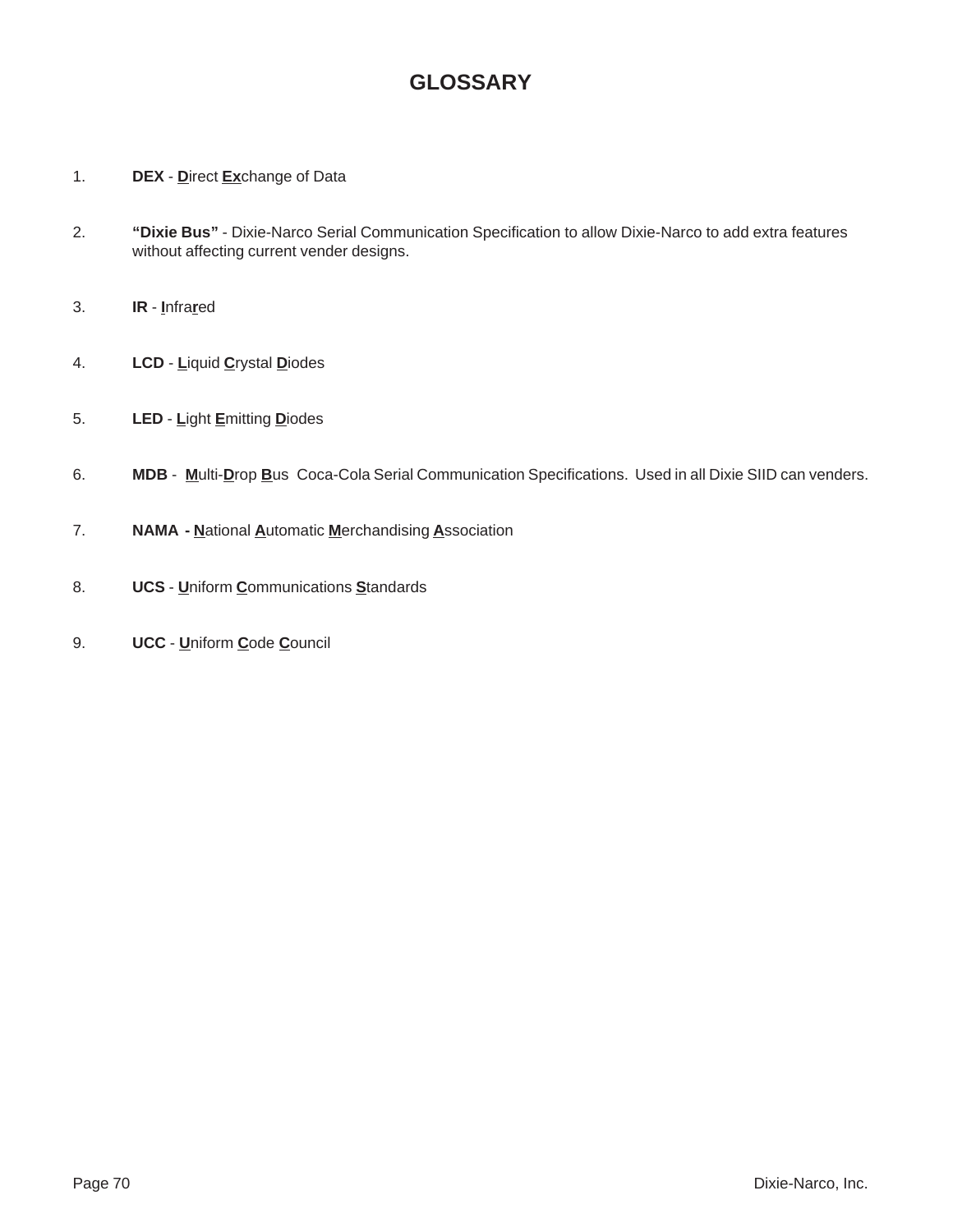# GLOSSARY

1. **DEX** - **D**irect **Ex**change of Data

2. **"Dixie Bus"** - Dixie-Narco Serial Communication Specification to allow Dixie-Narco to add extra features without affecting current vender designs.

3. **IR** - **I**nfra**r**ed

4. **LCD** - **L**iquid **C**rystal **D**iodes

5. **LED** - **L**ight **E**mitting **D**iodes

6. **MDB** - **M**ulti-**D**rop **B**us Coca-Cola Serial Communication Specifications. Used in all Dixie SIID can venders.

7. **NAMA - N**ational **A**utomatic **M**erchandising **A**ssociation

8. **UCS** - **U**niform **C**ommunications **S**tandards

9. **UCC** - **U**niform **C**ode **C**ouncil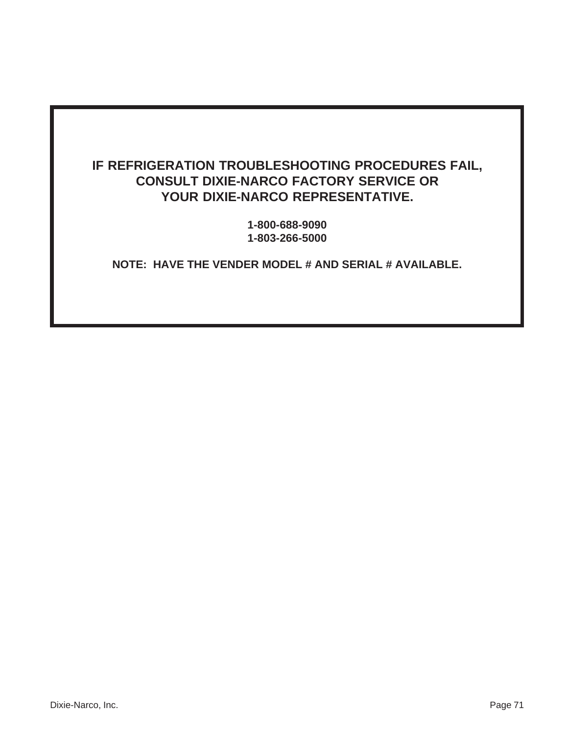**IF REFRIGERATION TROUBLESHOOTING PROCEDURES FAIL, CONSULT DIXIE-NARCO FACTORY SERVICE OR YOUR DIXIE-NARCO REPRESENTATIVE.**

**1-800-688-9090**
**1-803-266-5000**

**NOTE: HAVE THE VENDER MODEL # AND SERIAL # AVAILABLE.**